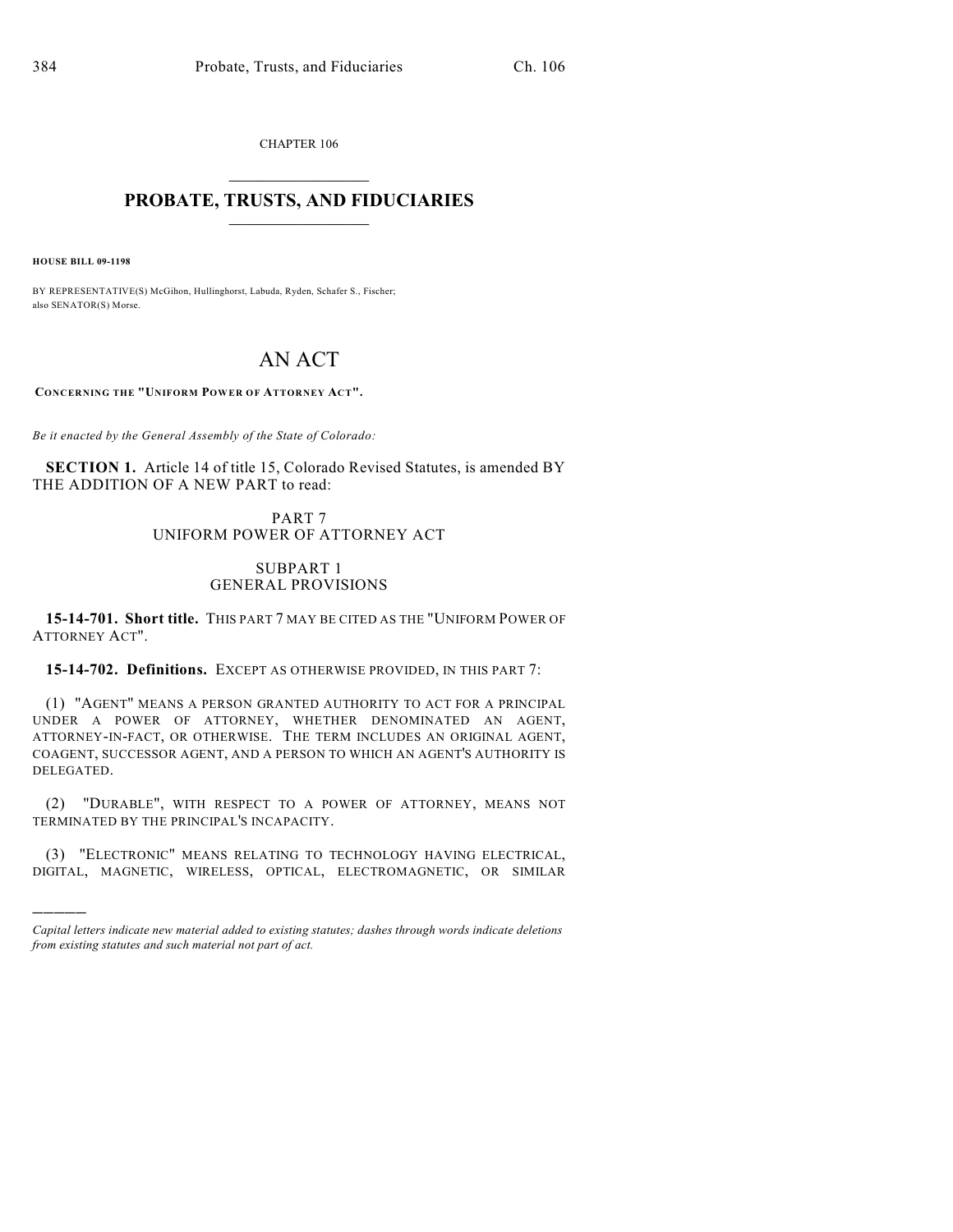CHAPTER 106

# PROBATE, TRUSTS, AND FIDUCIARIES

**HOUSE BILL 09-1198**

BY REPRESENTATIVE(S) McGihon, Hullinghorst, Labuda, Ryden, Schafer S., Fischer; also SENATOR(S) Morse.

# AN ACT

**CONCERNING THE "UNIFORM POWER OF ATTORNEY ACT".**

*Be it enacted by the General Assembly of the State of Colorado:*

**SECTION 1.** Article 14 of title 15, Colorado Revised Statutes, is amended BY THE ADDITION OF A NEW PART to read:

## PART 7
## UNIFORM POWER OF ATTORNEY ACT

### SUBPART 1
### GENERAL PROVISIONS

**15-14-701. Short title.** THIS PART 7 MAY BE CITED AS THE "UNIFORM POWER OF ATTORNEY ACT".

**15-14-702. Definitions.** EXCEPT AS OTHERWISE PROVIDED, IN THIS PART 7:

(1) "AGENT" MEANS A PERSON GRANTED AUTHORITY TO ACT FOR A PRINCIPAL UNDER A POWER OF ATTORNEY, WHETHER DENOMINATED AN AGENT, ATTORNEY-IN-FACT, OR OTHERWISE. THE TERM INCLUDES AN ORIGINAL AGENT, COAGENT, SUCCESSOR AGENT, AND A PERSON TO WHICH AN AGENT'S AUTHORITY IS DELEGATED.

(2) "DURABLE", WITH RESPECT TO A POWER OF ATTORNEY, MEANS NOT TERMINATED BY THE PRINCIPAL'S INCAPACITY.

(3) "ELECTRONIC" MEANS RELATING TO TECHNOLOGY HAVING ELECTRICAL, DIGITAL, MAGNETIC, WIRELESS, OPTICAL, ELECTROMAGNETIC, OR SIMILAR

---

*Capital letters indicate new material added to existing statutes; dashes through words indicate deletions from existing statutes and such material not part of act.*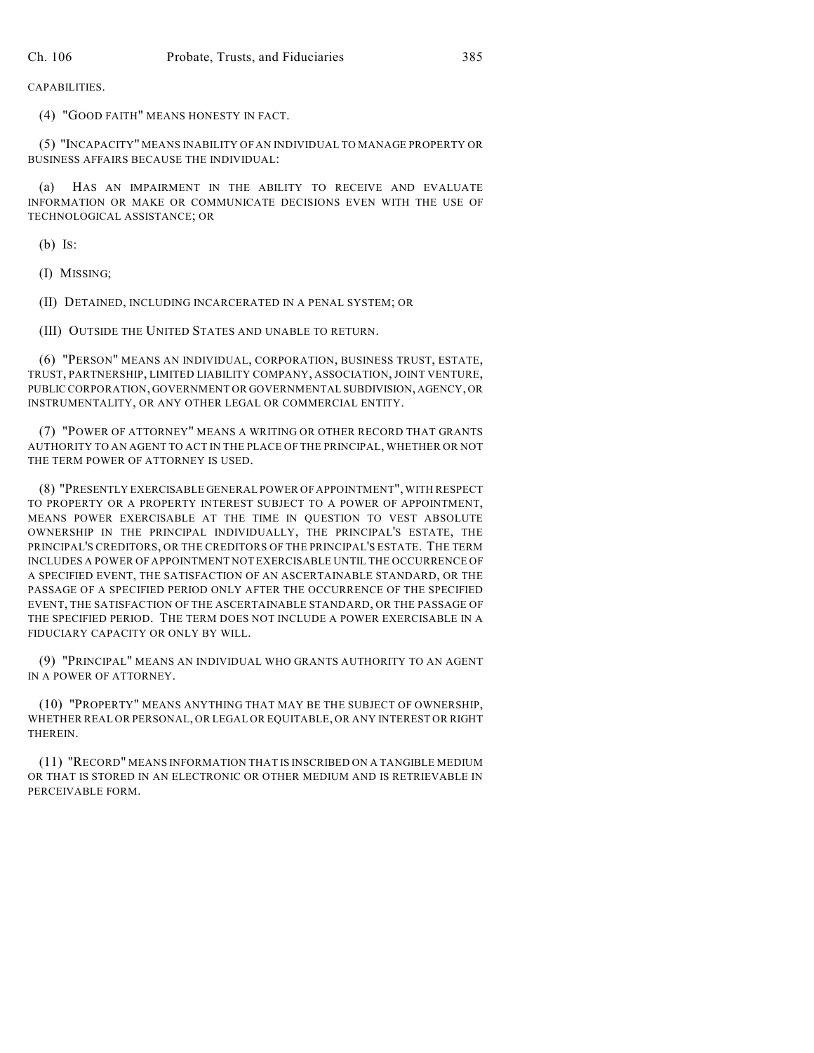CAPABILITIES.

(4) "GOOD FAITH" MEANS HONESTY IN FACT.

(5) "INCAPACITY" MEANS INABILITY OF AN INDIVIDUAL TO MANAGE PROPERTY OR BUSINESS AFFAIRS BECAUSE THE INDIVIDUAL:

(a) HAS AN IMPAIRMENT IN THE ABILITY TO RECEIVE AND EVALUATE INFORMATION OR MAKE OR COMMUNICATE DECISIONS EVEN WITH THE USE OF TECHNOLOGICAL ASSISTANCE; OR

(b) IS:

(I) MISSING;

(II) DETAINED, INCLUDING INCARCERATED IN A PENAL SYSTEM; OR

(III) OUTSIDE THE UNITED STATES AND UNABLE TO RETURN.

(6) "PERSON" MEANS AN INDIVIDUAL, CORPORATION, BUSINESS TRUST, ESTATE, TRUST, PARTNERSHIP, LIMITED LIABILITY COMPANY, ASSOCIATION, JOINT VENTURE, PUBLIC CORPORATION, GOVERNMENT OR GOVERNMENTAL SUBDIVISION, AGENCY, OR INSTRUMENTALITY, OR ANY OTHER LEGAL OR COMMERCIAL ENTITY.

(7) "POWER OF ATTORNEY" MEANS A WRITING OR OTHER RECORD THAT GRANTS AUTHORITY TO AN AGENT TO ACT IN THE PLACE OF THE PRINCIPAL, WHETHER OR NOT THE TERM POWER OF ATTORNEY IS USED.

(8) "PRESENTLY EXERCISABLE GENERAL POWER OF APPOINTMENT", WITH RESPECT TO PROPERTY OR A PROPERTY INTEREST SUBJECT TO A POWER OF APPOINTMENT, MEANS POWER EXERCISABLE AT THE TIME IN QUESTION TO VEST ABSOLUTE OWNERSHIP IN THE PRINCIPAL INDIVIDUALLY, THE PRINCIPAL'S ESTATE, THE PRINCIPAL'S CREDITORS, OR THE CREDITORS OF THE PRINCIPAL'S ESTATE. THE TERM INCLUDES A POWER OF APPOINTMENT NOT EXERCISABLE UNTIL THE OCCURRENCE OF A SPECIFIED EVENT, THE SATISFACTION OF AN ASCERTAINABLE STANDARD, OR THE PASSAGE OF A SPECIFIED PERIOD ONLY AFTER THE OCCURRENCE OF THE SPECIFIED EVENT, THE SATISFACTION OF THE ASCERTAINABLE STANDARD, OR THE PASSAGE OF THE SPECIFIED PERIOD. THE TERM DOES NOT INCLUDE A POWER EXERCISABLE IN A FIDUCIARY CAPACITY OR ONLY BY WILL.

(9) "PRINCIPAL" MEANS AN INDIVIDUAL WHO GRANTS AUTHORITY TO AN AGENT IN A POWER OF ATTORNEY.

(10) "PROPERTY" MEANS ANYTHING THAT MAY BE THE SUBJECT OF OWNERSHIP, WHETHER REAL OR PERSONAL, OR LEGAL OR EQUITABLE, OR ANY INTEREST OR RIGHT THEREIN.

(11) "RECORD" MEANS INFORMATION THAT IS INSCRIBED ON A TANGIBLE MEDIUM OR THAT IS STORED IN AN ELECTRONIC OR OTHER MEDIUM AND IS RETRIEVABLE IN PERCEIVABLE FORM.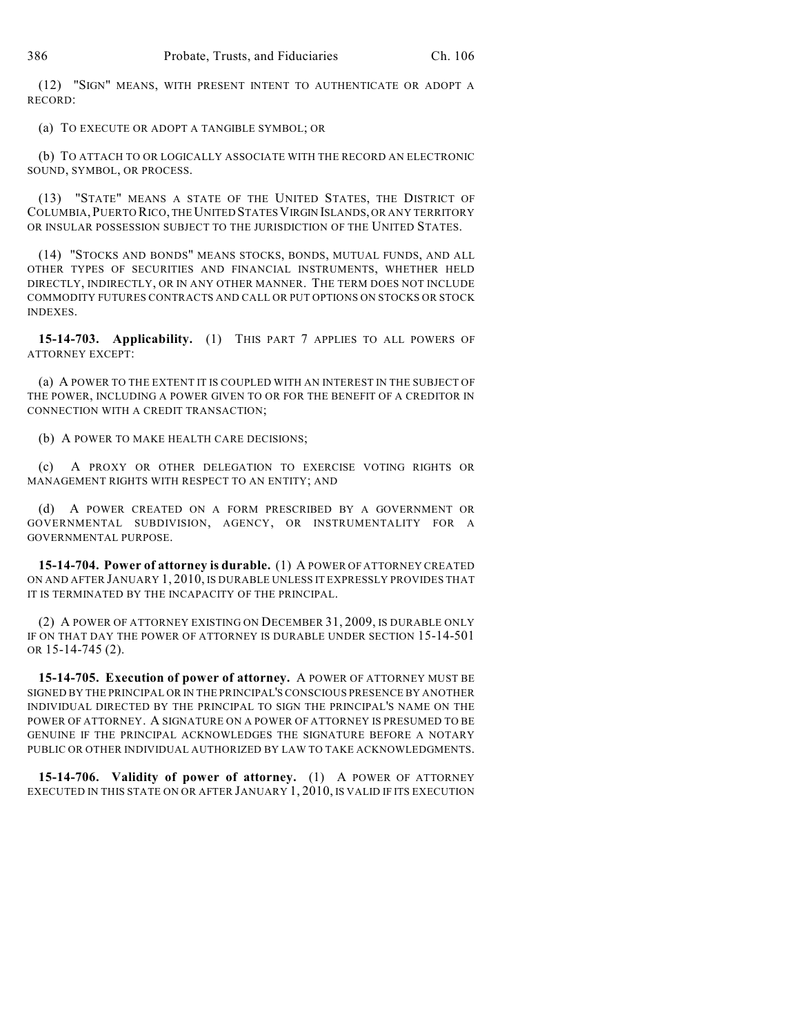(12) "SIGN" MEANS, WITH PRESENT INTENT TO AUTHENTICATE OR ADOPT A RECORD:

(a) TO EXECUTE OR ADOPT A TANGIBLE SYMBOL; OR

(b) TO ATTACH TO OR LOGICALLY ASSOCIATE WITH THE RECORD AN ELECTRONIC SOUND, SYMBOL, OR PROCESS.

(13) "STATE" MEANS A STATE OF THE UNITED STATES, THE DISTRICT OF COLUMBIA, PUERTO RICO, THE UNITED STATES VIRGIN ISLANDS, OR ANY TERRITORY OR INSULAR POSSESSION SUBJECT TO THE JURISDICTION OF THE UNITED STATES.

(14) "STOCKS AND BONDS" MEANS STOCKS, BONDS, MUTUAL FUNDS, AND ALL OTHER TYPES OF SECURITIES AND FINANCIAL INSTRUMENTS, WHETHER HELD DIRECTLY, INDIRECTLY, OR IN ANY OTHER MANNER. THE TERM DOES NOT INCLUDE COMMODITY FUTURES CONTRACTS AND CALL OR PUT OPTIONS ON STOCKS OR STOCK INDEXES.

**15-14-703. Applicability.** (1) THIS PART 7 APPLIES TO ALL POWERS OF ATTORNEY EXCEPT:

(a) A POWER TO THE EXTENT IT IS COUPLED WITH AN INTEREST IN THE SUBJECT OF THE POWER, INCLUDING A POWER GIVEN TO OR FOR THE BENEFIT OF A CREDITOR IN CONNECTION WITH A CREDIT TRANSACTION;

(b) A POWER TO MAKE HEALTH CARE DECISIONS;

(c) A PROXY OR OTHER DELEGATION TO EXERCISE VOTING RIGHTS OR MANAGEMENT RIGHTS WITH RESPECT TO AN ENTITY; AND

(d) A POWER CREATED ON A FORM PRESCRIBED BY A GOVERNMENT OR GOVERNMENTAL SUBDIVISION, AGENCY, OR INSTRUMENTALITY FOR A GOVERNMENTAL PURPOSE.

**15-14-704. Power of attorney is durable.** (1) A POWER OF ATTORNEY CREATED ON AND AFTER JANUARY 1, 2010, IS DURABLE UNLESS IT EXPRESSLY PROVIDES THAT IT IS TERMINATED BY THE INCAPACITY OF THE PRINCIPAL.

(2) A POWER OF ATTORNEY EXISTING ON DECEMBER 31, 2009, IS DURABLE ONLY IF ON THAT DAY THE POWER OF ATTORNEY IS DURABLE UNDER SECTION 15-14-501 OR 15-14-745 (2).

**15-14-705. Execution of power of attorney.** A POWER OF ATTORNEY MUST BE SIGNED BY THE PRINCIPAL OR IN THE PRINCIPAL'S CONSCIOUS PRESENCE BY ANOTHER INDIVIDUAL DIRECTED BY THE PRINCIPAL TO SIGN THE PRINCIPAL'S NAME ON THE POWER OF ATTORNEY. A SIGNATURE ON A POWER OF ATTORNEY IS PRESUMED TO BE GENUINE IF THE PRINCIPAL ACKNOWLEDGES THE SIGNATURE BEFORE A NOTARY PUBLIC OR OTHER INDIVIDUAL AUTHORIZED BY LAW TO TAKE ACKNOWLEDGMENTS.

**15-14-706. Validity of power of attorney.** (1) A POWER OF ATTORNEY EXECUTED IN THIS STATE ON OR AFTER JANUARY 1, 2010, IS VALID IF ITS EXECUTION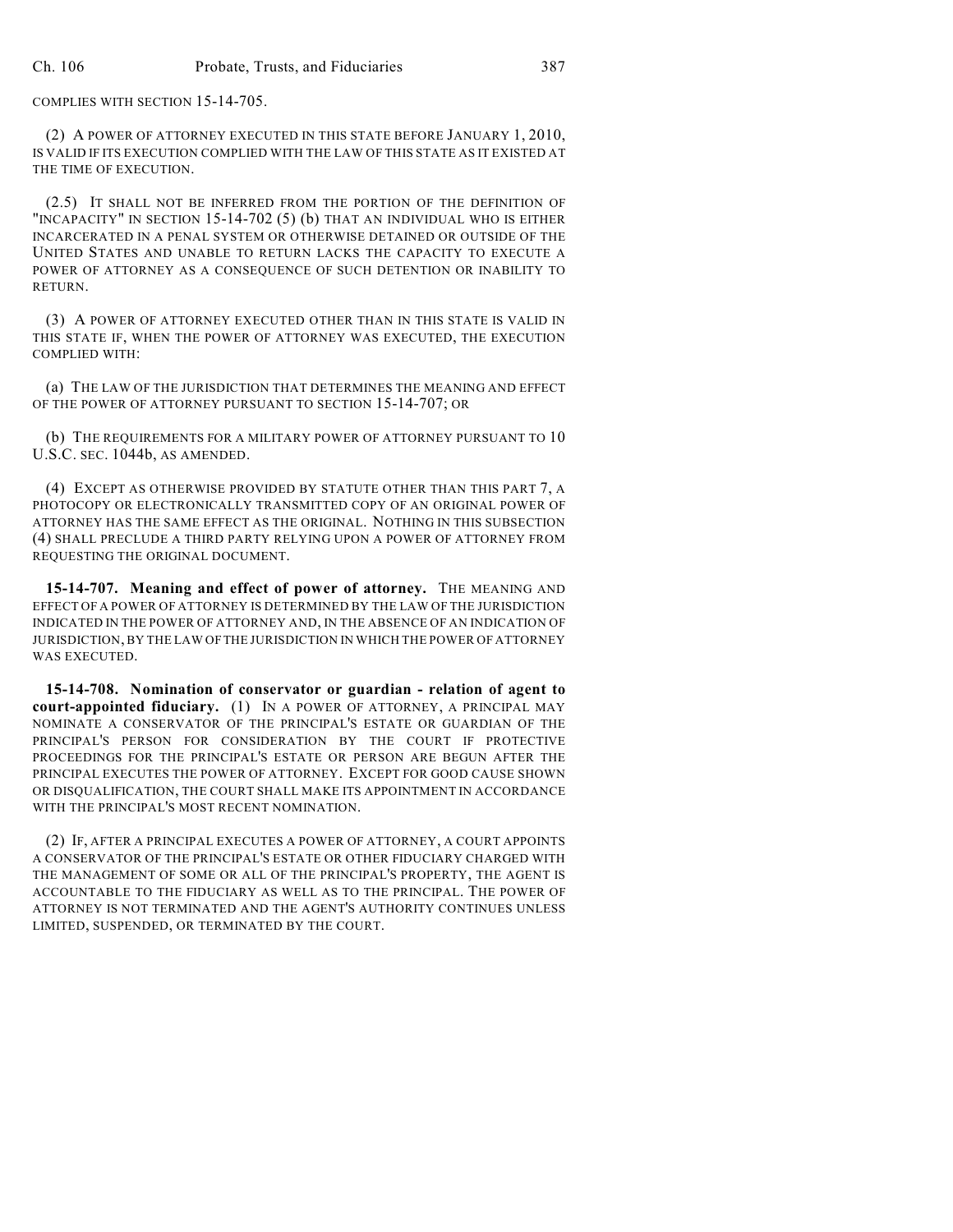COMPLIES WITH SECTION 15-14-705.

(2) A POWER OF ATTORNEY EXECUTED IN THIS STATE BEFORE JANUARY 1, 2010, IS VALID IF ITS EXECUTION COMPLIED WITH THE LAW OF THIS STATE AS IT EXISTED AT THE TIME OF EXECUTION.

(2.5) IT SHALL NOT BE INFERRED FROM THE PORTION OF THE DEFINITION OF "INCAPACITY" IN SECTION 15-14-702 (5) (b) THAT AN INDIVIDUAL WHO IS EITHER INCARCERATED IN A PENAL SYSTEM OR OTHERWISE DETAINED OR OUTSIDE OF THE UNITED STATES AND UNABLE TO RETURN LACKS THE CAPACITY TO EXECUTE A POWER OF ATTORNEY AS A CONSEQUENCE OF SUCH DETENTION OR INABILITY TO RETURN.

(3) A POWER OF ATTORNEY EXECUTED OTHER THAN IN THIS STATE IS VALID IN THIS STATE IF, WHEN THE POWER OF ATTORNEY WAS EXECUTED, THE EXECUTION COMPLIED WITH:

(a) THE LAW OF THE JURISDICTION THAT DETERMINES THE MEANING AND EFFECT OF THE POWER OF ATTORNEY PURSUANT TO SECTION 15-14-707; OR

(b) THE REQUIREMENTS FOR A MILITARY POWER OF ATTORNEY PURSUANT TO 10 U.S.C. SEC. 1044b, AS AMENDED.

(4) EXCEPT AS OTHERWISE PROVIDED BY STATUTE OTHER THAN THIS PART 7, A PHOTOCOPY OR ELECTRONICALLY TRANSMITTED COPY OF AN ORIGINAL POWER OF ATTORNEY HAS THE SAME EFFECT AS THE ORIGINAL. NOTHING IN THIS SUBSECTION (4) SHALL PRECLUDE A THIRD PARTY RELYING UPON A POWER OF ATTORNEY FROM REQUESTING THE ORIGINAL DOCUMENT.

**15-14-707. Meaning and effect of power of attorney.** THE MEANING AND EFFECT OF A POWER OF ATTORNEY IS DETERMINED BY THE LAW OF THE JURISDICTION INDICATED IN THE POWER OF ATTORNEY AND, IN THE ABSENCE OF AN INDICATION OF JURISDICTION, BY THE LAW OF THE JURISDICTION IN WHICH THE POWER OF ATTORNEY WAS EXECUTED.

**15-14-708. Nomination of conservator or guardian - relation of agent to court-appointed fiduciary.** (1) IN A POWER OF ATTORNEY, A PRINCIPAL MAY NOMINATE A CONSERVATOR OF THE PRINCIPAL'S ESTATE OR GUARDIAN OF THE PRINCIPAL'S PERSON FOR CONSIDERATION BY THE COURT IF PROTECTIVE PROCEEDINGS FOR THE PRINCIPAL'S ESTATE OR PERSON ARE BEGUN AFTER THE PRINCIPAL EXECUTES THE POWER OF ATTORNEY. EXCEPT FOR GOOD CAUSE SHOWN OR DISQUALIFICATION, THE COURT SHALL MAKE ITS APPOINTMENT IN ACCORDANCE WITH THE PRINCIPAL'S MOST RECENT NOMINATION.

(2) IF, AFTER A PRINCIPAL EXECUTES A POWER OF ATTORNEY, A COURT APPOINTS A CONSERVATOR OF THE PRINCIPAL'S ESTATE OR OTHER FIDUCIARY CHARGED WITH THE MANAGEMENT OF SOME OR ALL OF THE PRINCIPAL'S PROPERTY, THE AGENT IS ACCOUNTABLE TO THE FIDUCIARY AS WELL AS TO THE PRINCIPAL. THE POWER OF ATTORNEY IS NOT TERMINATED AND THE AGENT'S AUTHORITY CONTINUES UNLESS LIMITED, SUSPENDED, OR TERMINATED BY THE COURT.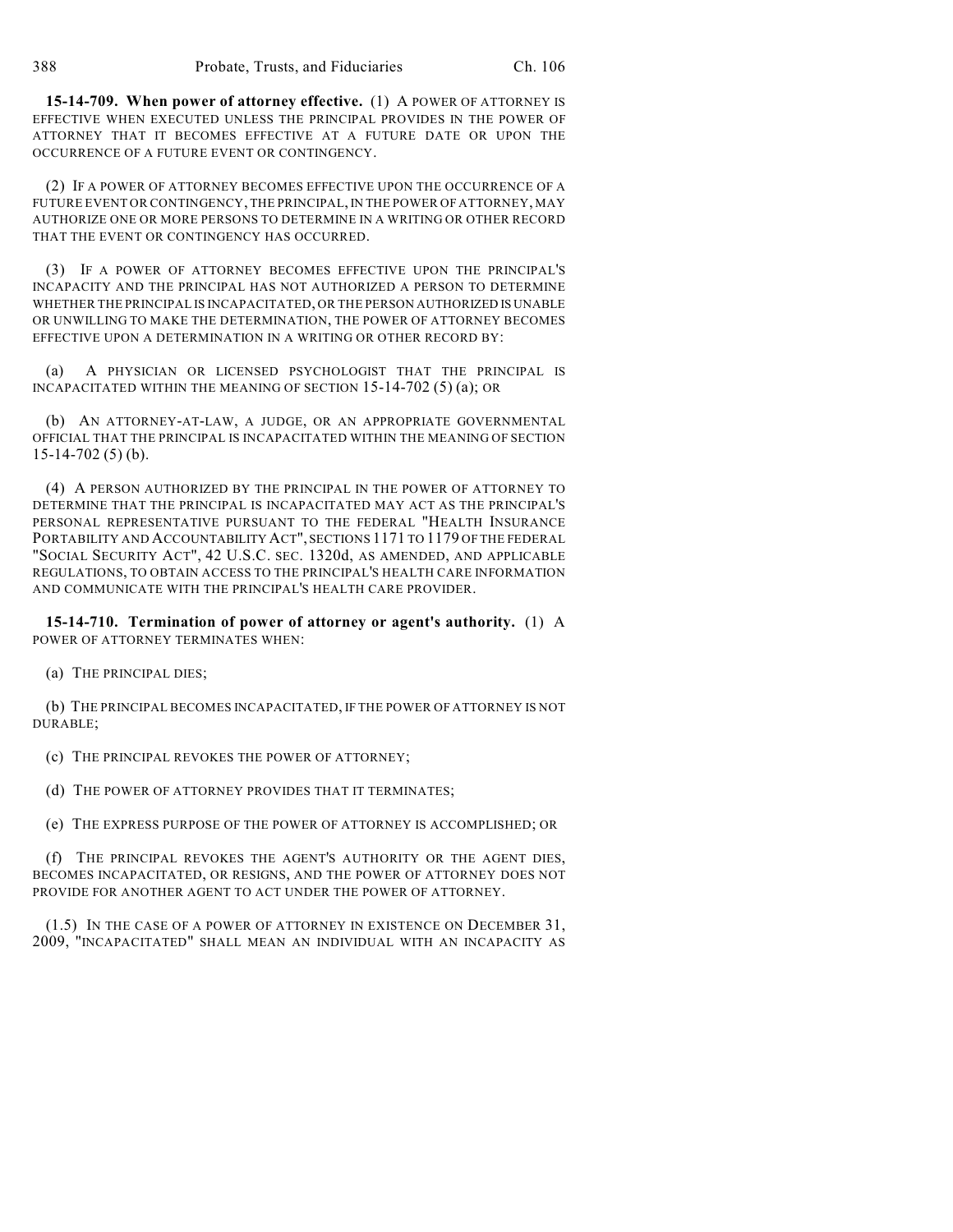**15-14-709. When power of attorney effective.** (1) A POWER OF ATTORNEY IS EFFECTIVE WHEN EXECUTED UNLESS THE PRINCIPAL PROVIDES IN THE POWER OF ATTORNEY THAT IT BECOMES EFFECTIVE AT A FUTURE DATE OR UPON THE OCCURRENCE OF A FUTURE EVENT OR CONTINGENCY.

(2) IF A POWER OF ATTORNEY BECOMES EFFECTIVE UPON THE OCCURRENCE OF A FUTURE EVENT OR CONTINGENCY, THE PRINCIPAL, IN THE POWER OF ATTORNEY, MAY AUTHORIZE ONE OR MORE PERSONS TO DETERMINE IN A WRITING OR OTHER RECORD THAT THE EVENT OR CONTINGENCY HAS OCCURRED.

(3) IF A POWER OF ATTORNEY BECOMES EFFECTIVE UPON THE PRINCIPAL'S INCAPACITY AND THE PRINCIPAL HAS NOT AUTHORIZED A PERSON TO DETERMINE WHETHER THE PRINCIPAL IS INCAPACITATED, OR THE PERSON AUTHORIZED IS UNABLE OR UNWILLING TO MAKE THE DETERMINATION, THE POWER OF ATTORNEY BECOMES EFFECTIVE UPON A DETERMINATION IN A WRITING OR OTHER RECORD BY:

(a) A PHYSICIAN OR LICENSED PSYCHOLOGIST THAT THE PRINCIPAL IS INCAPACITATED WITHIN THE MEANING OF SECTION 15-14-702 (5) (a); OR

(b) AN ATTORNEY-AT-LAW, A JUDGE, OR AN APPROPRIATE GOVERNMENTAL OFFICIAL THAT THE PRINCIPAL IS INCAPACITATED WITHIN THE MEANING OF SECTION 15-14-702 (5) (b).

(4) A PERSON AUTHORIZED BY THE PRINCIPAL IN THE POWER OF ATTORNEY TO DETERMINE THAT THE PRINCIPAL IS INCAPACITATED MAY ACT AS THE PRINCIPAL'S PERSONAL REPRESENTATIVE PURSUANT TO THE FEDERAL "HEALTH INSURANCE PORTABILITY AND ACCOUNTABILITY ACT", SECTIONS 1171 TO 1179 OF THE FEDERAL "SOCIAL SECURITY ACT", 42 U.S.C. SEC. 1320d, AS AMENDED, AND APPLICABLE REGULATIONS, TO OBTAIN ACCESS TO THE PRINCIPAL'S HEALTH CARE INFORMATION AND COMMUNICATE WITH THE PRINCIPAL'S HEALTH CARE PROVIDER.

**15-14-710. Termination of power of attorney or agent's authority.** (1) A POWER OF ATTORNEY TERMINATES WHEN:

(a) THE PRINCIPAL DIES;

(b) THE PRINCIPAL BECOMES INCAPACITATED, IF THE POWER OF ATTORNEY IS NOT DURABLE;

(c) THE PRINCIPAL REVOKES THE POWER OF ATTORNEY;

(d) THE POWER OF ATTORNEY PROVIDES THAT IT TERMINATES;

(e) THE EXPRESS PURPOSE OF THE POWER OF ATTORNEY IS ACCOMPLISHED; OR

(f) THE PRINCIPAL REVOKES THE AGENT'S AUTHORITY OR THE AGENT DIES, BECOMES INCAPACITATED, OR RESIGNS, AND THE POWER OF ATTORNEY DOES NOT PROVIDE FOR ANOTHER AGENT TO ACT UNDER THE POWER OF ATTORNEY.

(1.5) IN THE CASE OF A POWER OF ATTORNEY IN EXISTENCE ON DECEMBER 31, 2009, "INCAPACITATED" SHALL MEAN AN INDIVIDUAL WITH AN INCAPACITY AS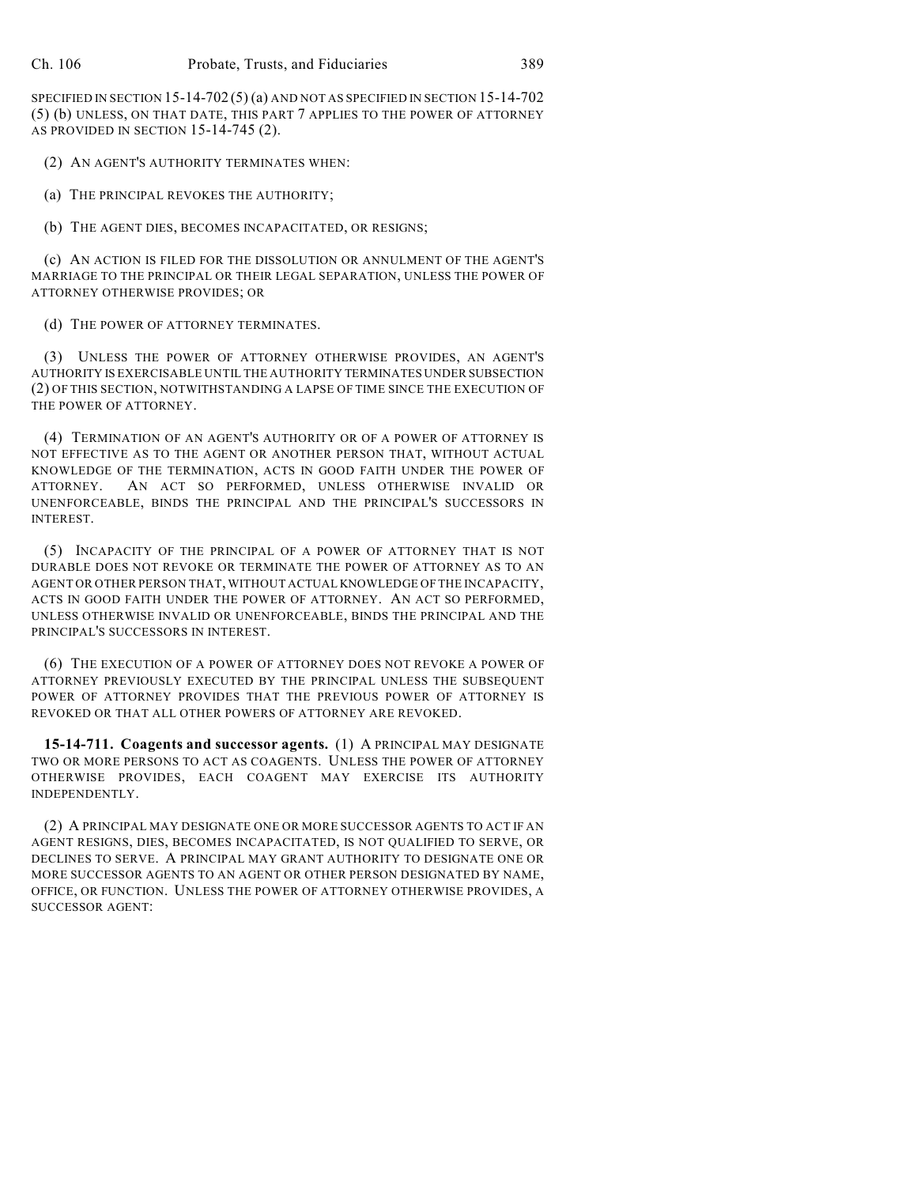SPECIFIED IN SECTION 15-14-702 (5) (a) AND NOT AS SPECIFIED IN SECTION 15-14-702 (5) (b) UNLESS, ON THAT DATE, THIS PART 7 APPLIES TO THE POWER OF ATTORNEY AS PROVIDED IN SECTION 15-14-745 (2).

(2) AN AGENT'S AUTHORITY TERMINATES WHEN:

(a) THE PRINCIPAL REVOKES THE AUTHORITY;

(b) THE AGENT DIES, BECOMES INCAPACITATED, OR RESIGNS;

(c) AN ACTION IS FILED FOR THE DISSOLUTION OR ANNULMENT OF THE AGENT'S MARRIAGE TO THE PRINCIPAL OR THEIR LEGAL SEPARATION, UNLESS THE POWER OF ATTORNEY OTHERWISE PROVIDES; OR

(d) THE POWER OF ATTORNEY TERMINATES.

(3) UNLESS THE POWER OF ATTORNEY OTHERWISE PROVIDES, AN AGENT'S AUTHORITY IS EXERCISABLE UNTIL THE AUTHORITY TERMINATES UNDER SUBSECTION (2) OF THIS SECTION, NOTWITHSTANDING A LAPSE OF TIME SINCE THE EXECUTION OF THE POWER OF ATTORNEY.

(4) TERMINATION OF AN AGENT'S AUTHORITY OR OF A POWER OF ATTORNEY IS NOT EFFECTIVE AS TO THE AGENT OR ANOTHER PERSON THAT, WITHOUT ACTUAL KNOWLEDGE OF THE TERMINATION, ACTS IN GOOD FAITH UNDER THE POWER OF ATTORNEY. AN ACT SO PERFORMED, UNLESS OTHERWISE INVALID OR UNENFORCEABLE, BINDS THE PRINCIPAL AND THE PRINCIPAL'S SUCCESSORS IN INTEREST.

(5) INCAPACITY OF THE PRINCIPAL OF A POWER OF ATTORNEY THAT IS NOT DURABLE DOES NOT REVOKE OR TERMINATE THE POWER OF ATTORNEY AS TO AN AGENT OR OTHER PERSON THAT, WITHOUT ACTUAL KNOWLEDGE OF THE INCAPACITY, ACTS IN GOOD FAITH UNDER THE POWER OF ATTORNEY. AN ACT SO PERFORMED, UNLESS OTHERWISE INVALID OR UNENFORCEABLE, BINDS THE PRINCIPAL AND THE PRINCIPAL'S SUCCESSORS IN INTEREST.

(6) THE EXECUTION OF A POWER OF ATTORNEY DOES NOT REVOKE A POWER OF ATTORNEY PREVIOUSLY EXECUTED BY THE PRINCIPAL UNLESS THE SUBSEQUENT POWER OF ATTORNEY PROVIDES THAT THE PREVIOUS POWER OF ATTORNEY IS REVOKED OR THAT ALL OTHER POWERS OF ATTORNEY ARE REVOKED.

**15-14-711. Coagents and successor agents.** (1) A PRINCIPAL MAY DESIGNATE TWO OR MORE PERSONS TO ACT AS COAGENTS. UNLESS THE POWER OF ATTORNEY OTHERWISE PROVIDES, EACH COAGENT MAY EXERCISE ITS AUTHORITY INDEPENDENTLY.

(2) A PRINCIPAL MAY DESIGNATE ONE OR MORE SUCCESSOR AGENTS TO ACT IF AN AGENT RESIGNS, DIES, BECOMES INCAPACITATED, IS NOT QUALIFIED TO SERVE, OR DECLINES TO SERVE. A PRINCIPAL MAY GRANT AUTHORITY TO DESIGNATE ONE OR MORE SUCCESSOR AGENTS TO AN AGENT OR OTHER PERSON DESIGNATED BY NAME, OFFICE, OR FUNCTION. UNLESS THE POWER OF ATTORNEY OTHERWISE PROVIDES, A SUCCESSOR AGENT: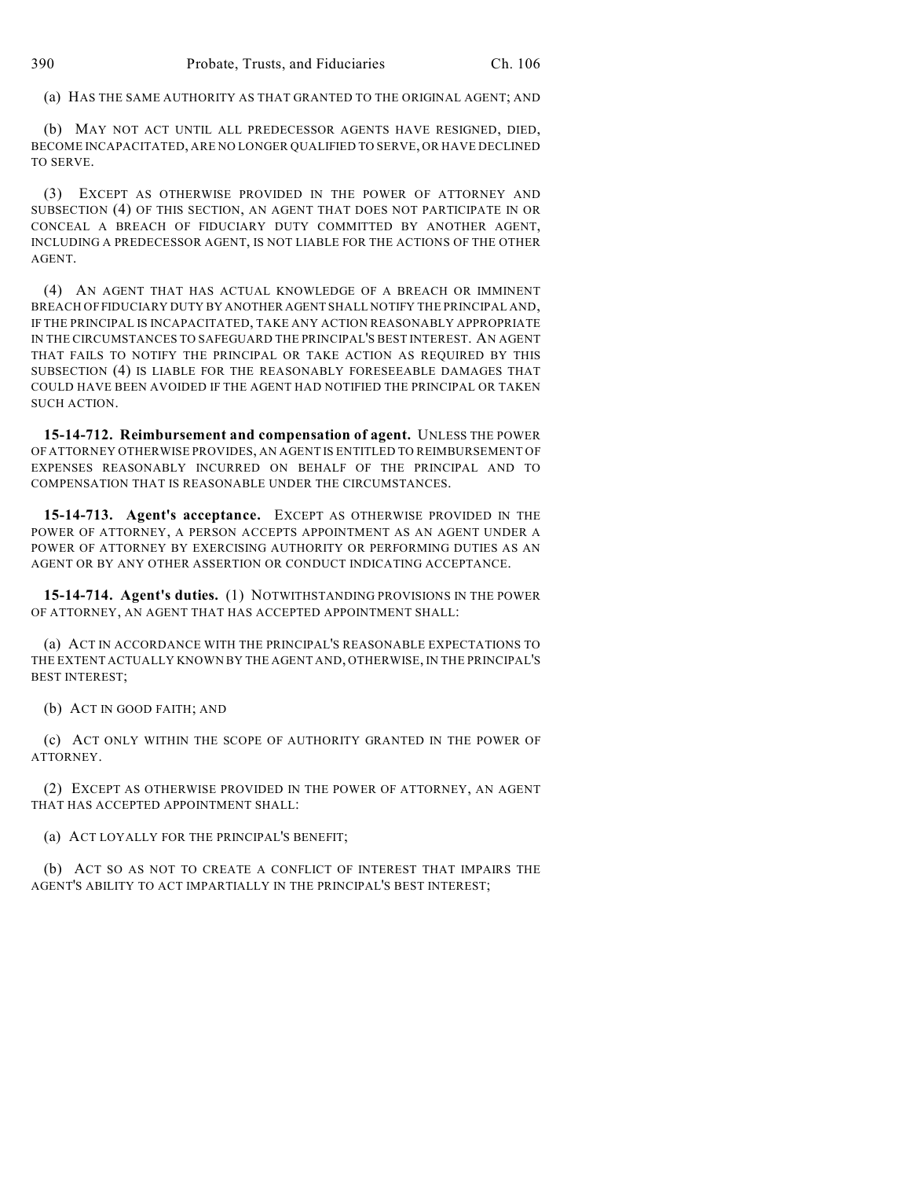(a) HAS THE SAME AUTHORITY AS THAT GRANTED TO THE ORIGINAL AGENT; AND

(b) MAY NOT ACT UNTIL ALL PREDECESSOR AGENTS HAVE RESIGNED, DIED, BECOME INCAPACITATED, ARE NO LONGER QUALIFIED TO SERVE, OR HAVE DECLINED TO SERVE.

(3) EXCEPT AS OTHERWISE PROVIDED IN THE POWER OF ATTORNEY AND SUBSECTION (4) OF THIS SECTION, AN AGENT THAT DOES NOT PARTICIPATE IN OR CONCEAL A BREACH OF FIDUCIARY DUTY COMMITTED BY ANOTHER AGENT, INCLUDING A PREDECESSOR AGENT, IS NOT LIABLE FOR THE ACTIONS OF THE OTHER AGENT.

(4) AN AGENT THAT HAS ACTUAL KNOWLEDGE OF A BREACH OR IMMINENT BREACH OF FIDUCIARY DUTY BY ANOTHER AGENT SHALL NOTIFY THE PRINCIPAL AND, IF THE PRINCIPAL IS INCAPACITATED, TAKE ANY ACTION REASONABLY APPROPRIATE IN THE CIRCUMSTANCES TO SAFEGUARD THE PRINCIPAL'S BEST INTEREST. AN AGENT THAT FAILS TO NOTIFY THE PRINCIPAL OR TAKE ACTION AS REQUIRED BY THIS SUBSECTION (4) IS LIABLE FOR THE REASONABLY FORESEEABLE DAMAGES THAT COULD HAVE BEEN AVOIDED IF THE AGENT HAD NOTIFIED THE PRINCIPAL OR TAKEN SUCH ACTION.

**15-14-712. Reimbursement and compensation of agent.** UNLESS THE POWER OF ATTORNEY OTHERWISE PROVIDES, AN AGENT IS ENTITLED TO REIMBURSEMENT OF EXPENSES REASONABLY INCURRED ON BEHALF OF THE PRINCIPAL AND TO COMPENSATION THAT IS REASONABLE UNDER THE CIRCUMSTANCES.

**15-14-713. Agent's acceptance.** EXCEPT AS OTHERWISE PROVIDED IN THE POWER OF ATTORNEY, A PERSON ACCEPTS APPOINTMENT AS AN AGENT UNDER A POWER OF ATTORNEY BY EXERCISING AUTHORITY OR PERFORMING DUTIES AS AN AGENT OR BY ANY OTHER ASSERTION OR CONDUCT INDICATING ACCEPTANCE.

**15-14-714. Agent's duties.** (1) NOTWITHSTANDING PROVISIONS IN THE POWER OF ATTORNEY, AN AGENT THAT HAS ACCEPTED APPOINTMENT SHALL:

(a) ACT IN ACCORDANCE WITH THE PRINCIPAL'S REASONABLE EXPECTATIONS TO THE EXTENT ACTUALLY KNOWN BY THE AGENT AND, OTHERWISE, IN THE PRINCIPAL'S BEST INTEREST;

(b) ACT IN GOOD FAITH; AND

(c) ACT ONLY WITHIN THE SCOPE OF AUTHORITY GRANTED IN THE POWER OF ATTORNEY.

(2) EXCEPT AS OTHERWISE PROVIDED IN THE POWER OF ATTORNEY, AN AGENT THAT HAS ACCEPTED APPOINTMENT SHALL:

(a) ACT LOYALLY FOR THE PRINCIPAL'S BENEFIT;

(b) ACT SO AS NOT TO CREATE A CONFLICT OF INTEREST THAT IMPAIRS THE AGENT'S ABILITY TO ACT IMPARTIALLY IN THE PRINCIPAL'S BEST INTEREST;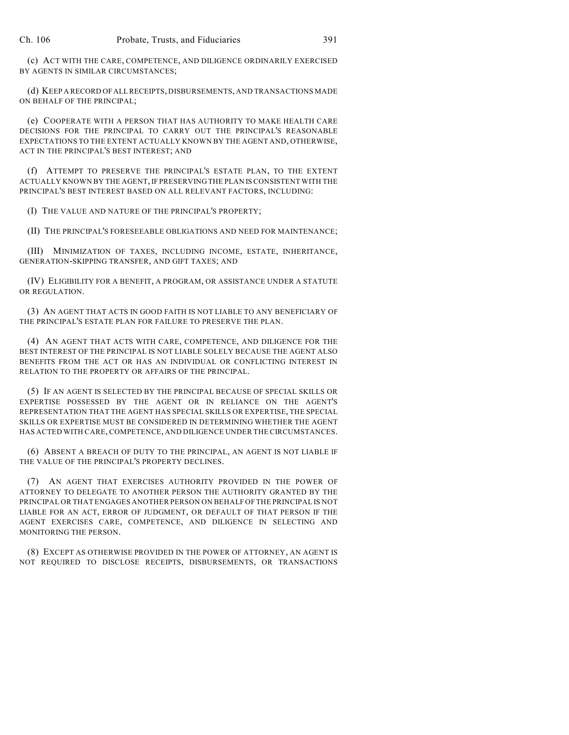(c) ACT WITH THE CARE, COMPETENCE, AND DILIGENCE ORDINARILY EXERCISED BY AGENTS IN SIMILAR CIRCUMSTANCES;

(d) KEEP A RECORD OF ALL RECEIPTS, DISBURSEMENTS, AND TRANSACTIONS MADE ON BEHALF OF THE PRINCIPAL;

(e) COOPERATE WITH A PERSON THAT HAS AUTHORITY TO MAKE HEALTH CARE DECISIONS FOR THE PRINCIPAL TO CARRY OUT THE PRINCIPAL'S REASONABLE EXPECTATIONS TO THE EXTENT ACTUALLY KNOWN BY THE AGENT AND, OTHERWISE, ACT IN THE PRINCIPAL'S BEST INTEREST; AND

(f) ATTEMPT TO PRESERVE THE PRINCIPAL'S ESTATE PLAN, TO THE EXTENT ACTUALLY KNOWN BY THE AGENT, IF PRESERVING THE PLAN IS CONSISTENT WITH THE PRINCIPAL'S BEST INTEREST BASED ON ALL RELEVANT FACTORS, INCLUDING:

(I) THE VALUE AND NATURE OF THE PRINCIPAL'S PROPERTY;

(II) THE PRINCIPAL'S FORESEEABLE OBLIGATIONS AND NEED FOR MAINTENANCE;

(III) MINIMIZATION OF TAXES, INCLUDING INCOME, ESTATE, INHERITANCE, GENERATION-SKIPPING TRANSFER, AND GIFT TAXES; AND

(IV) ELIGIBILITY FOR A BENEFIT, A PROGRAM, OR ASSISTANCE UNDER A STATUTE OR REGULATION.

(3) AN AGENT THAT ACTS IN GOOD FAITH IS NOT LIABLE TO ANY BENEFICIARY OF THE PRINCIPAL'S ESTATE PLAN FOR FAILURE TO PRESERVE THE PLAN.

(4) AN AGENT THAT ACTS WITH CARE, COMPETENCE, AND DILIGENCE FOR THE BEST INTEREST OF THE PRINCIPAL IS NOT LIABLE SOLELY BECAUSE THE AGENT ALSO BENEFITS FROM THE ACT OR HAS AN INDIVIDUAL OR CONFLICTING INTEREST IN RELATION TO THE PROPERTY OR AFFAIRS OF THE PRINCIPAL.

(5) IF AN AGENT IS SELECTED BY THE PRINCIPAL BECAUSE OF SPECIAL SKILLS OR EXPERTISE POSSESSED BY THE AGENT OR IN RELIANCE ON THE AGENT'S REPRESENTATION THAT THE AGENT HAS SPECIAL SKILLS OR EXPERTISE, THE SPECIAL SKILLS OR EXPERTISE MUST BE CONSIDERED IN DETERMINING WHETHER THE AGENT HAS ACTED WITH CARE, COMPETENCE, AND DILIGENCE UNDER THE CIRCUMSTANCES.

(6) ABSENT A BREACH OF DUTY TO THE PRINCIPAL, AN AGENT IS NOT LIABLE IF THE VALUE OF THE PRINCIPAL'S PROPERTY DECLINES.

(7) AN AGENT THAT EXERCISES AUTHORITY PROVIDED IN THE POWER OF ATTORNEY TO DELEGATE TO ANOTHER PERSON THE AUTHORITY GRANTED BY THE PRINCIPAL OR THAT ENGAGES ANOTHER PERSON ON BEHALF OF THE PRINCIPAL IS NOT LIABLE FOR AN ACT, ERROR OF JUDGMENT, OR DEFAULT OF THAT PERSON IF THE AGENT EXERCISES CARE, COMPETENCE, AND DILIGENCE IN SELECTING AND MONITORING THE PERSON.

(8) EXCEPT AS OTHERWISE PROVIDED IN THE POWER OF ATTORNEY, AN AGENT IS NOT REQUIRED TO DISCLOSE RECEIPTS, DISBURSEMENTS, OR TRANSACTIONS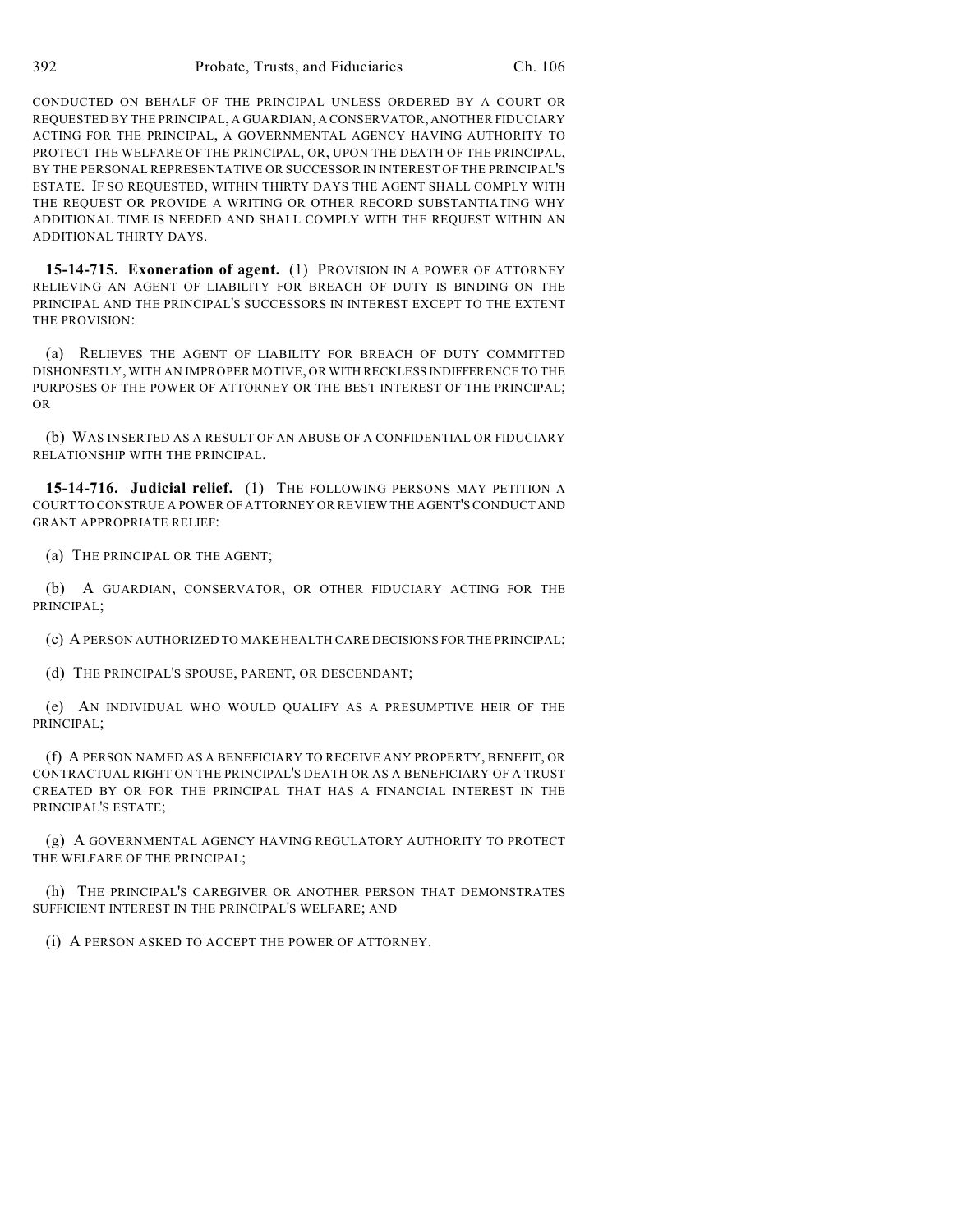CONDUCTED ON BEHALF OF THE PRINCIPAL UNLESS ORDERED BY A COURT OR REQUESTED BY THE PRINCIPAL, A GUARDIAN, A CONSERVATOR, ANOTHER FIDUCIARY ACTING FOR THE PRINCIPAL, A GOVERNMENTAL AGENCY HAVING AUTHORITY TO PROTECT THE WELFARE OF THE PRINCIPAL, OR, UPON THE DEATH OF THE PRINCIPAL, BY THE PERSONAL REPRESENTATIVE OR SUCCESSOR IN INTEREST OF THE PRINCIPAL'S ESTATE. IF SO REQUESTED, WITHIN THIRTY DAYS THE AGENT SHALL COMPLY WITH THE REQUEST OR PROVIDE A WRITING OR OTHER RECORD SUBSTANTIATING WHY ADDITIONAL TIME IS NEEDED AND SHALL COMPLY WITH THE REQUEST WITHIN AN ADDITIONAL THIRTY DAYS.

**15-14-715. Exoneration of agent.** (1) PROVISION IN A POWER OF ATTORNEY RELIEVING AN AGENT OF LIABILITY FOR BREACH OF DUTY IS BINDING ON THE PRINCIPAL AND THE PRINCIPAL'S SUCCESSORS IN INTEREST EXCEPT TO THE EXTENT THE PROVISION:

(a) RELIEVES THE AGENT OF LIABILITY FOR BREACH OF DUTY COMMITTED DISHONESTLY, WITH AN IMPROPER MOTIVE, OR WITH RECKLESS INDIFFERENCE TO THE PURPOSES OF THE POWER OF ATTORNEY OR THE BEST INTEREST OF THE PRINCIPAL; OR

(b) WAS INSERTED AS A RESULT OF AN ABUSE OF A CONFIDENTIAL OR FIDUCIARY RELATIONSHIP WITH THE PRINCIPAL.

**15-14-716. Judicial relief.** (1) THE FOLLOWING PERSONS MAY PETITION A COURT TO CONSTRUE A POWER OF ATTORNEY OR REVIEW THE AGENT'S CONDUCT AND GRANT APPROPRIATE RELIEF:

(a) THE PRINCIPAL OR THE AGENT;

(b) A GUARDIAN, CONSERVATOR, OR OTHER FIDUCIARY ACTING FOR THE PRINCIPAL;

(c) A PERSON AUTHORIZED TO MAKE HEALTH CARE DECISIONS FOR THE PRINCIPAL;

(d) THE PRINCIPAL'S SPOUSE, PARENT, OR DESCENDANT;

(e) AN INDIVIDUAL WHO WOULD QUALIFY AS A PRESUMPTIVE HEIR OF THE PRINCIPAL;

(f) A PERSON NAMED AS A BENEFICIARY TO RECEIVE ANY PROPERTY, BENEFIT, OR CONTRACTUAL RIGHT ON THE PRINCIPAL'S DEATH OR AS A BENEFICIARY OF A TRUST CREATED BY OR FOR THE PRINCIPAL THAT HAS A FINANCIAL INTEREST IN THE PRINCIPAL'S ESTATE;

(g) A GOVERNMENTAL AGENCY HAVING REGULATORY AUTHORITY TO PROTECT THE WELFARE OF THE PRINCIPAL;

(h) THE PRINCIPAL'S CAREGIVER OR ANOTHER PERSON THAT DEMONSTRATES SUFFICIENT INTEREST IN THE PRINCIPAL'S WELFARE; AND

(i) A PERSON ASKED TO ACCEPT THE POWER OF ATTORNEY.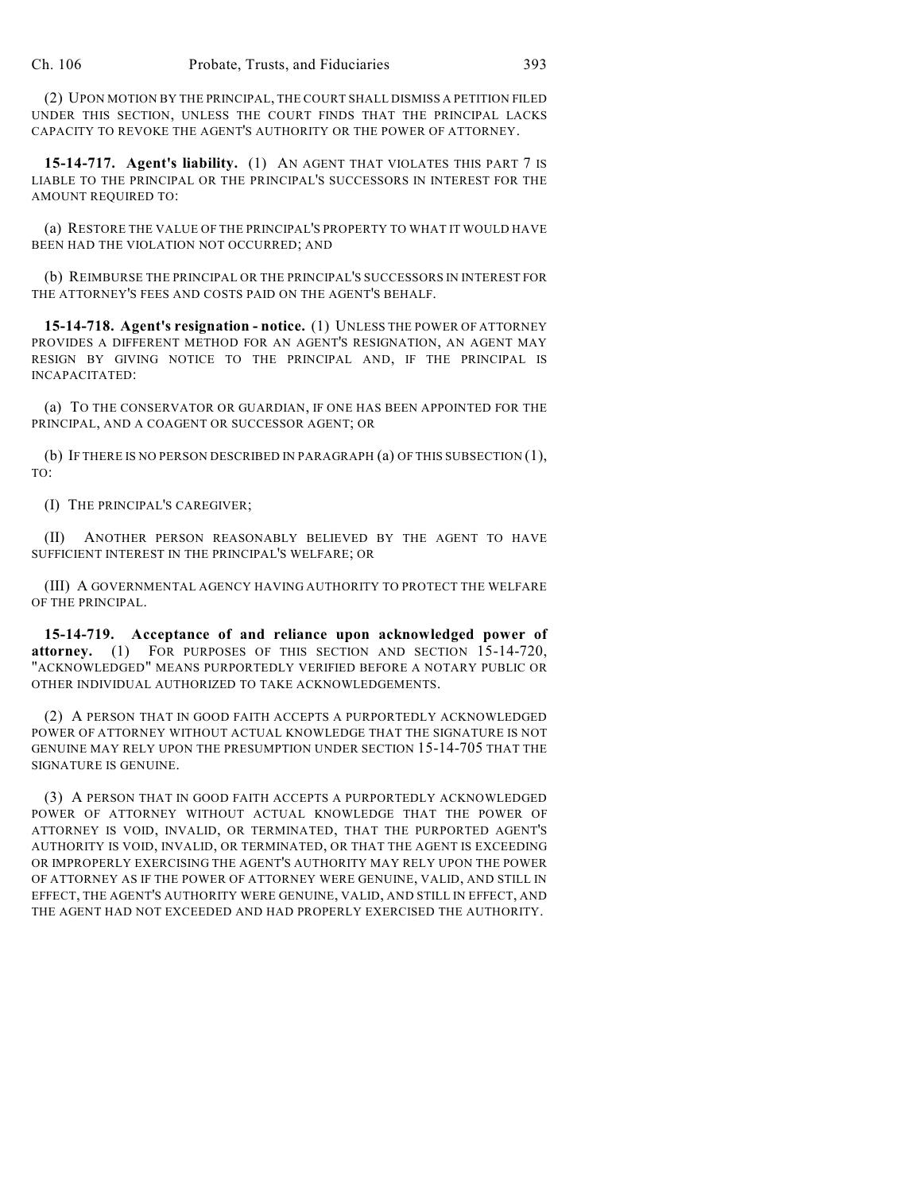(2) UPON MOTION BY THE PRINCIPAL, THE COURT SHALL DISMISS A PETITION FILED UNDER THIS SECTION, UNLESS THE COURT FINDS THAT THE PRINCIPAL LACKS CAPACITY TO REVOKE THE AGENT'S AUTHORITY OR THE POWER OF ATTORNEY.

**15-14-717. Agent's liability.** (1) AN AGENT THAT VIOLATES THIS PART 7 IS LIABLE TO THE PRINCIPAL OR THE PRINCIPAL'S SUCCESSORS IN INTEREST FOR THE AMOUNT REQUIRED TO:

(a) RESTORE THE VALUE OF THE PRINCIPAL'S PROPERTY TO WHAT IT WOULD HAVE BEEN HAD THE VIOLATION NOT OCCURRED; AND

(b) REIMBURSE THE PRINCIPAL OR THE PRINCIPAL'S SUCCESSORS IN INTEREST FOR THE ATTORNEY'S FEES AND COSTS PAID ON THE AGENT'S BEHALF.

**15-14-718. Agent's resignation - notice.** (1) UNLESS THE POWER OF ATTORNEY PROVIDES A DIFFERENT METHOD FOR AN AGENT'S RESIGNATION, AN AGENT MAY RESIGN BY GIVING NOTICE TO THE PRINCIPAL AND, IF THE PRINCIPAL IS INCAPACITATED:

(a) TO THE CONSERVATOR OR GUARDIAN, IF ONE HAS BEEN APPOINTED FOR THE PRINCIPAL, AND A COAGENT OR SUCCESSOR AGENT; OR

(b) IF THERE IS NO PERSON DESCRIBED IN PARAGRAPH (a) OF THIS SUBSECTION (1), TO:

(I) THE PRINCIPAL'S CAREGIVER;

(II) ANOTHER PERSON REASONABLY BELIEVED BY THE AGENT TO HAVE SUFFICIENT INTEREST IN THE PRINCIPAL'S WELFARE; OR

(III) A GOVERNMENTAL AGENCY HAVING AUTHORITY TO PROTECT THE WELFARE OF THE PRINCIPAL.

**15-14-719. Acceptance of and reliance upon acknowledged power of attorney.** (1) FOR PURPOSES OF THIS SECTION AND SECTION 15-14-720, "ACKNOWLEDGED" MEANS PURPORTEDLY VERIFIED BEFORE A NOTARY PUBLIC OR OTHER INDIVIDUAL AUTHORIZED TO TAKE ACKNOWLEDGEMENTS.

(2) A PERSON THAT IN GOOD FAITH ACCEPTS A PURPORTEDLY ACKNOWLEDGED POWER OF ATTORNEY WITHOUT ACTUAL KNOWLEDGE THAT THE SIGNATURE IS NOT GENUINE MAY RELY UPON THE PRESUMPTION UNDER SECTION 15-14-705 THAT THE SIGNATURE IS GENUINE.

(3) A PERSON THAT IN GOOD FAITH ACCEPTS A PURPORTEDLY ACKNOWLEDGED POWER OF ATTORNEY WITHOUT ACTUAL KNOWLEDGE THAT THE POWER OF ATTORNEY IS VOID, INVALID, OR TERMINATED, THAT THE PURPORTED AGENT'S AUTHORITY IS VOID, INVALID, OR TERMINATED, OR THAT THE AGENT IS EXCEEDING OR IMPROPERLY EXERCISING THE AGENT'S AUTHORITY MAY RELY UPON THE POWER OF ATTORNEY AS IF THE POWER OF ATTORNEY WERE GENUINE, VALID, AND STILL IN EFFECT, THE AGENT'S AUTHORITY WERE GENUINE, VALID, AND STILL IN EFFECT, AND THE AGENT HAD NOT EXCEEDED AND HAD PROPERLY EXERCISED THE AUTHORITY.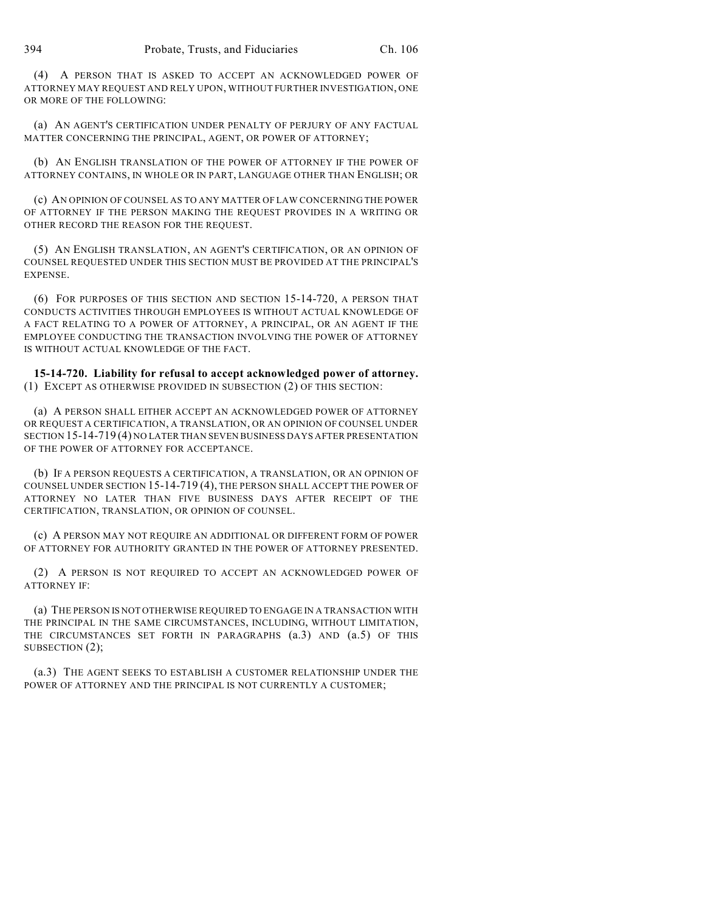(4) A PERSON THAT IS ASKED TO ACCEPT AN ACKNOWLEDGED POWER OF ATTORNEY MAY REQUEST AND RELY UPON, WITHOUT FURTHER INVESTIGATION, ONE OR MORE OF THE FOLLOWING:

(a) AN AGENT'S CERTIFICATION UNDER PENALTY OF PERJURY OF ANY FACTUAL MATTER CONCERNING THE PRINCIPAL, AGENT, OR POWER OF ATTORNEY;

(b) AN ENGLISH TRANSLATION OF THE POWER OF ATTORNEY IF THE POWER OF ATTORNEY CONTAINS, IN WHOLE OR IN PART, LANGUAGE OTHER THAN ENGLISH; OR

(c) AN OPINION OF COUNSEL AS TO ANY MATTER OF LAW CONCERNING THE POWER OF ATTORNEY IF THE PERSON MAKING THE REQUEST PROVIDES IN A WRITING OR OTHER RECORD THE REASON FOR THE REQUEST.

(5) AN ENGLISH TRANSLATION, AN AGENT'S CERTIFICATION, OR AN OPINION OF COUNSEL REQUESTED UNDER THIS SECTION MUST BE PROVIDED AT THE PRINCIPAL'S EXPENSE.

(6) FOR PURPOSES OF THIS SECTION AND SECTION 15-14-720, A PERSON THAT CONDUCTS ACTIVITIES THROUGH EMPLOYEES IS WITHOUT ACTUAL KNOWLEDGE OF A FACT RELATING TO A POWER OF ATTORNEY, A PRINCIPAL, OR AN AGENT IF THE EMPLOYEE CONDUCTING THE TRANSACTION INVOLVING THE POWER OF ATTORNEY IS WITHOUT ACTUAL KNOWLEDGE OF THE FACT.

**15-14-720. Liability for refusal to accept acknowledged power of attorney.** (1) EXCEPT AS OTHERWISE PROVIDED IN SUBSECTION (2) OF THIS SECTION:

(a) A PERSON SHALL EITHER ACCEPT AN ACKNOWLEDGED POWER OF ATTORNEY OR REQUEST A CERTIFICATION, A TRANSLATION, OR AN OPINION OF COUNSEL UNDER SECTION 15-14-719 (4) NO LATER THAN SEVEN BUSINESS DAYS AFTER PRESENTATION OF THE POWER OF ATTORNEY FOR ACCEPTANCE.

(b) IF A PERSON REQUESTS A CERTIFICATION, A TRANSLATION, OR AN OPINION OF COUNSEL UNDER SECTION 15-14-719 (4), THE PERSON SHALL ACCEPT THE POWER OF ATTORNEY NO LATER THAN FIVE BUSINESS DAYS AFTER RECEIPT OF THE CERTIFICATION, TRANSLATION, OR OPINION OF COUNSEL.

(c) A PERSON MAY NOT REQUIRE AN ADDITIONAL OR DIFFERENT FORM OF POWER OF ATTORNEY FOR AUTHORITY GRANTED IN THE POWER OF ATTORNEY PRESENTED.

(2) A PERSON IS NOT REQUIRED TO ACCEPT AN ACKNOWLEDGED POWER OF ATTORNEY IF:

(a) THE PERSON IS NOT OTHERWISE REQUIRED TO ENGAGE IN A TRANSACTION WITH THE PRINCIPAL IN THE SAME CIRCUMSTANCES, INCLUDING, WITHOUT LIMITATION, THE CIRCUMSTANCES SET FORTH IN PARAGRAPHS (a.3) AND (a.5) OF THIS SUBSECTION (2);

(a.3) THE AGENT SEEKS TO ESTABLISH A CUSTOMER RELATIONSHIP UNDER THE POWER OF ATTORNEY AND THE PRINCIPAL IS NOT CURRENTLY A CUSTOMER;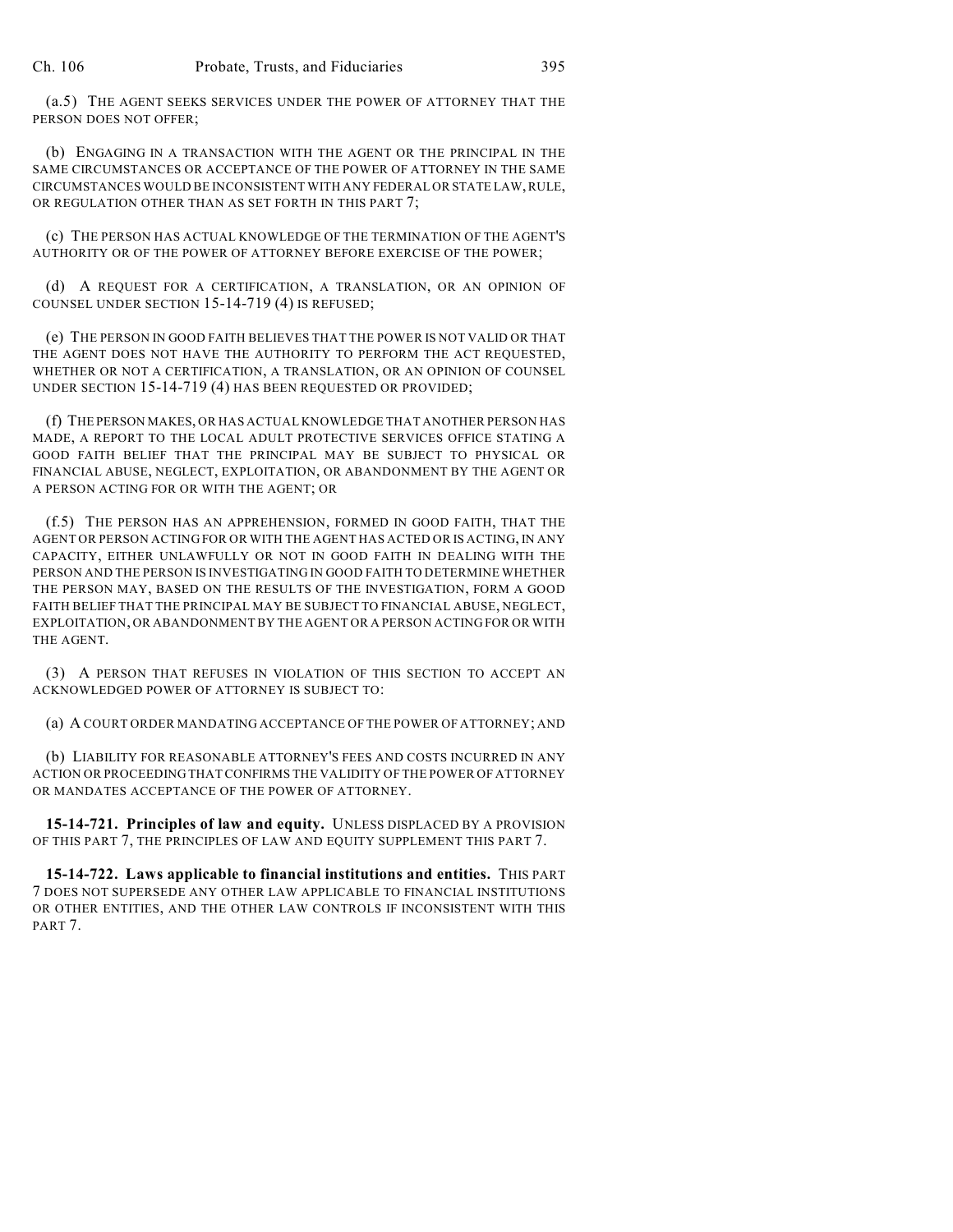(a.5) THE AGENT SEEKS SERVICES UNDER THE POWER OF ATTORNEY THAT THE PERSON DOES NOT OFFER;

(b) ENGAGING IN A TRANSACTION WITH THE AGENT OR THE PRINCIPAL IN THE SAME CIRCUMSTANCES OR ACCEPTANCE OF THE POWER OF ATTORNEY IN THE SAME CIRCUMSTANCES WOULD BE INCONSISTENT WITH ANY FEDERAL OR STATE LAW, RULE, OR REGULATION OTHER THAN AS SET FORTH IN THIS PART 7;

(c) THE PERSON HAS ACTUAL KNOWLEDGE OF THE TERMINATION OF THE AGENT'S AUTHORITY OR OF THE POWER OF ATTORNEY BEFORE EXERCISE OF THE POWER;

(d) A REQUEST FOR A CERTIFICATION, A TRANSLATION, OR AN OPINION OF COUNSEL UNDER SECTION 15-14-719 (4) IS REFUSED;

(e) THE PERSON IN GOOD FAITH BELIEVES THAT THE POWER IS NOT VALID OR THAT THE AGENT DOES NOT HAVE THE AUTHORITY TO PERFORM THE ACT REQUESTED, WHETHER OR NOT A CERTIFICATION, A TRANSLATION, OR AN OPINION OF COUNSEL UNDER SECTION 15-14-719 (4) HAS BEEN REQUESTED OR PROVIDED;

(f) THE PERSON MAKES, OR HAS ACTUAL KNOWLEDGE THAT ANOTHER PERSON HAS MADE, A REPORT TO THE LOCAL ADULT PROTECTIVE SERVICES OFFICE STATING A GOOD FAITH BELIEF THAT THE PRINCIPAL MAY BE SUBJECT TO PHYSICAL OR FINANCIAL ABUSE, NEGLECT, EXPLOITATION, OR ABANDONMENT BY THE AGENT OR A PERSON ACTING FOR OR WITH THE AGENT; OR

(f.5) THE PERSON HAS AN APPREHENSION, FORMED IN GOOD FAITH, THAT THE AGENT OR PERSON ACTING FOR OR WITH THE AGENT HAS ACTED OR IS ACTING, IN ANY CAPACITY, EITHER UNLAWFULLY OR NOT IN GOOD FAITH IN DEALING WITH THE PERSON AND THE PERSON IS INVESTIGATING IN GOOD FAITH TO DETERMINE WHETHER THE PERSON MAY, BASED ON THE RESULTS OF THE INVESTIGATION, FORM A GOOD FAITH BELIEF THAT THE PRINCIPAL MAY BE SUBJECT TO FINANCIAL ABUSE, NEGLECT, EXPLOITATION, OR ABANDONMENT BY THE AGENT OR A PERSON ACTING FOR OR WITH THE AGENT.

(3) A PERSON THAT REFUSES IN VIOLATION OF THIS SECTION TO ACCEPT AN ACKNOWLEDGED POWER OF ATTORNEY IS SUBJECT TO:

(a) A COURT ORDER MANDATING ACCEPTANCE OF THE POWER OF ATTORNEY; AND

(b) LIABILITY FOR REASONABLE ATTORNEY'S FEES AND COSTS INCURRED IN ANY ACTION OR PROCEEDING THAT CONFIRMS THE VALIDITY OF THE POWER OF ATTORNEY OR MANDATES ACCEPTANCE OF THE POWER OF ATTORNEY.

**15-14-721. Principles of law and equity.** UNLESS DISPLACED BY A PROVISION OF THIS PART 7, THE PRINCIPLES OF LAW AND EQUITY SUPPLEMENT THIS PART 7.

**15-14-722. Laws applicable to financial institutions and entities.** THIS PART 7 DOES NOT SUPERSEDE ANY OTHER LAW APPLICABLE TO FINANCIAL INSTITUTIONS OR OTHER ENTITIES, AND THE OTHER LAW CONTROLS IF INCONSISTENT WITH THIS PART 7.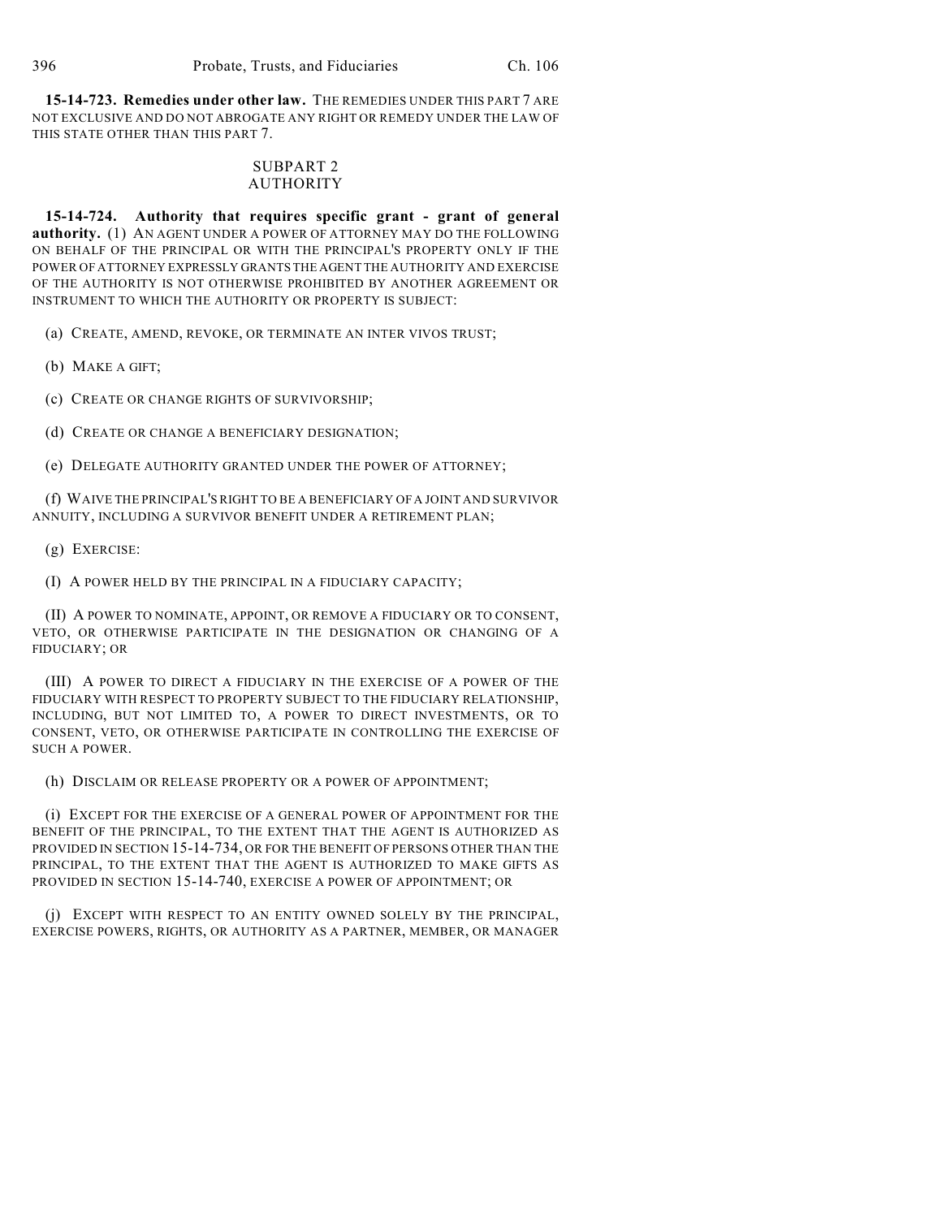**15-14-723. Remedies under other law.** THE REMEDIES UNDER THIS PART 7 ARE NOT EXCLUSIVE AND DO NOT ABROGATE ANY RIGHT OR REMEDY UNDER THE LAW OF THIS STATE OTHER THAN THIS PART 7.

## SUBPART 2
## AUTHORITY

**15-14-724. Authority that requires specific grant - grant of general authority.** (1) AN AGENT UNDER A POWER OF ATTORNEY MAY DO THE FOLLOWING ON BEHALF OF THE PRINCIPAL OR WITH THE PRINCIPAL'S PROPERTY ONLY IF THE POWER OF ATTORNEY EXPRESSLY GRANTS THE AGENT THE AUTHORITY AND EXERCISE OF THE AUTHORITY IS NOT OTHERWISE PROHIBITED BY ANOTHER AGREEMENT OR INSTRUMENT TO WHICH THE AUTHORITY OR PROPERTY IS SUBJECT:

(a) CREATE, AMEND, REVOKE, OR TERMINATE AN INTER VIVOS TRUST;

(b) MAKE A GIFT;

(c) CREATE OR CHANGE RIGHTS OF SURVIVORSHIP;

(d) CREATE OR CHANGE A BENEFICIARY DESIGNATION;

(e) DELEGATE AUTHORITY GRANTED UNDER THE POWER OF ATTORNEY;

(f) WAIVE THE PRINCIPAL'S RIGHT TO BE A BENEFICIARY OF A JOINT AND SURVIVOR ANNUITY, INCLUDING A SURVIVOR BENEFIT UNDER A RETIREMENT PLAN;

(g) EXERCISE:

(I) A POWER HELD BY THE PRINCIPAL IN A FIDUCIARY CAPACITY;

(II) A POWER TO NOMINATE, APPOINT, OR REMOVE A FIDUCIARY OR TO CONSENT, VETO, OR OTHERWISE PARTICIPATE IN THE DESIGNATION OR CHANGING OF A FIDUCIARY; OR

(III) A POWER TO DIRECT A FIDUCIARY IN THE EXERCISE OF A POWER OF THE FIDUCIARY WITH RESPECT TO PROPERTY SUBJECT TO THE FIDUCIARY RELATIONSHIP, INCLUDING, BUT NOT LIMITED TO, A POWER TO DIRECT INVESTMENTS, OR TO CONSENT, VETO, OR OTHERWISE PARTICIPATE IN CONTROLLING THE EXERCISE OF SUCH A POWER.

(h) DISCLAIM OR RELEASE PROPERTY OR A POWER OF APPOINTMENT;

(i) EXCEPT FOR THE EXERCISE OF A GENERAL POWER OF APPOINTMENT FOR THE BENEFIT OF THE PRINCIPAL, TO THE EXTENT THAT THE AGENT IS AUTHORIZED AS PROVIDED IN SECTION 15-14-734, OR FOR THE BENEFIT OF PERSONS OTHER THAN THE PRINCIPAL, TO THE EXTENT THAT THE AGENT IS AUTHORIZED TO MAKE GIFTS AS PROVIDED IN SECTION 15-14-740, EXERCISE A POWER OF APPOINTMENT; OR

(j) EXCEPT WITH RESPECT TO AN ENTITY OWNED SOLELY BY THE PRINCIPAL, EXERCISE POWERS, RIGHTS, OR AUTHORITY AS A PARTNER, MEMBER, OR MANAGER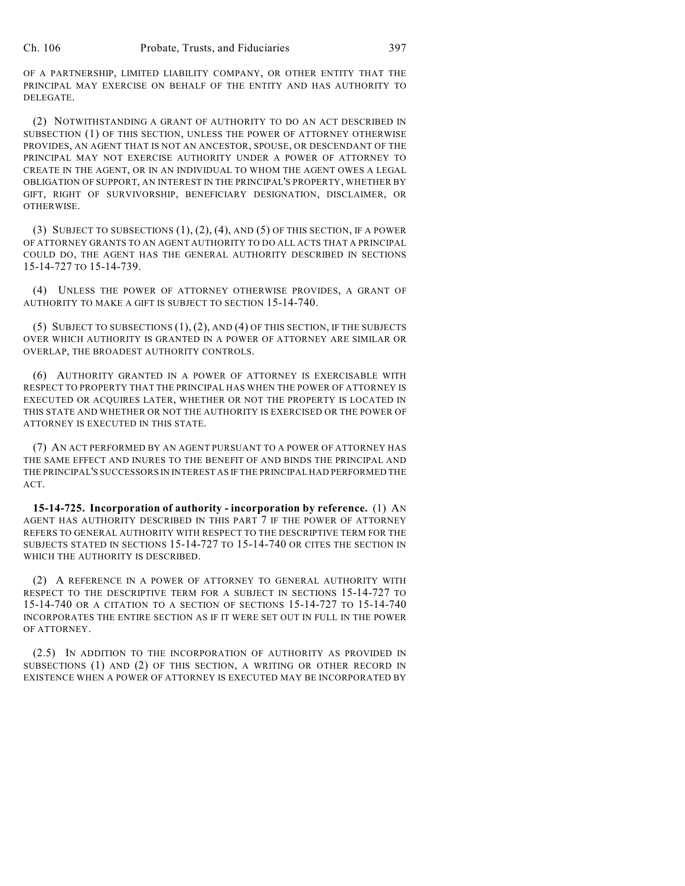OF A PARTNERSHIP, LIMITED LIABILITY COMPANY, OR OTHER ENTITY THAT THE PRINCIPAL MAY EXERCISE ON BEHALF OF THE ENTITY AND HAS AUTHORITY TO DELEGATE.

(2) NOTWITHSTANDING A GRANT OF AUTHORITY TO DO AN ACT DESCRIBED IN SUBSECTION (1) OF THIS SECTION, UNLESS THE POWER OF ATTORNEY OTHERWISE PROVIDES, AN AGENT THAT IS NOT AN ANCESTOR, SPOUSE, OR DESCENDANT OF THE PRINCIPAL MAY NOT EXERCISE AUTHORITY UNDER A POWER OF ATTORNEY TO CREATE IN THE AGENT, OR IN AN INDIVIDUAL TO WHOM THE AGENT OWES A LEGAL OBLIGATION OF SUPPORT, AN INTEREST IN THE PRINCIPAL'S PROPERTY, WHETHER BY GIFT, RIGHT OF SURVIVORSHIP, BENEFICIARY DESIGNATION, DISCLAIMER, OR OTHERWISE.

(3) SUBJECT TO SUBSECTIONS (1), (2), (4), AND (5) OF THIS SECTION, IF A POWER OF ATTORNEY GRANTS TO AN AGENT AUTHORITY TO DO ALL ACTS THAT A PRINCIPAL COULD DO, THE AGENT HAS THE GENERAL AUTHORITY DESCRIBED IN SECTIONS 15-14-727 TO 15-14-739.

(4) UNLESS THE POWER OF ATTORNEY OTHERWISE PROVIDES, A GRANT OF AUTHORITY TO MAKE A GIFT IS SUBJECT TO SECTION 15-14-740.

(5) SUBJECT TO SUBSECTIONS (1), (2), AND (4) OF THIS SECTION, IF THE SUBJECTS OVER WHICH AUTHORITY IS GRANTED IN A POWER OF ATTORNEY ARE SIMILAR OR OVERLAP, THE BROADEST AUTHORITY CONTROLS.

(6) AUTHORITY GRANTED IN A POWER OF ATTORNEY IS EXERCISABLE WITH RESPECT TO PROPERTY THAT THE PRINCIPAL HAS WHEN THE POWER OF ATTORNEY IS EXECUTED OR ACQUIRES LATER, WHETHER OR NOT THE PROPERTY IS LOCATED IN THIS STATE AND WHETHER OR NOT THE AUTHORITY IS EXERCISED OR THE POWER OF ATTORNEY IS EXECUTED IN THIS STATE.

(7) AN ACT PERFORMED BY AN AGENT PURSUANT TO A POWER OF ATTORNEY HAS THE SAME EFFECT AND INURES TO THE BENEFIT OF AND BINDS THE PRINCIPAL AND THE PRINCIPAL'S SUCCESSORS IN INTEREST AS IF THE PRINCIPAL HAD PERFORMED THE ACT.

**15-14-725. Incorporation of authority - incorporation by reference.** (1) AN AGENT HAS AUTHORITY DESCRIBED IN THIS PART 7 IF THE POWER OF ATTORNEY REFERS TO GENERAL AUTHORITY WITH RESPECT TO THE DESCRIPTIVE TERM FOR THE SUBJECTS STATED IN SECTIONS 15-14-727 TO 15-14-740 OR CITES THE SECTION IN WHICH THE AUTHORITY IS DESCRIBED.

(2) A REFERENCE IN A POWER OF ATTORNEY TO GENERAL AUTHORITY WITH RESPECT TO THE DESCRIPTIVE TERM FOR A SUBJECT IN SECTIONS 15-14-727 TO 15-14-740 OR A CITATION TO A SECTION OF SECTIONS 15-14-727 TO 15-14-740 INCORPORATES THE ENTIRE SECTION AS IF IT WERE SET OUT IN FULL IN THE POWER OF ATTORNEY.

(2.5) IN ADDITION TO THE INCORPORATION OF AUTHORITY AS PROVIDED IN SUBSECTIONS (1) AND (2) OF THIS SECTION, A WRITING OR OTHER RECORD IN EXISTENCE WHEN A POWER OF ATTORNEY IS EXECUTED MAY BE INCORPORATED BY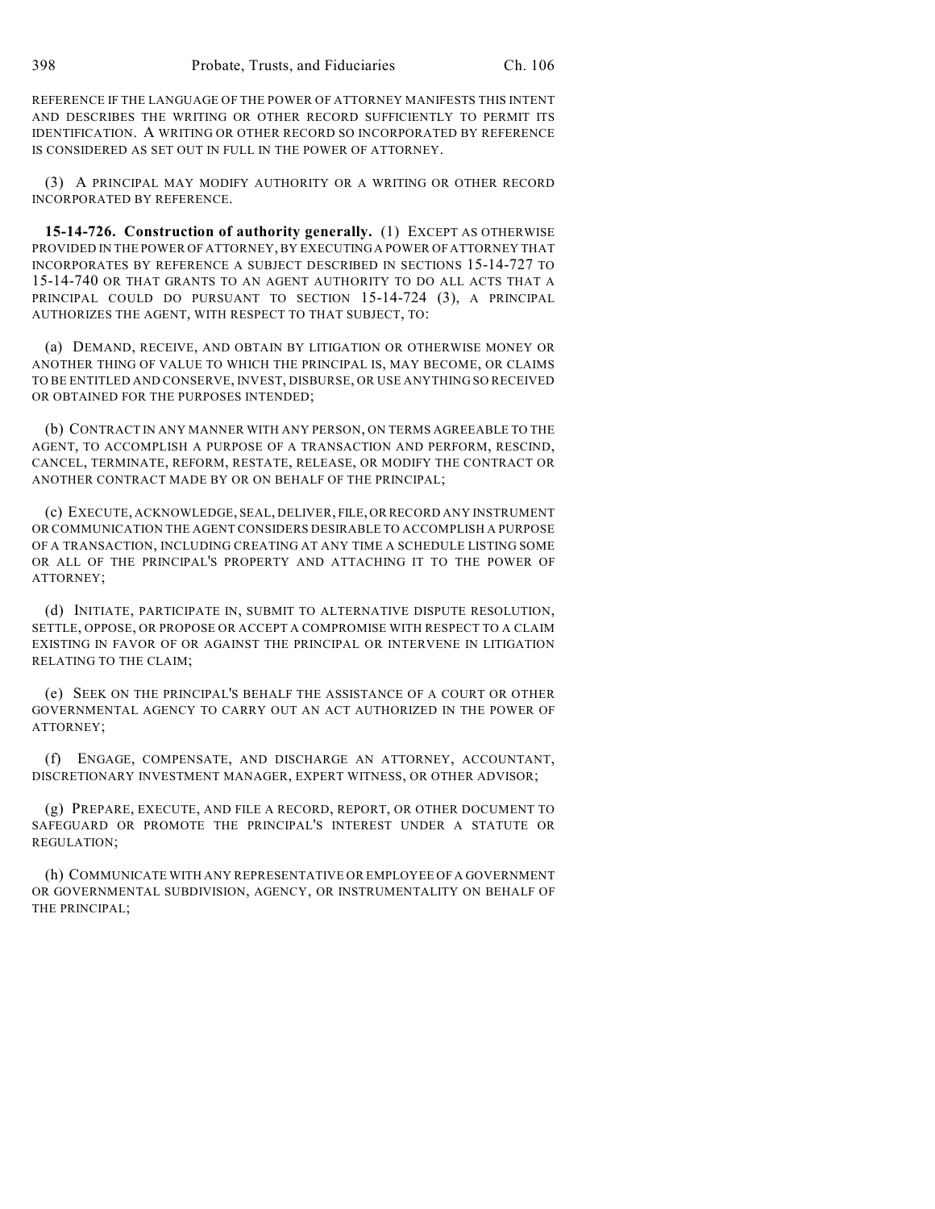REFERENCE IF THE LANGUAGE OF THE POWER OF ATTORNEY MANIFESTS THIS INTENT AND DESCRIBES THE WRITING OR OTHER RECORD SUFFICIENTLY TO PERMIT ITS IDENTIFICATION. A WRITING OR OTHER RECORD SO INCORPORATED BY REFERENCE IS CONSIDERED AS SET OUT IN FULL IN THE POWER OF ATTORNEY.

(3) A PRINCIPAL MAY MODIFY AUTHORITY OR A WRITING OR OTHER RECORD INCORPORATED BY REFERENCE.

**15-14-726. Construction of authority generally.** (1) EXCEPT AS OTHERWISE PROVIDED IN THE POWER OF ATTORNEY, BY EXECUTING A POWER OF ATTORNEY THAT INCORPORATES BY REFERENCE A SUBJECT DESCRIBED IN SECTIONS 15-14-727 TO 15-14-740 OR THAT GRANTS TO AN AGENT AUTHORITY TO DO ALL ACTS THAT A PRINCIPAL COULD DO PURSUANT TO SECTION 15-14-724 (3), A PRINCIPAL AUTHORIZES THE AGENT, WITH RESPECT TO THAT SUBJECT, TO:

(a) DEMAND, RECEIVE, AND OBTAIN BY LITIGATION OR OTHERWISE MONEY OR ANOTHER THING OF VALUE TO WHICH THE PRINCIPAL IS, MAY BECOME, OR CLAIMS TO BE ENTITLED AND CONSERVE, INVEST, DISBURSE, OR USE ANYTHING SO RECEIVED OR OBTAINED FOR THE PURPOSES INTENDED;

(b) CONTRACT IN ANY MANNER WITH ANY PERSON, ON TERMS AGREEABLE TO THE AGENT, TO ACCOMPLISH A PURPOSE OF A TRANSACTION AND PERFORM, RESCIND, CANCEL, TERMINATE, REFORM, RESTATE, RELEASE, OR MODIFY THE CONTRACT OR ANOTHER CONTRACT MADE BY OR ON BEHALF OF THE PRINCIPAL;

(c) EXECUTE, ACKNOWLEDGE, SEAL, DELIVER, FILE, OR RECORD ANY INSTRUMENT OR COMMUNICATION THE AGENT CONSIDERS DESIRABLE TO ACCOMPLISH A PURPOSE OF A TRANSACTION, INCLUDING CREATING AT ANY TIME A SCHEDULE LISTING SOME OR ALL OF THE PRINCIPAL'S PROPERTY AND ATTACHING IT TO THE POWER OF ATTORNEY;

(d) INITIATE, PARTICIPATE IN, SUBMIT TO ALTERNATIVE DISPUTE RESOLUTION, SETTLE, OPPOSE, OR PROPOSE OR ACCEPT A COMPROMISE WITH RESPECT TO A CLAIM EXISTING IN FAVOR OF OR AGAINST THE PRINCIPAL OR INTERVENE IN LITIGATION RELATING TO THE CLAIM;

(e) SEEK ON THE PRINCIPAL'S BEHALF THE ASSISTANCE OF A COURT OR OTHER GOVERNMENTAL AGENCY TO CARRY OUT AN ACT AUTHORIZED IN THE POWER OF ATTORNEY;

(f) ENGAGE, COMPENSATE, AND DISCHARGE AN ATTORNEY, ACCOUNTANT, DISCRETIONARY INVESTMENT MANAGER, EXPERT WITNESS, OR OTHER ADVISOR;

(g) PREPARE, EXECUTE, AND FILE A RECORD, REPORT, OR OTHER DOCUMENT TO SAFEGUARD OR PROMOTE THE PRINCIPAL'S INTEREST UNDER A STATUTE OR REGULATION;

(h) COMMUNICATE WITH ANY REPRESENTATIVE OR EMPLOYEE OF A GOVERNMENT OR GOVERNMENTAL SUBDIVISION, AGENCY, OR INSTRUMENTALITY ON BEHALF OF THE PRINCIPAL;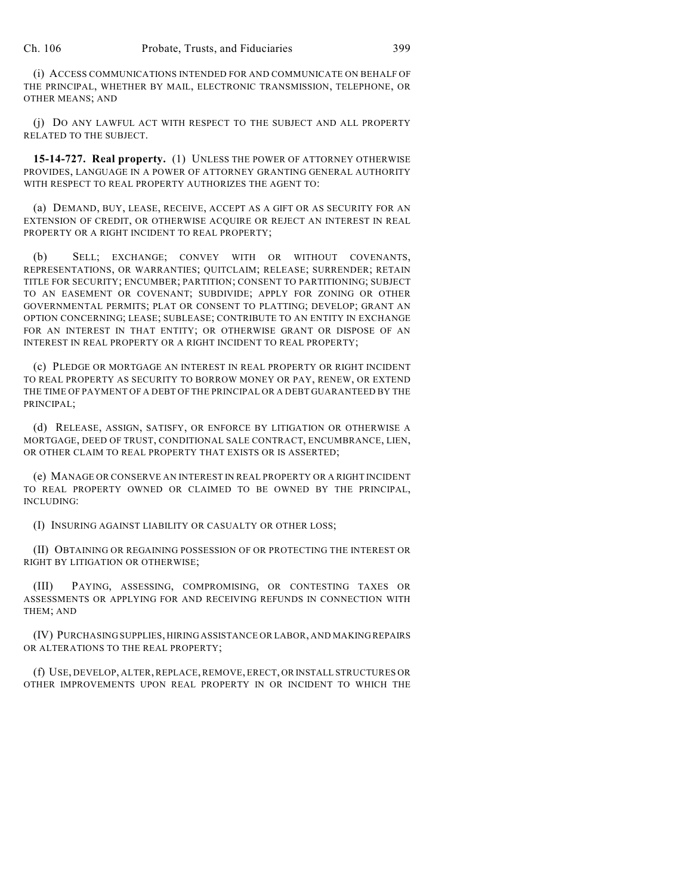(i) ACCESS COMMUNICATIONS INTENDED FOR AND COMMUNICATE ON BEHALF OF THE PRINCIPAL, WHETHER BY MAIL, ELECTRONIC TRANSMISSION, TELEPHONE, OR OTHER MEANS; AND

(j) DO ANY LAWFUL ACT WITH RESPECT TO THE SUBJECT AND ALL PROPERTY RELATED TO THE SUBJECT.

**15-14-727. Real property.** (1) UNLESS THE POWER OF ATTORNEY OTHERWISE PROVIDES, LANGUAGE IN A POWER OF ATTORNEY GRANTING GENERAL AUTHORITY WITH RESPECT TO REAL PROPERTY AUTHORIZES THE AGENT TO:

(a) DEMAND, BUY, LEASE, RECEIVE, ACCEPT AS A GIFT OR AS SECURITY FOR AN EXTENSION OF CREDIT, OR OTHERWISE ACQUIRE OR REJECT AN INTEREST IN REAL PROPERTY OR A RIGHT INCIDENT TO REAL PROPERTY;

(b) SELL; EXCHANGE; CONVEY WITH OR WITHOUT COVENANTS, REPRESENTATIONS, OR WARRANTIES; QUITCLAIM; RELEASE; SURRENDER; RETAIN TITLE FOR SECURITY; ENCUMBER; PARTITION; CONSENT TO PARTITIONING; SUBJECT TO AN EASEMENT OR COVENANT; SUBDIVIDE; APPLY FOR ZONING OR OTHER GOVERNMENTAL PERMITS; PLAT OR CONSENT TO PLATTING; DEVELOP; GRANT AN OPTION CONCERNING; LEASE; SUBLEASE; CONTRIBUTE TO AN ENTITY IN EXCHANGE FOR AN INTEREST IN THAT ENTITY; OR OTHERWISE GRANT OR DISPOSE OF AN INTEREST IN REAL PROPERTY OR A RIGHT INCIDENT TO REAL PROPERTY;

(c) PLEDGE OR MORTGAGE AN INTEREST IN REAL PROPERTY OR RIGHT INCIDENT TO REAL PROPERTY AS SECURITY TO BORROW MONEY OR PAY, RENEW, OR EXTEND THE TIME OF PAYMENT OF A DEBT OF THE PRINCIPAL OR A DEBT GUARANTEED BY THE PRINCIPAL;

(d) RELEASE, ASSIGN, SATISFY, OR ENFORCE BY LITIGATION OR OTHERWISE A MORTGAGE, DEED OF TRUST, CONDITIONAL SALE CONTRACT, ENCUMBRANCE, LIEN, OR OTHER CLAIM TO REAL PROPERTY THAT EXISTS OR IS ASSERTED;

(e) MANAGE OR CONSERVE AN INTEREST IN REAL PROPERTY OR A RIGHT INCIDENT TO REAL PROPERTY OWNED OR CLAIMED TO BE OWNED BY THE PRINCIPAL, INCLUDING:

(I) INSURING AGAINST LIABILITY OR CASUALTY OR OTHER LOSS;

(II) OBTAINING OR REGAINING POSSESSION OF OR PROTECTING THE INTEREST OR RIGHT BY LITIGATION OR OTHERWISE;

(III) PAYING, ASSESSING, COMPROMISING, OR CONTESTING TAXES OR ASSESSMENTS OR APPLYING FOR AND RECEIVING REFUNDS IN CONNECTION WITH THEM; AND

(IV) PURCHASING SUPPLIES, HIRING ASSISTANCE OR LABOR, AND MAKING REPAIRS OR ALTERATIONS TO THE REAL PROPERTY;

(f) USE, DEVELOP, ALTER, REPLACE, REMOVE, ERECT, OR INSTALL STRUCTURES OR OTHER IMPROVEMENTS UPON REAL PROPERTY IN OR INCIDENT TO WHICH THE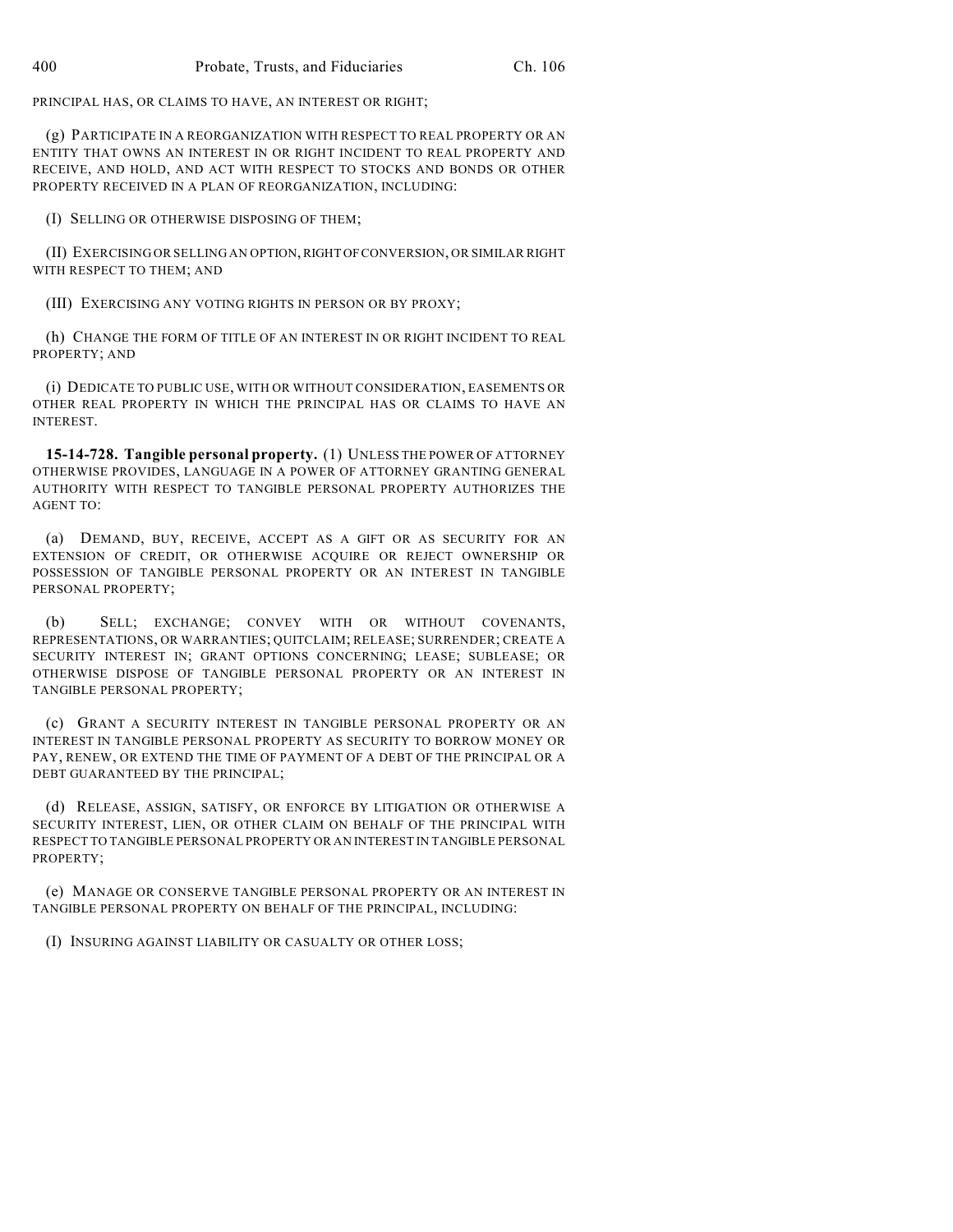PRINCIPAL HAS, OR CLAIMS TO HAVE, AN INTEREST OR RIGHT;

(g) PARTICIPATE IN A REORGANIZATION WITH RESPECT TO REAL PROPERTY OR AN ENTITY THAT OWNS AN INTEREST IN OR RIGHT INCIDENT TO REAL PROPERTY AND RECEIVE, AND HOLD, AND ACT WITH RESPECT TO STOCKS AND BONDS OR OTHER PROPERTY RECEIVED IN A PLAN OF REORGANIZATION, INCLUDING:

(I) SELLING OR OTHERWISE DISPOSING OF THEM;

(II) EXERCISING OR SELLING AN OPTION, RIGHT OF CONVERSION, OR SIMILAR RIGHT WITH RESPECT TO THEM; AND

(III) EXERCISING ANY VOTING RIGHTS IN PERSON OR BY PROXY;

(h) CHANGE THE FORM OF TITLE OF AN INTEREST IN OR RIGHT INCIDENT TO REAL PROPERTY; AND

(i) DEDICATE TO PUBLIC USE, WITH OR WITHOUT CONSIDERATION, EASEMENTS OR OTHER REAL PROPERTY IN WHICH THE PRINCIPAL HAS OR CLAIMS TO HAVE AN INTEREST.

**15-14-728. Tangible personal property.** (1) UNLESS THE POWER OF ATTORNEY OTHERWISE PROVIDES, LANGUAGE IN A POWER OF ATTORNEY GRANTING GENERAL AUTHORITY WITH RESPECT TO TANGIBLE PERSONAL PROPERTY AUTHORIZES THE AGENT TO:

(a) DEMAND, BUY, RECEIVE, ACCEPT AS A GIFT OR AS SECURITY FOR AN EXTENSION OF CREDIT, OR OTHERWISE ACQUIRE OR REJECT OWNERSHIP OR POSSESSION OF TANGIBLE PERSONAL PROPERTY OR AN INTEREST IN TANGIBLE PERSONAL PROPERTY;

(b) SELL; EXCHANGE; CONVEY WITH OR WITHOUT COVENANTS, REPRESENTATIONS, OR WARRANTIES; QUITCLAIM; RELEASE; SURRENDER; CREATE A SECURITY INTEREST IN; GRANT OPTIONS CONCERNING; LEASE; SUBLEASE; OR OTHERWISE DISPOSE OF TANGIBLE PERSONAL PROPERTY OR AN INTEREST IN TANGIBLE PERSONAL PROPERTY;

(c) GRANT A SECURITY INTEREST IN TANGIBLE PERSONAL PROPERTY OR AN INTEREST IN TANGIBLE PERSONAL PROPERTY AS SECURITY TO BORROW MONEY OR PAY, RENEW, OR EXTEND THE TIME OF PAYMENT OF A DEBT OF THE PRINCIPAL OR A DEBT GUARANTEED BY THE PRINCIPAL;

(d) RELEASE, ASSIGN, SATISFY, OR ENFORCE BY LITIGATION OR OTHERWISE A SECURITY INTEREST, LIEN, OR OTHER CLAIM ON BEHALF OF THE PRINCIPAL WITH RESPECT TO TANGIBLE PERSONAL PROPERTY OR AN INTEREST IN TANGIBLE PERSONAL PROPERTY;

(e) MANAGE OR CONSERVE TANGIBLE PERSONAL PROPERTY OR AN INTEREST IN TANGIBLE PERSONAL PROPERTY ON BEHALF OF THE PRINCIPAL, INCLUDING:

(I) INSURING AGAINST LIABILITY OR CASUALTY OR OTHER LOSS;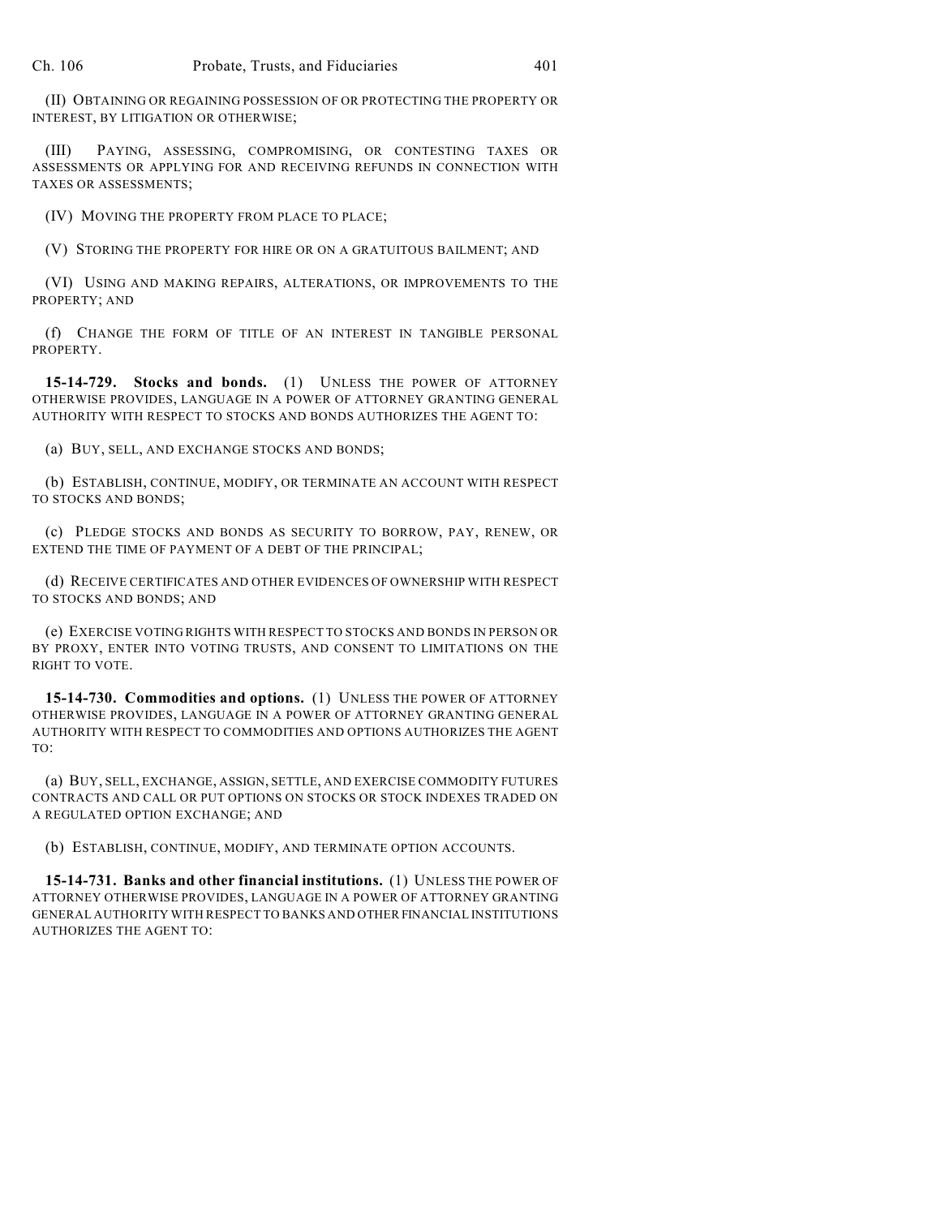(II) OBTAINING OR REGAINING POSSESSION OF OR PROTECTING THE PROPERTY OR INTEREST, BY LITIGATION OR OTHERWISE;

(III) PAYING, ASSESSING, COMPROMISING, OR CONTESTING TAXES OR ASSESSMENTS OR APPLYING FOR AND RECEIVING REFUNDS IN CONNECTION WITH TAXES OR ASSESSMENTS;

(IV) MOVING THE PROPERTY FROM PLACE TO PLACE;

(V) STORING THE PROPERTY FOR HIRE OR ON A GRATUITOUS BAILMENT; AND

(VI) USING AND MAKING REPAIRS, ALTERATIONS, OR IMPROVEMENTS TO THE PROPERTY; AND

(f) CHANGE THE FORM OF TITLE OF AN INTEREST IN TANGIBLE PERSONAL PROPERTY.

**15-14-729. Stocks and bonds.** (1) UNLESS THE POWER OF ATTORNEY OTHERWISE PROVIDES, LANGUAGE IN A POWER OF ATTORNEY GRANTING GENERAL AUTHORITY WITH RESPECT TO STOCKS AND BONDS AUTHORIZES THE AGENT TO:

(a) BUY, SELL, AND EXCHANGE STOCKS AND BONDS;

(b) ESTABLISH, CONTINUE, MODIFY, OR TERMINATE AN ACCOUNT WITH RESPECT TO STOCKS AND BONDS;

(c) PLEDGE STOCKS AND BONDS AS SECURITY TO BORROW, PAY, RENEW, OR EXTEND THE TIME OF PAYMENT OF A DEBT OF THE PRINCIPAL;

(d) RECEIVE CERTIFICATES AND OTHER EVIDENCES OF OWNERSHIP WITH RESPECT TO STOCKS AND BONDS; AND

(e) EXERCISE VOTING RIGHTS WITH RESPECT TO STOCKS AND BONDS IN PERSON OR BY PROXY, ENTER INTO VOTING TRUSTS, AND CONSENT TO LIMITATIONS ON THE RIGHT TO VOTE.

**15-14-730. Commodities and options.** (1) UNLESS THE POWER OF ATTORNEY OTHERWISE PROVIDES, LANGUAGE IN A POWER OF ATTORNEY GRANTING GENERAL AUTHORITY WITH RESPECT TO COMMODITIES AND OPTIONS AUTHORIZES THE AGENT TO:

(a) BUY, SELL, EXCHANGE, ASSIGN, SETTLE, AND EXERCISE COMMODITY FUTURES CONTRACTS AND CALL OR PUT OPTIONS ON STOCKS OR STOCK INDEXES TRADED ON A REGULATED OPTION EXCHANGE; AND

(b) ESTABLISH, CONTINUE, MODIFY, AND TERMINATE OPTION ACCOUNTS.

**15-14-731. Banks and other financial institutions.** (1) UNLESS THE POWER OF ATTORNEY OTHERWISE PROVIDES, LANGUAGE IN A POWER OF ATTORNEY GRANTING GENERAL AUTHORITY WITH RESPECT TO BANKS AND OTHER FINANCIAL INSTITUTIONS AUTHORIZES THE AGENT TO: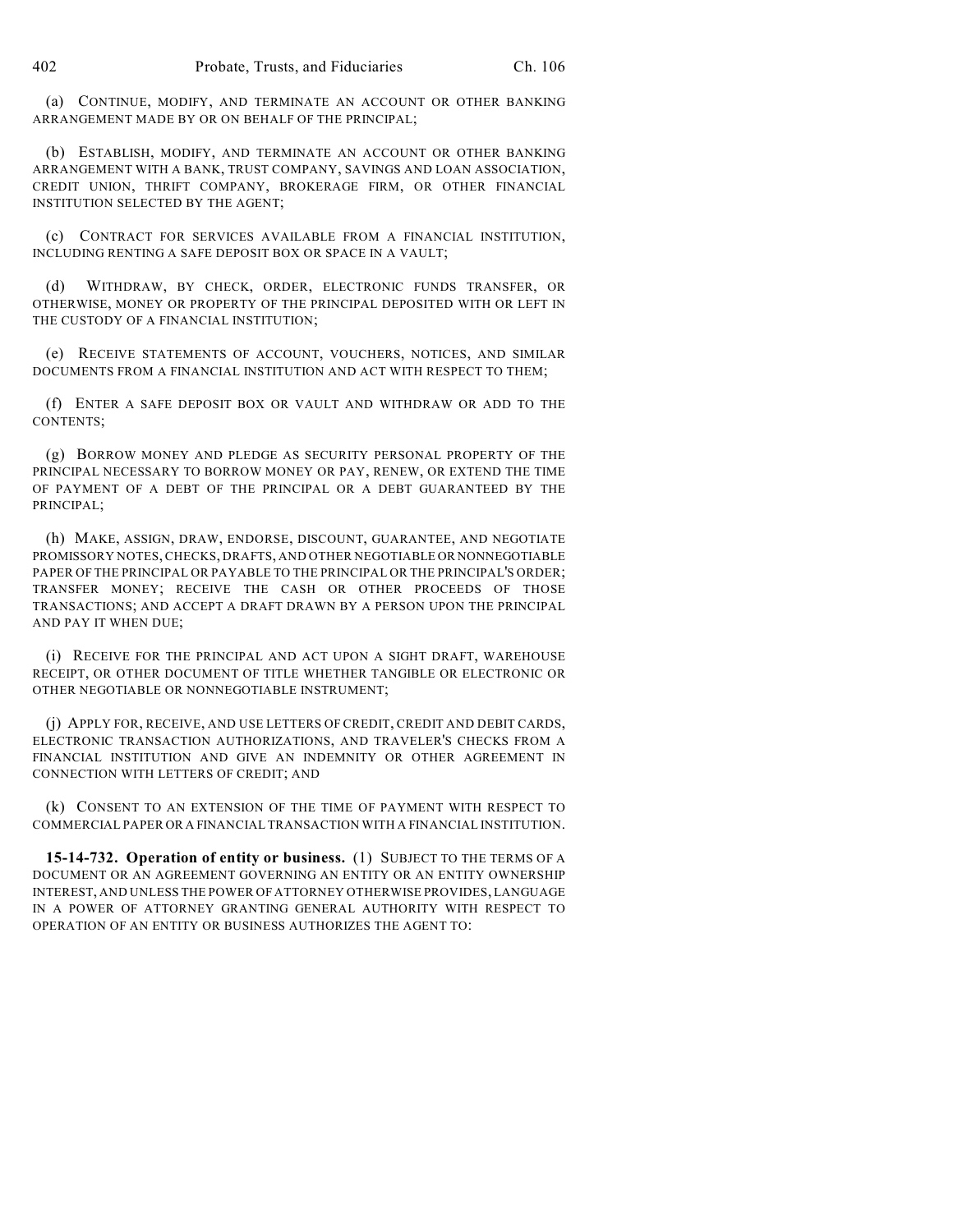(a) CONTINUE, MODIFY, AND TERMINATE AN ACCOUNT OR OTHER BANKING ARRANGEMENT MADE BY OR ON BEHALF OF THE PRINCIPAL;

(b) ESTABLISH, MODIFY, AND TERMINATE AN ACCOUNT OR OTHER BANKING ARRANGEMENT WITH A BANK, TRUST COMPANY, SAVINGS AND LOAN ASSOCIATION, CREDIT UNION, THRIFT COMPANY, BROKERAGE FIRM, OR OTHER FINANCIAL INSTITUTION SELECTED BY THE AGENT;

(c) CONTRACT FOR SERVICES AVAILABLE FROM A FINANCIAL INSTITUTION, INCLUDING RENTING A SAFE DEPOSIT BOX OR SPACE IN A VAULT;

(d) WITHDRAW, BY CHECK, ORDER, ELECTRONIC FUNDS TRANSFER, OR OTHERWISE, MONEY OR PROPERTY OF THE PRINCIPAL DEPOSITED WITH OR LEFT IN THE CUSTODY OF A FINANCIAL INSTITUTION;

(e) RECEIVE STATEMENTS OF ACCOUNT, VOUCHERS, NOTICES, AND SIMILAR DOCUMENTS FROM A FINANCIAL INSTITUTION AND ACT WITH RESPECT TO THEM;

(f) ENTER A SAFE DEPOSIT BOX OR VAULT AND WITHDRAW OR ADD TO THE CONTENTS;

(g) BORROW MONEY AND PLEDGE AS SECURITY PERSONAL PROPERTY OF THE PRINCIPAL NECESSARY TO BORROW MONEY OR PAY, RENEW, OR EXTEND THE TIME OF PAYMENT OF A DEBT OF THE PRINCIPAL OR A DEBT GUARANTEED BY THE PRINCIPAL;

(h) MAKE, ASSIGN, DRAW, ENDORSE, DISCOUNT, GUARANTEE, AND NEGOTIATE PROMISSORY NOTES, CHECKS, DRAFTS, AND OTHER NEGOTIABLE OR NONNEGOTIABLE PAPER OF THE PRINCIPAL OR PAYABLE TO THE PRINCIPAL OR THE PRINCIPAL'S ORDER; TRANSFER MONEY; RECEIVE THE CASH OR OTHER PROCEEDS OF THOSE TRANSACTIONS; AND ACCEPT A DRAFT DRAWN BY A PERSON UPON THE PRINCIPAL AND PAY IT WHEN DUE;

(i) RECEIVE FOR THE PRINCIPAL AND ACT UPON A SIGHT DRAFT, WAREHOUSE RECEIPT, OR OTHER DOCUMENT OF TITLE WHETHER TANGIBLE OR ELECTRONIC OR OTHER NEGOTIABLE OR NONNEGOTIABLE INSTRUMENT;

(j) APPLY FOR, RECEIVE, AND USE LETTERS OF CREDIT, CREDIT AND DEBIT CARDS, ELECTRONIC TRANSACTION AUTHORIZATIONS, AND TRAVELER'S CHECKS FROM A FINANCIAL INSTITUTION AND GIVE AN INDEMNITY OR OTHER AGREEMENT IN CONNECTION WITH LETTERS OF CREDIT; AND

(k) CONSENT TO AN EXTENSION OF THE TIME OF PAYMENT WITH RESPECT TO COMMERCIAL PAPER OR A FINANCIAL TRANSACTION WITH A FINANCIAL INSTITUTION.

**15-14-732. Operation of entity or business.** (1) SUBJECT TO THE TERMS OF A DOCUMENT OR AN AGREEMENT GOVERNING AN ENTITY OR AN ENTITY OWNERSHIP INTEREST, AND UNLESS THE POWER OF ATTORNEY OTHERWISE PROVIDES, LANGUAGE IN A POWER OF ATTORNEY GRANTING GENERAL AUTHORITY WITH RESPECT TO OPERATION OF AN ENTITY OR BUSINESS AUTHORIZES THE AGENT TO: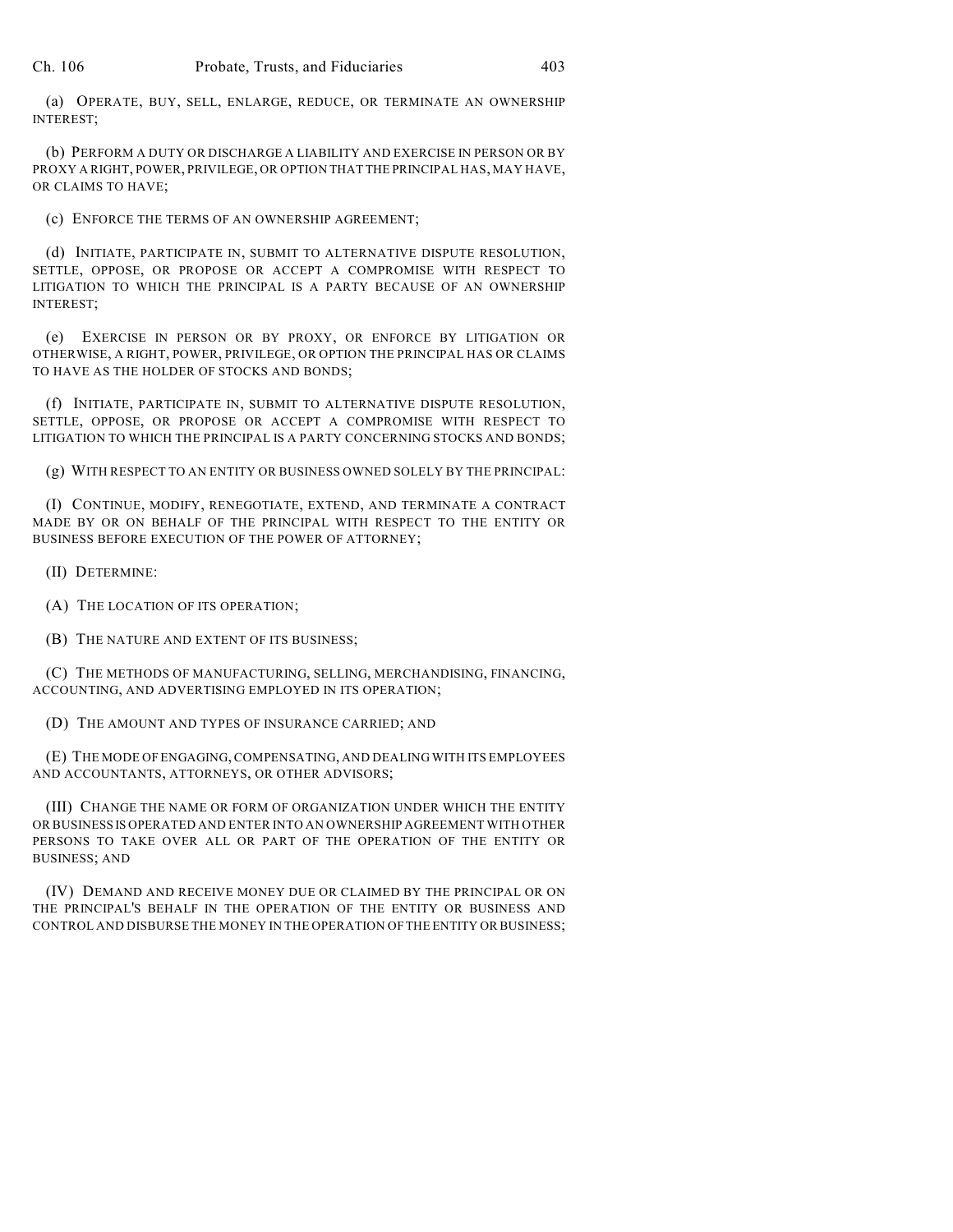(a) OPERATE, BUY, SELL, ENLARGE, REDUCE, OR TERMINATE AN OWNERSHIP INTEREST;

(b) PERFORM A DUTY OR DISCHARGE A LIABILITY AND EXERCISE IN PERSON OR BY PROXY A RIGHT, POWER, PRIVILEGE, OR OPTION THAT THE PRINCIPAL HAS, MAY HAVE, OR CLAIMS TO HAVE;

(c) ENFORCE THE TERMS OF AN OWNERSHIP AGREEMENT;

(d) INITIATE, PARTICIPATE IN, SUBMIT TO ALTERNATIVE DISPUTE RESOLUTION, SETTLE, OPPOSE, OR PROPOSE OR ACCEPT A COMPROMISE WITH RESPECT TO LITIGATION TO WHICH THE PRINCIPAL IS A PARTY BECAUSE OF AN OWNERSHIP INTEREST;

(e) EXERCISE IN PERSON OR BY PROXY, OR ENFORCE BY LITIGATION OR OTHERWISE, A RIGHT, POWER, PRIVILEGE, OR OPTION THE PRINCIPAL HAS OR CLAIMS TO HAVE AS THE HOLDER OF STOCKS AND BONDS;

(f) INITIATE, PARTICIPATE IN, SUBMIT TO ALTERNATIVE DISPUTE RESOLUTION, SETTLE, OPPOSE, OR PROPOSE OR ACCEPT A COMPROMISE WITH RESPECT TO LITIGATION TO WHICH THE PRINCIPAL IS A PARTY CONCERNING STOCKS AND BONDS;

(g) WITH RESPECT TO AN ENTITY OR BUSINESS OWNED SOLELY BY THE PRINCIPAL:

(I) CONTINUE, MODIFY, RENEGOTIATE, EXTEND, AND TERMINATE A CONTRACT MADE BY OR ON BEHALF OF THE PRINCIPAL WITH RESPECT TO THE ENTITY OR BUSINESS BEFORE EXECUTION OF THE POWER OF ATTORNEY;

(II) DETERMINE:

(A) THE LOCATION OF ITS OPERATION;

(B) THE NATURE AND EXTENT OF ITS BUSINESS;

(C) THE METHODS OF MANUFACTURING, SELLING, MERCHANDISING, FINANCING, ACCOUNTING, AND ADVERTISING EMPLOYED IN ITS OPERATION;

(D) THE AMOUNT AND TYPES OF INSURANCE CARRIED; AND

(E) THE MODE OF ENGAGING, COMPENSATING, AND DEALING WITH ITS EMPLOYEES AND ACCOUNTANTS, ATTORNEYS, OR OTHER ADVISORS;

(III) CHANGE THE NAME OR FORM OF ORGANIZATION UNDER WHICH THE ENTITY OR BUSINESS IS OPERATED AND ENTER INTO AN OWNERSHIP AGREEMENT WITH OTHER PERSONS TO TAKE OVER ALL OR PART OF THE OPERATION OF THE ENTITY OR BUSINESS; AND

(IV) DEMAND AND RECEIVE MONEY DUE OR CLAIMED BY THE PRINCIPAL OR ON THE PRINCIPAL'S BEHALF IN THE OPERATION OF THE ENTITY OR BUSINESS AND CONTROL AND DISBURSE THE MONEY IN THE OPERATION OF THE ENTITY OR BUSINESS;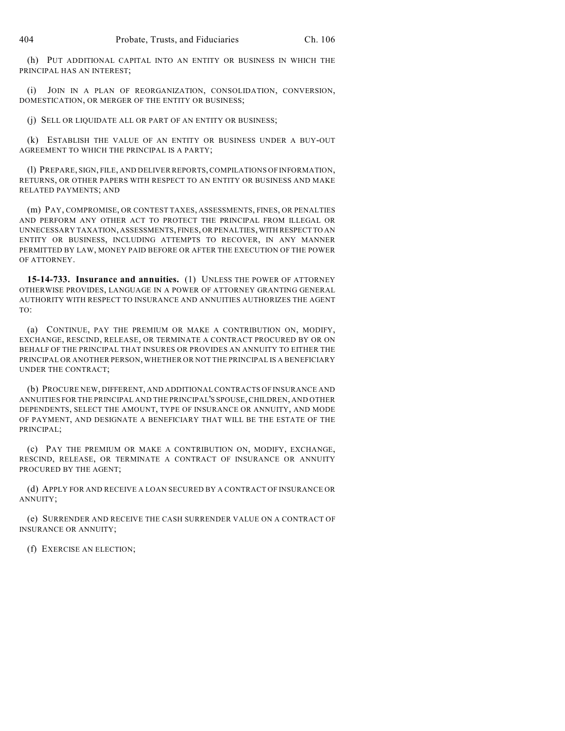(h) PUT ADDITIONAL CAPITAL INTO AN ENTITY OR BUSINESS IN WHICH THE PRINCIPAL HAS AN INTEREST;

(i) JOIN IN A PLAN OF REORGANIZATION, CONSOLIDATION, CONVERSION, DOMESTICATION, OR MERGER OF THE ENTITY OR BUSINESS;

(j) SELL OR LIQUIDATE ALL OR PART OF AN ENTITY OR BUSINESS;

(k) ESTABLISH THE VALUE OF AN ENTITY OR BUSINESS UNDER A BUY-OUT AGREEMENT TO WHICH THE PRINCIPAL IS A PARTY;

(l) PREPARE, SIGN, FILE, AND DELIVER REPORTS, COMPILATIONS OF INFORMATION, RETURNS, OR OTHER PAPERS WITH RESPECT TO AN ENTITY OR BUSINESS AND MAKE RELATED PAYMENTS; AND

(m) PAY, COMPROMISE, OR CONTEST TAXES, ASSESSMENTS, FINES, OR PENALTIES AND PERFORM ANY OTHER ACT TO PROTECT THE PRINCIPAL FROM ILLEGAL OR UNNECESSARY TAXATION, ASSESSMENTS, FINES, OR PENALTIES, WITH RESPECT TO AN ENTITY OR BUSINESS, INCLUDING ATTEMPTS TO RECOVER, IN ANY MANNER PERMITTED BY LAW, MONEY PAID BEFORE OR AFTER THE EXECUTION OF THE POWER OF ATTORNEY.

**15-14-733. Insurance and annuities.** (1) UNLESS THE POWER OF ATTORNEY OTHERWISE PROVIDES, LANGUAGE IN A POWER OF ATTORNEY GRANTING GENERAL AUTHORITY WITH RESPECT TO INSURANCE AND ANNUITIES AUTHORIZES THE AGENT TO:

(a) CONTINUE, PAY THE PREMIUM OR MAKE A CONTRIBUTION ON, MODIFY, EXCHANGE, RESCIND, RELEASE, OR TERMINATE A CONTRACT PROCURED BY OR ON BEHALF OF THE PRINCIPAL THAT INSURES OR PROVIDES AN ANNUITY TO EITHER THE PRINCIPAL OR ANOTHER PERSON, WHETHER OR NOT THE PRINCIPAL IS A BENEFICIARY UNDER THE CONTRACT;

(b) PROCURE NEW, DIFFERENT, AND ADDITIONAL CONTRACTS OF INSURANCE AND ANNUITIES FOR THE PRINCIPAL AND THE PRINCIPAL'S SPOUSE, CHILDREN, AND OTHER DEPENDENTS, SELECT THE AMOUNT, TYPE OF INSURANCE OR ANNUITY, AND MODE OF PAYMENT, AND DESIGNATE A BENEFICIARY THAT WILL BE THE ESTATE OF THE PRINCIPAL;

(c) PAY THE PREMIUM OR MAKE A CONTRIBUTION ON, MODIFY, EXCHANGE, RESCIND, RELEASE, OR TERMINATE A CONTRACT OF INSURANCE OR ANNUITY PROCURED BY THE AGENT;

(d) APPLY FOR AND RECEIVE A LOAN SECURED BY A CONTRACT OF INSURANCE OR ANNUITY;

(e) SURRENDER AND RECEIVE THE CASH SURRENDER VALUE ON A CONTRACT OF INSURANCE OR ANNUITY;

(f) EXERCISE AN ELECTION;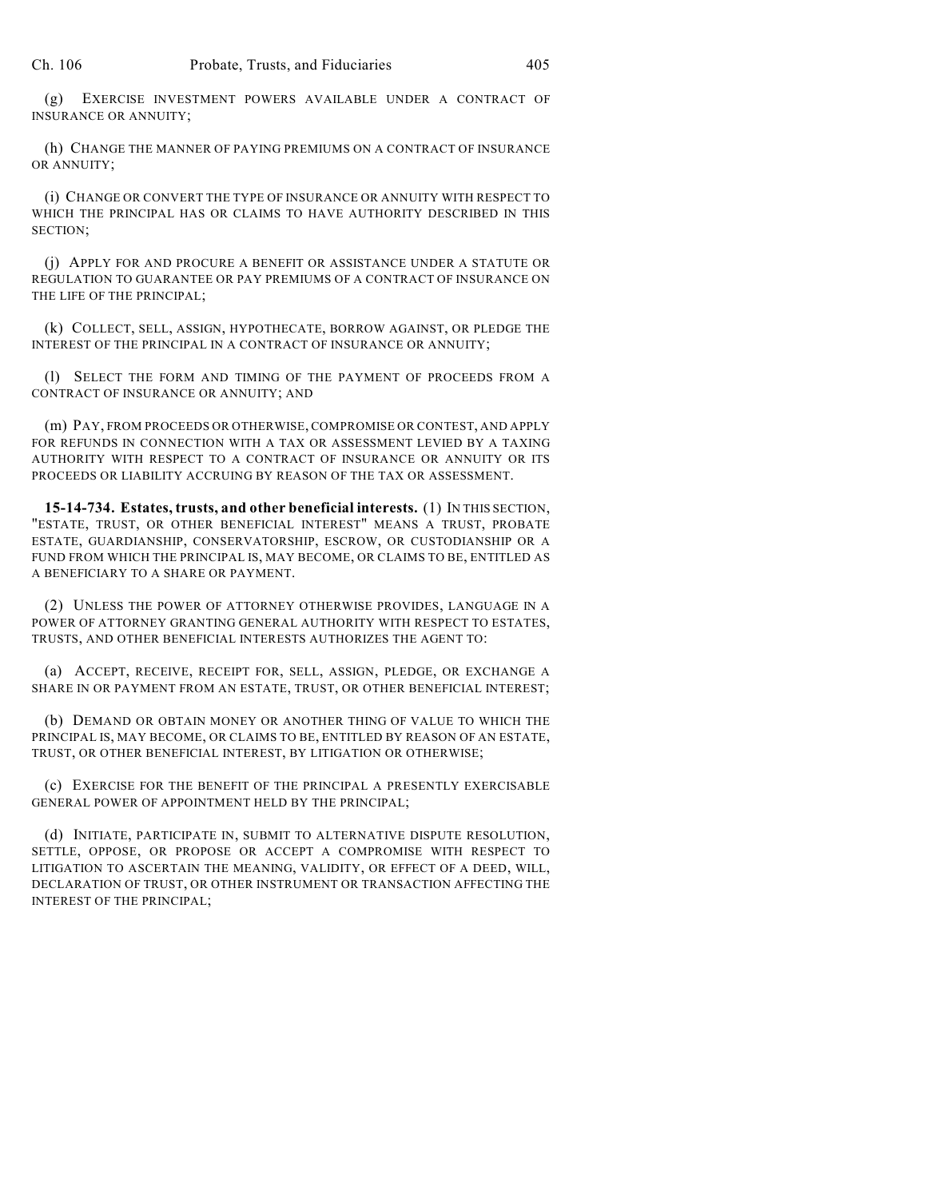(g) EXERCISE INVESTMENT POWERS AVAILABLE UNDER A CONTRACT OF INSURANCE OR ANNUITY;

(h) CHANGE THE MANNER OF PAYING PREMIUMS ON A CONTRACT OF INSURANCE OR ANNUITY;

(i) CHANGE OR CONVERT THE TYPE OF INSURANCE OR ANNUITY WITH RESPECT TO WHICH THE PRINCIPAL HAS OR CLAIMS TO HAVE AUTHORITY DESCRIBED IN THIS SECTION;

(j) APPLY FOR AND PROCURE A BENEFIT OR ASSISTANCE UNDER A STATUTE OR REGULATION TO GUARANTEE OR PAY PREMIUMS OF A CONTRACT OF INSURANCE ON THE LIFE OF THE PRINCIPAL;

(k) COLLECT, SELL, ASSIGN, HYPOTHECATE, BORROW AGAINST, OR PLEDGE THE INTEREST OF THE PRINCIPAL IN A CONTRACT OF INSURANCE OR ANNUITY;

(l) SELECT THE FORM AND TIMING OF THE PAYMENT OF PROCEEDS FROM A CONTRACT OF INSURANCE OR ANNUITY; AND

(m) PAY, FROM PROCEEDS OR OTHERWISE, COMPROMISE OR CONTEST, AND APPLY FOR REFUNDS IN CONNECTION WITH A TAX OR ASSESSMENT LEVIED BY A TAXING AUTHORITY WITH RESPECT TO A CONTRACT OF INSURANCE OR ANNUITY OR ITS PROCEEDS OR LIABILITY ACCRUING BY REASON OF THE TAX OR ASSESSMENT.

**15-14-734. Estates, trusts, and other beneficial interests.** (1) IN THIS SECTION, "ESTATE, TRUST, OR OTHER BENEFICIAL INTEREST" MEANS A TRUST, PROBATE ESTATE, GUARDIANSHIP, CONSERVATORSHIP, ESCROW, OR CUSTODIANSHIP OR A FUND FROM WHICH THE PRINCIPAL IS, MAY BECOME, OR CLAIMS TO BE, ENTITLED AS A BENEFICIARY TO A SHARE OR PAYMENT.

(2) UNLESS THE POWER OF ATTORNEY OTHERWISE PROVIDES, LANGUAGE IN A POWER OF ATTORNEY GRANTING GENERAL AUTHORITY WITH RESPECT TO ESTATES, TRUSTS, AND OTHER BENEFICIAL INTERESTS AUTHORIZES THE AGENT TO:

(a) ACCEPT, RECEIVE, RECEIPT FOR, SELL, ASSIGN, PLEDGE, OR EXCHANGE A SHARE IN OR PAYMENT FROM AN ESTATE, TRUST, OR OTHER BENEFICIAL INTEREST;

(b) DEMAND OR OBTAIN MONEY OR ANOTHER THING OF VALUE TO WHICH THE PRINCIPAL IS, MAY BECOME, OR CLAIMS TO BE, ENTITLED BY REASON OF AN ESTATE, TRUST, OR OTHER BENEFICIAL INTEREST, BY LITIGATION OR OTHERWISE;

(c) EXERCISE FOR THE BENEFIT OF THE PRINCIPAL A PRESENTLY EXERCISABLE GENERAL POWER OF APPOINTMENT HELD BY THE PRINCIPAL;

(d) INITIATE, PARTICIPATE IN, SUBMIT TO ALTERNATIVE DISPUTE RESOLUTION, SETTLE, OPPOSE, OR PROPOSE OR ACCEPT A COMPROMISE WITH RESPECT TO LITIGATION TO ASCERTAIN THE MEANING, VALIDITY, OR EFFECT OF A DEED, WILL, DECLARATION OF TRUST, OR OTHER INSTRUMENT OR TRANSACTION AFFECTING THE INTEREST OF THE PRINCIPAL;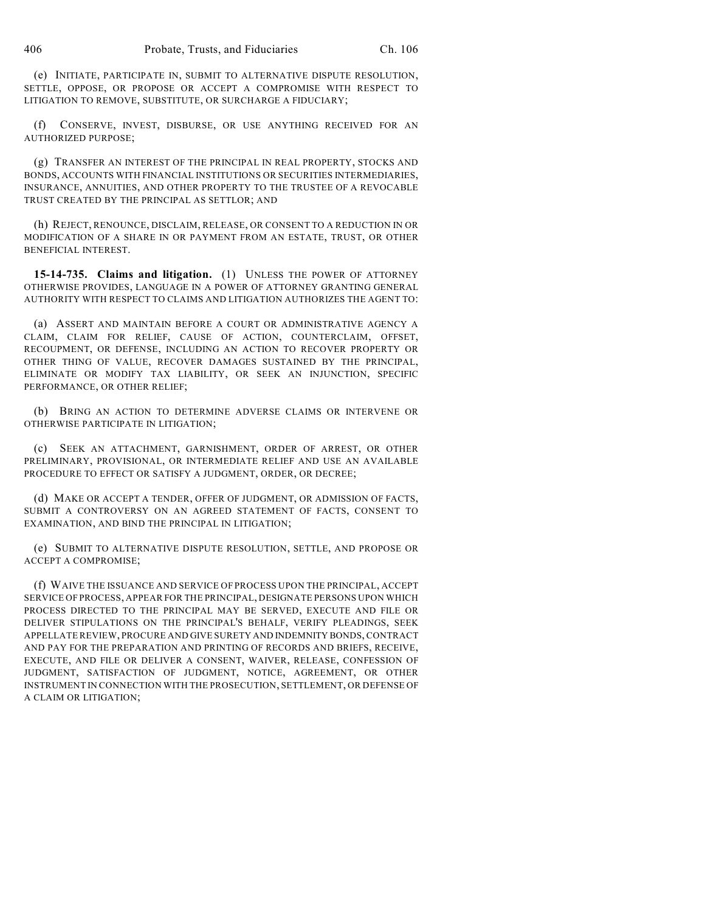(e) INITIATE, PARTICIPATE IN, SUBMIT TO ALTERNATIVE DISPUTE RESOLUTION, SETTLE, OPPOSE, OR PROPOSE OR ACCEPT A COMPROMISE WITH RESPECT TO LITIGATION TO REMOVE, SUBSTITUTE, OR SURCHARGE A FIDUCIARY;

(f) CONSERVE, INVEST, DISBURSE, OR USE ANYTHING RECEIVED FOR AN AUTHORIZED PURPOSE;

(g) TRANSFER AN INTEREST OF THE PRINCIPAL IN REAL PROPERTY, STOCKS AND BONDS, ACCOUNTS WITH FINANCIAL INSTITUTIONS OR SECURITIES INTERMEDIARIES, INSURANCE, ANNUITIES, AND OTHER PROPERTY TO THE TRUSTEE OF A REVOCABLE TRUST CREATED BY THE PRINCIPAL AS SETTLOR; AND

(h) REJECT, RENOUNCE, DISCLAIM, RELEASE, OR CONSENT TO A REDUCTION IN OR MODIFICATION OF A SHARE IN OR PAYMENT FROM AN ESTATE, TRUST, OR OTHER BENEFICIAL INTEREST.

**15-14-735. Claims and litigation.** (1) UNLESS THE POWER OF ATTORNEY OTHERWISE PROVIDES, LANGUAGE IN A POWER OF ATTORNEY GRANTING GENERAL AUTHORITY WITH RESPECT TO CLAIMS AND LITIGATION AUTHORIZES THE AGENT TO:

(a) ASSERT AND MAINTAIN BEFORE A COURT OR ADMINISTRATIVE AGENCY A CLAIM, CLAIM FOR RELIEF, CAUSE OF ACTION, COUNTERCLAIM, OFFSET, RECOUPMENT, OR DEFENSE, INCLUDING AN ACTION TO RECOVER PROPERTY OR OTHER THING OF VALUE, RECOVER DAMAGES SUSTAINED BY THE PRINCIPAL, ELIMINATE OR MODIFY TAX LIABILITY, OR SEEK AN INJUNCTION, SPECIFIC PERFORMANCE, OR OTHER RELIEF;

(b) BRING AN ACTION TO DETERMINE ADVERSE CLAIMS OR INTERVENE OR OTHERWISE PARTICIPATE IN LITIGATION;

(c) SEEK AN ATTACHMENT, GARNISHMENT, ORDER OF ARREST, OR OTHER PRELIMINARY, PROVISIONAL, OR INTERMEDIATE RELIEF AND USE AN AVAILABLE PROCEDURE TO EFFECT OR SATISFY A JUDGMENT, ORDER, OR DECREE;

(d) MAKE OR ACCEPT A TENDER, OFFER OF JUDGMENT, OR ADMISSION OF FACTS, SUBMIT A CONTROVERSY ON AN AGREED STATEMENT OF FACTS, CONSENT TO EXAMINATION, AND BIND THE PRINCIPAL IN LITIGATION;

(e) SUBMIT TO ALTERNATIVE DISPUTE RESOLUTION, SETTLE, AND PROPOSE OR ACCEPT A COMPROMISE;

(f) WAIVE THE ISSUANCE AND SERVICE OF PROCESS UPON THE PRINCIPAL, ACCEPT SERVICE OF PROCESS, APPEAR FOR THE PRINCIPAL, DESIGNATE PERSONS UPON WHICH PROCESS DIRECTED TO THE PRINCIPAL MAY BE SERVED, EXECUTE AND FILE OR DELIVER STIPULATIONS ON THE PRINCIPAL'S BEHALF, VERIFY PLEADINGS, SEEK APPELLATE REVIEW, PROCURE AND GIVE SURETY AND INDEMNITY BONDS, CONTRACT AND PAY FOR THE PREPARATION AND PRINTING OF RECORDS AND BRIEFS, RECEIVE, EXECUTE, AND FILE OR DELIVER A CONSENT, WAIVER, RELEASE, CONFESSION OF JUDGMENT, SATISFACTION OF JUDGMENT, NOTICE, AGREEMENT, OR OTHER INSTRUMENT IN CONNECTION WITH THE PROSECUTION, SETTLEMENT, OR DEFENSE OF A CLAIM OR LITIGATION;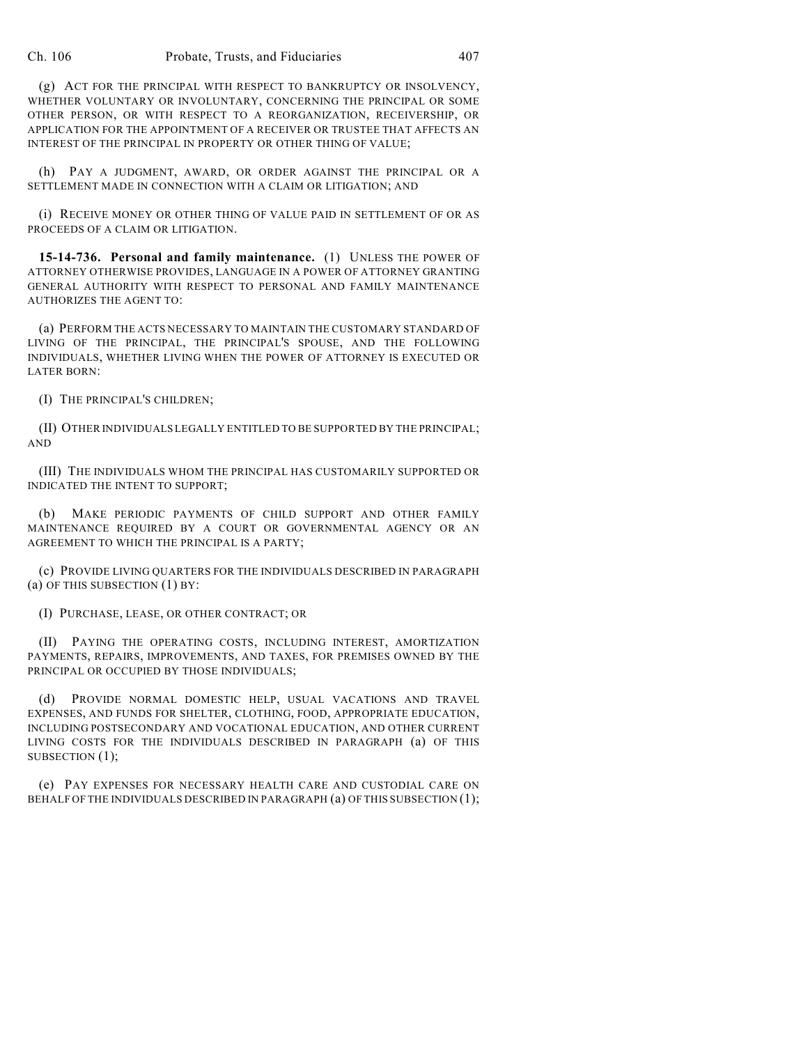(g) ACT FOR THE PRINCIPAL WITH RESPECT TO BANKRUPTCY OR INSOLVENCY, WHETHER VOLUNTARY OR INVOLUNTARY, CONCERNING THE PRINCIPAL OR SOME OTHER PERSON, OR WITH RESPECT TO A REORGANIZATION, RECEIVERSHIP, OR APPLICATION FOR THE APPOINTMENT OF A RECEIVER OR TRUSTEE THAT AFFECTS AN INTEREST OF THE PRINCIPAL IN PROPERTY OR OTHER THING OF VALUE;

(h) PAY A JUDGMENT, AWARD, OR ORDER AGAINST THE PRINCIPAL OR A SETTLEMENT MADE IN CONNECTION WITH A CLAIM OR LITIGATION; AND

(i) RECEIVE MONEY OR OTHER THING OF VALUE PAID IN SETTLEMENT OF OR AS PROCEEDS OF A CLAIM OR LITIGATION.

**15-14-736. Personal and family maintenance.** (1) UNLESS THE POWER OF ATTORNEY OTHERWISE PROVIDES, LANGUAGE IN A POWER OF ATTORNEY GRANTING GENERAL AUTHORITY WITH RESPECT TO PERSONAL AND FAMILY MAINTENANCE AUTHORIZES THE AGENT TO:

(a) PERFORM THE ACTS NECESSARY TO MAINTAIN THE CUSTOMARY STANDARD OF LIVING OF THE PRINCIPAL, THE PRINCIPAL'S SPOUSE, AND THE FOLLOWING INDIVIDUALS, WHETHER LIVING WHEN THE POWER OF ATTORNEY IS EXECUTED OR LATER BORN:

(I) THE PRINCIPAL'S CHILDREN;

(II) OTHER INDIVIDUALS LEGALLY ENTITLED TO BE SUPPORTED BY THE PRINCIPAL; AND

(III) THE INDIVIDUALS WHOM THE PRINCIPAL HAS CUSTOMARILY SUPPORTED OR INDICATED THE INTENT TO SUPPORT;

(b) MAKE PERIODIC PAYMENTS OF CHILD SUPPORT AND OTHER FAMILY MAINTENANCE REQUIRED BY A COURT OR GOVERNMENTAL AGENCY OR AN AGREEMENT TO WHICH THE PRINCIPAL IS A PARTY;

(c) PROVIDE LIVING QUARTERS FOR THE INDIVIDUALS DESCRIBED IN PARAGRAPH (a) OF THIS SUBSECTION (1) BY:

(I) PURCHASE, LEASE, OR OTHER CONTRACT; OR

(II) PAYING THE OPERATING COSTS, INCLUDING INTEREST, AMORTIZATION PAYMENTS, REPAIRS, IMPROVEMENTS, AND TAXES, FOR PREMISES OWNED BY THE PRINCIPAL OR OCCUPIED BY THOSE INDIVIDUALS;

(d) PROVIDE NORMAL DOMESTIC HELP, USUAL VACATIONS AND TRAVEL EXPENSES, AND FUNDS FOR SHELTER, CLOTHING, FOOD, APPROPRIATE EDUCATION, INCLUDING POSTSECONDARY AND VOCATIONAL EDUCATION, AND OTHER CURRENT LIVING COSTS FOR THE INDIVIDUALS DESCRIBED IN PARAGRAPH (a) OF THIS SUBSECTION (1);

(e) PAY EXPENSES FOR NECESSARY HEALTH CARE AND CUSTODIAL CARE ON BEHALF OF THE INDIVIDUALS DESCRIBED IN PARAGRAPH (a) OF THIS SUBSECTION (1);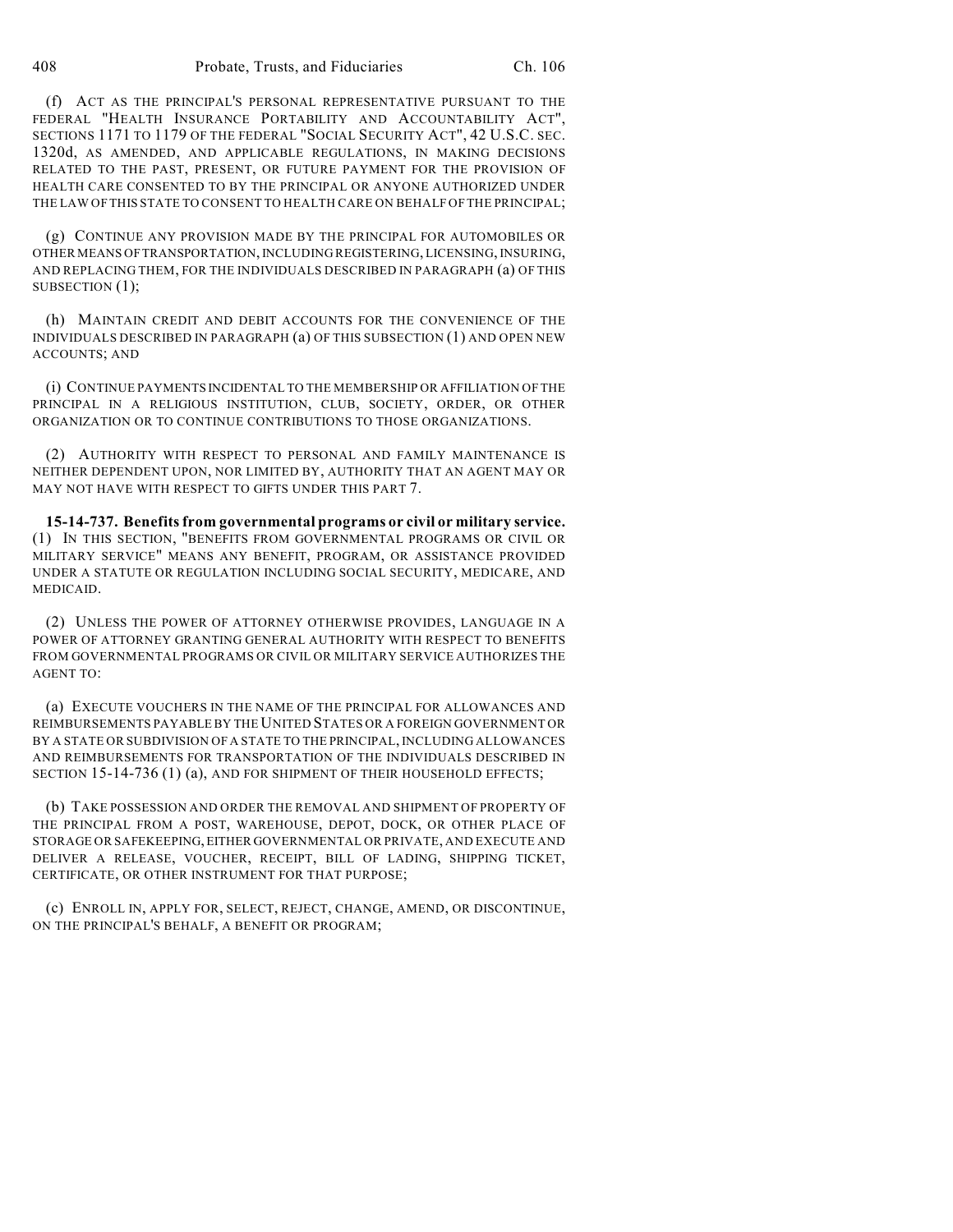(f) ACT AS THE PRINCIPAL'S PERSONAL REPRESENTATIVE PURSUANT TO THE FEDERAL "HEALTH INSURANCE PORTABILITY AND ACCOUNTABILITY ACT", SECTIONS 1171 TO 1179 OF THE FEDERAL "SOCIAL SECURITY ACT", 42 U.S.C. SEC. 1320d, AS AMENDED, AND APPLICABLE REGULATIONS, IN MAKING DECISIONS RELATED TO THE PAST, PRESENT, OR FUTURE PAYMENT FOR THE PROVISION OF HEALTH CARE CONSENTED TO BY THE PRINCIPAL OR ANYONE AUTHORIZED UNDER THE LAW OF THIS STATE TO CONSENT TO HEALTH CARE ON BEHALF OF THE PRINCIPAL;

(g) CONTINUE ANY PROVISION MADE BY THE PRINCIPAL FOR AUTOMOBILES OR OTHER MEANS OF TRANSPORTATION, INCLUDING REGISTERING, LICENSING, INSURING, AND REPLACING THEM, FOR THE INDIVIDUALS DESCRIBED IN PARAGRAPH (a) OF THIS SUBSECTION (1);

(h) MAINTAIN CREDIT AND DEBIT ACCOUNTS FOR THE CONVENIENCE OF THE INDIVIDUALS DESCRIBED IN PARAGRAPH (a) OF THIS SUBSECTION (1) AND OPEN NEW ACCOUNTS; AND

(i) CONTINUE PAYMENTS INCIDENTAL TO THE MEMBERSHIP OR AFFILIATION OF THE PRINCIPAL IN A RELIGIOUS INSTITUTION, CLUB, SOCIETY, ORDER, OR OTHER ORGANIZATION OR TO CONTINUE CONTRIBUTIONS TO THOSE ORGANIZATIONS.

(2) AUTHORITY WITH RESPECT TO PERSONAL AND FAMILY MAINTENANCE IS NEITHER DEPENDENT UPON, NOR LIMITED BY, AUTHORITY THAT AN AGENT MAY OR MAY NOT HAVE WITH RESPECT TO GIFTS UNDER THIS PART 7.

**15-14-737. Benefits from governmental programs or civil or military service.** (1) IN THIS SECTION, "BENEFITS FROM GOVERNMENTAL PROGRAMS OR CIVIL OR MILITARY SERVICE" MEANS ANY BENEFIT, PROGRAM, OR ASSISTANCE PROVIDED UNDER A STATUTE OR REGULATION INCLUDING SOCIAL SECURITY, MEDICARE, AND MEDICAID.

(2) UNLESS THE POWER OF ATTORNEY OTHERWISE PROVIDES, LANGUAGE IN A POWER OF ATTORNEY GRANTING GENERAL AUTHORITY WITH RESPECT TO BENEFITS FROM GOVERNMENTAL PROGRAMS OR CIVIL OR MILITARY SERVICE AUTHORIZES THE AGENT TO:

(a) EXECUTE VOUCHERS IN THE NAME OF THE PRINCIPAL FOR ALLOWANCES AND REIMBURSEMENTS PAYABLE BY THE UNITED STATES OR A FOREIGN GOVERNMENT OR BY A STATE OR SUBDIVISION OF A STATE TO THE PRINCIPAL, INCLUDING ALLOWANCES AND REIMBURSEMENTS FOR TRANSPORTATION OF THE INDIVIDUALS DESCRIBED IN SECTION 15-14-736 (1) (a), AND FOR SHIPMENT OF THEIR HOUSEHOLD EFFECTS;

(b) TAKE POSSESSION AND ORDER THE REMOVAL AND SHIPMENT OF PROPERTY OF THE PRINCIPAL FROM A POST, WAREHOUSE, DEPOT, DOCK, OR OTHER PLACE OF STORAGE OR SAFEKEEPING, EITHER GOVERNMENTAL OR PRIVATE, AND EXECUTE AND DELIVER A RELEASE, VOUCHER, RECEIPT, BILL OF LADING, SHIPPING TICKET, CERTIFICATE, OR OTHER INSTRUMENT FOR THAT PURPOSE;

(c) ENROLL IN, APPLY FOR, SELECT, REJECT, CHANGE, AMEND, OR DISCONTINUE, ON THE PRINCIPAL'S BEHALF, A BENEFIT OR PROGRAM;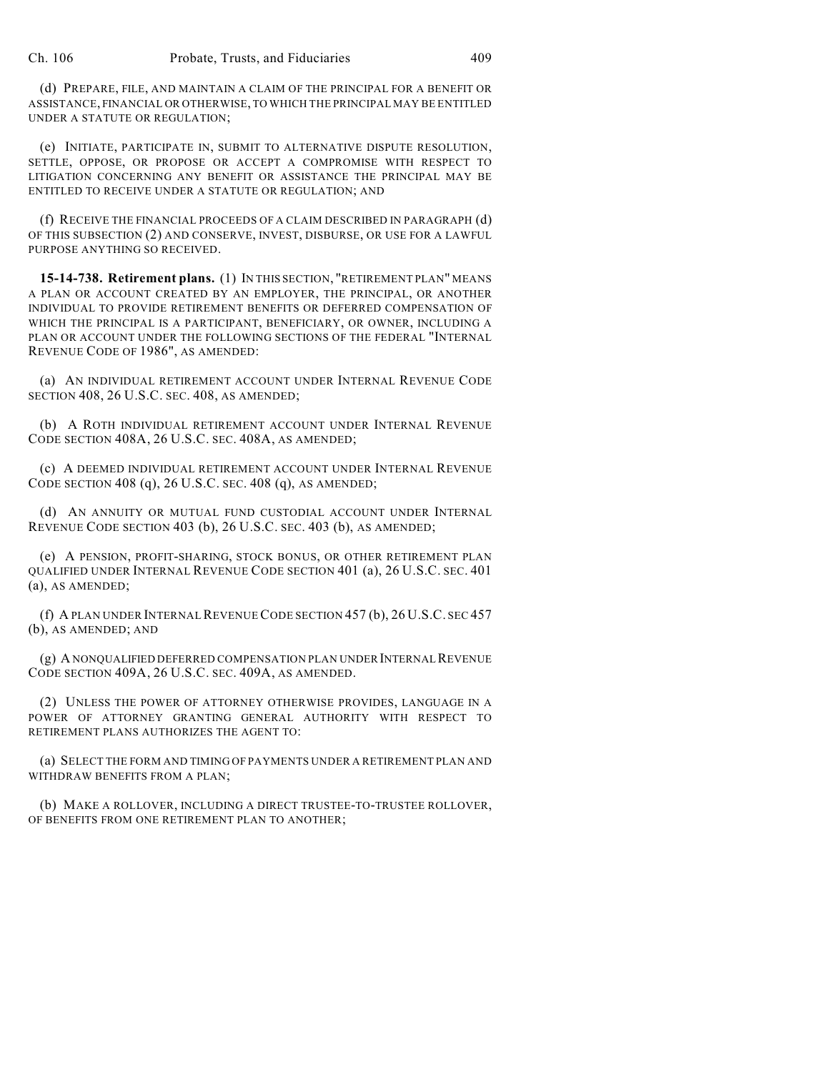(d) PREPARE, FILE, AND MAINTAIN A CLAIM OF THE PRINCIPAL FOR A BENEFIT OR ASSISTANCE, FINANCIAL OR OTHERWISE, TO WHICH THE PRINCIPAL MAY BE ENTITLED UNDER A STATUTE OR REGULATION;

(e) INITIATE, PARTICIPATE IN, SUBMIT TO ALTERNATIVE DISPUTE RESOLUTION, SETTLE, OPPOSE, OR PROPOSE OR ACCEPT A COMPROMISE WITH RESPECT TO LITIGATION CONCERNING ANY BENEFIT OR ASSISTANCE THE PRINCIPAL MAY BE ENTITLED TO RECEIVE UNDER A STATUTE OR REGULATION; AND

(f) RECEIVE THE FINANCIAL PROCEEDS OF A CLAIM DESCRIBED IN PARAGRAPH (d) OF THIS SUBSECTION (2) AND CONSERVE, INVEST, DISBURSE, OR USE FOR A LAWFUL PURPOSE ANYTHING SO RECEIVED.

**15-14-738. Retirement plans.** (1) IN THIS SECTION, "RETIREMENT PLAN" MEANS A PLAN OR ACCOUNT CREATED BY AN EMPLOYER, THE PRINCIPAL, OR ANOTHER INDIVIDUAL TO PROVIDE RETIREMENT BENEFITS OR DEFERRED COMPENSATION OF WHICH THE PRINCIPAL IS A PARTICIPANT, BENEFICIARY, OR OWNER, INCLUDING A PLAN OR ACCOUNT UNDER THE FOLLOWING SECTIONS OF THE FEDERAL "INTERNAL REVENUE CODE OF 1986", AS AMENDED:

(a) AN INDIVIDUAL RETIREMENT ACCOUNT UNDER INTERNAL REVENUE CODE SECTION 408, 26 U.S.C. SEC. 408, AS AMENDED;

(b) A ROTH INDIVIDUAL RETIREMENT ACCOUNT UNDER INTERNAL REVENUE CODE SECTION 408A, 26 U.S.C. SEC. 408A, AS AMENDED;

(c) A DEEMED INDIVIDUAL RETIREMENT ACCOUNT UNDER INTERNAL REVENUE CODE SECTION 408 (q), 26 U.S.C. SEC. 408 (q), AS AMENDED;

(d) AN ANNUITY OR MUTUAL FUND CUSTODIAL ACCOUNT UNDER INTERNAL REVENUE CODE SECTION 403 (b), 26 U.S.C. SEC. 403 (b), AS AMENDED;

(e) A PENSION, PROFIT-SHARING, STOCK BONUS, OR OTHER RETIREMENT PLAN QUALIFIED UNDER INTERNAL REVENUE CODE SECTION 401 (a), 26 U.S.C. SEC. 401 (a), AS AMENDED;

(f) A PLAN UNDER INTERNAL REVENUE CODE SECTION 457 (b), 26 U.S.C. SEC 457 (b), AS AMENDED; AND

(g) A NONQUALIFIED DEFERRED COMPENSATION PLAN UNDER INTERNAL REVENUE CODE SECTION 409A, 26 U.S.C. SEC. 409A, AS AMENDED.

(2) UNLESS THE POWER OF ATTORNEY OTHERWISE PROVIDES, LANGUAGE IN A POWER OF ATTORNEY GRANTING GENERAL AUTHORITY WITH RESPECT TO RETIREMENT PLANS AUTHORIZES THE AGENT TO:

(a) SELECT THE FORM AND TIMING OF PAYMENTS UNDER A RETIREMENT PLAN AND WITHDRAW BENEFITS FROM A PLAN;

(b) MAKE A ROLLOVER, INCLUDING A DIRECT TRUSTEE-TO-TRUSTEE ROLLOVER, OF BENEFITS FROM ONE RETIREMENT PLAN TO ANOTHER;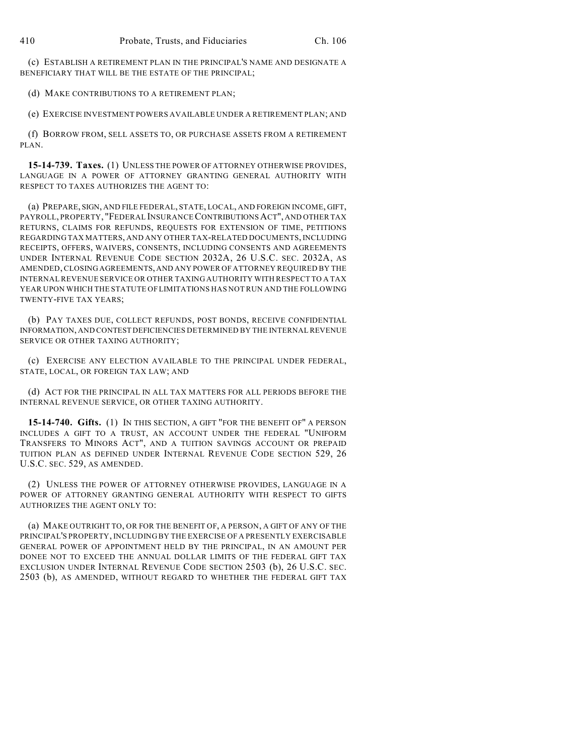(c) ESTABLISH A RETIREMENT PLAN IN THE PRINCIPAL'S NAME AND DESIGNATE A BENEFICIARY THAT WILL BE THE ESTATE OF THE PRINCIPAL;

(d) MAKE CONTRIBUTIONS TO A RETIREMENT PLAN;

(e) EXERCISE INVESTMENT POWERS AVAILABLE UNDER A RETIREMENT PLAN; AND

(f) BORROW FROM, SELL ASSETS TO, OR PURCHASE ASSETS FROM A RETIREMENT PLAN.

**15-14-739. Taxes.** (1) UNLESS THE POWER OF ATTORNEY OTHERWISE PROVIDES, LANGUAGE IN A POWER OF ATTORNEY GRANTING GENERAL AUTHORITY WITH RESPECT TO TAXES AUTHORIZES THE AGENT TO:

(a) PREPARE, SIGN, AND FILE FEDERAL, STATE, LOCAL, AND FOREIGN INCOME, GIFT, PAYROLL, PROPERTY, "FEDERAL INSURANCE CONTRIBUTIONS ACT", AND OTHER TAX RETURNS, CLAIMS FOR REFUNDS, REQUESTS FOR EXTENSION OF TIME, PETITIONS REGARDING TAX MATTERS, AND ANY OTHER TAX-RELATED DOCUMENTS, INCLUDING RECEIPTS, OFFERS, WAIVERS, CONSENTS, INCLUDING CONSENTS AND AGREEMENTS UNDER INTERNAL REVENUE CODE SECTION 2032A, 26 U.S.C. SEC. 2032A, AS AMENDED, CLOSING AGREEMENTS, AND ANY POWER OF ATTORNEY REQUIRED BY THE INTERNAL REVENUE SERVICE OR OTHER TAXING AUTHORITY WITH RESPECT TO A TAX YEAR UPON WHICH THE STATUTE OF LIMITATIONS HAS NOT RUN AND THE FOLLOWING TWENTY-FIVE TAX YEARS;

(b) PAY TAXES DUE, COLLECT REFUNDS, POST BONDS, RECEIVE CONFIDENTIAL INFORMATION, AND CONTEST DEFICIENCIES DETERMINED BY THE INTERNAL REVENUE SERVICE OR OTHER TAXING AUTHORITY;

(c) EXERCISE ANY ELECTION AVAILABLE TO THE PRINCIPAL UNDER FEDERAL, STATE, LOCAL, OR FOREIGN TAX LAW; AND

(d) ACT FOR THE PRINCIPAL IN ALL TAX MATTERS FOR ALL PERIODS BEFORE THE INTERNAL REVENUE SERVICE, OR OTHER TAXING AUTHORITY.

**15-14-740. Gifts.** (1) IN THIS SECTION, A GIFT "FOR THE BENEFIT OF" A PERSON INCLUDES A GIFT TO A TRUST, AN ACCOUNT UNDER THE FEDERAL "UNIFORM TRANSFERS TO MINORS ACT", AND A TUITION SAVINGS ACCOUNT OR PREPAID TUITION PLAN AS DEFINED UNDER INTERNAL REVENUE CODE SECTION 529, 26 U.S.C. SEC. 529, AS AMENDED.

(2) UNLESS THE POWER OF ATTORNEY OTHERWISE PROVIDES, LANGUAGE IN A POWER OF ATTORNEY GRANTING GENERAL AUTHORITY WITH RESPECT TO GIFTS AUTHORIZES THE AGENT ONLY TO:

(a) MAKE OUTRIGHT TO, OR FOR THE BENEFIT OF, A PERSON, A GIFT OF ANY OF THE PRINCIPAL'S PROPERTY, INCLUDING BY THE EXERCISE OF A PRESENTLY EXERCISABLE GENERAL POWER OF APPOINTMENT HELD BY THE PRINCIPAL, IN AN AMOUNT PER DONEE NOT TO EXCEED THE ANNUAL DOLLAR LIMITS OF THE FEDERAL GIFT TAX EXCLUSION UNDER INTERNAL REVENUE CODE SECTION 2503 (b), 26 U.S.C. SEC. 2503 (b), AS AMENDED, WITHOUT REGARD TO WHETHER THE FEDERAL GIFT TAX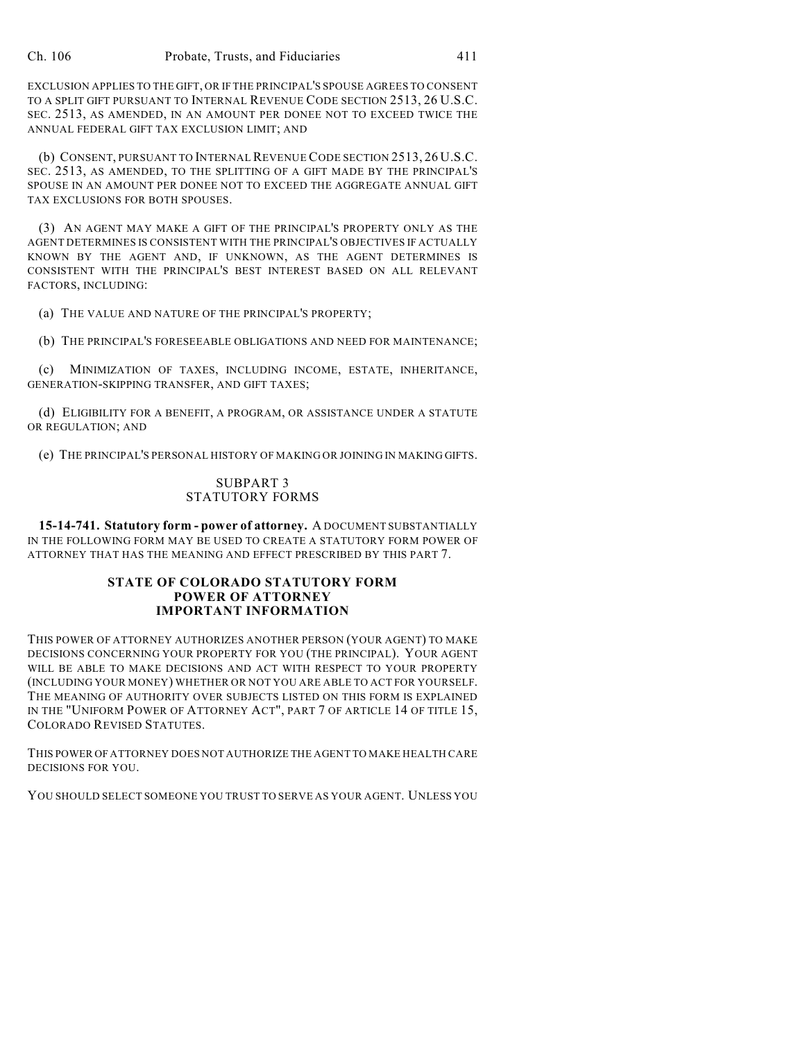EXCLUSION APPLIES TO THE GIFT, OR IF THE PRINCIPAL'S SPOUSE AGREES TO CONSENT TO A SPLIT GIFT PURSUANT TO INTERNAL REVENUE CODE SECTION 2513, 26 U.S.C. SEC. 2513, AS AMENDED, IN AN AMOUNT PER DONEE NOT TO EXCEED TWICE THE ANNUAL FEDERAL GIFT TAX EXCLUSION LIMIT; AND

(b) CONSENT, PURSUANT TO INTERNAL REVENUE CODE SECTION 2513, 26 U.S.C. SEC. 2513, AS AMENDED, TO THE SPLITTING OF A GIFT MADE BY THE PRINCIPAL'S SPOUSE IN AN AMOUNT PER DONEE NOT TO EXCEED THE AGGREGATE ANNUAL GIFT TAX EXCLUSIONS FOR BOTH SPOUSES.

(3) AN AGENT MAY MAKE A GIFT OF THE PRINCIPAL'S PROPERTY ONLY AS THE AGENT DETERMINES IS CONSISTENT WITH THE PRINCIPAL'S OBJECTIVES IF ACTUALLY KNOWN BY THE AGENT AND, IF UNKNOWN, AS THE AGENT DETERMINES IS CONSISTENT WITH THE PRINCIPAL'S BEST INTEREST BASED ON ALL RELEVANT FACTORS, INCLUDING:

(a) THE VALUE AND NATURE OF THE PRINCIPAL'S PROPERTY;

(b) THE PRINCIPAL'S FORESEEABLE OBLIGATIONS AND NEED FOR MAINTENANCE;

(c) MINIMIZATION OF TAXES, INCLUDING INCOME, ESTATE, INHERITANCE, GENERATION-SKIPPING TRANSFER, AND GIFT TAXES;

(d) ELIGIBILITY FOR A BENEFIT, A PROGRAM, OR ASSISTANCE UNDER A STATUTE OR REGULATION; AND

(e) THE PRINCIPAL'S PERSONAL HISTORY OF MAKING OR JOINING IN MAKING GIFTS.

## SUBPART 3
## STATUTORY FORMS

**15-14-741. Statutory form - power of attorney.** A DOCUMENT SUBSTANTIALLY IN THE FOLLOWING FORM MAY BE USED TO CREATE A STATUTORY FORM POWER OF ATTORNEY THAT HAS THE MEANING AND EFFECT PRESCRIBED BY THIS PART 7.

### STATE OF COLORADO STATUTORY FORM
### POWER OF ATTORNEY
### IMPORTANT INFORMATION

THIS POWER OF ATTORNEY AUTHORIZES ANOTHER PERSON (YOUR AGENT) TO MAKE DECISIONS CONCERNING YOUR PROPERTY FOR YOU (THE PRINCIPAL). YOUR AGENT WILL BE ABLE TO MAKE DECISIONS AND ACT WITH RESPECT TO YOUR PROPERTY (INCLUDING YOUR MONEY) WHETHER OR NOT YOU ARE ABLE TO ACT FOR YOURSELF. THE MEANING OF AUTHORITY OVER SUBJECTS LISTED ON THIS FORM IS EXPLAINED IN THE "UNIFORM POWER OF ATTORNEY ACT", PART 7 OF ARTICLE 14 OF TITLE 15, COLORADO REVISED STATUTES.

THIS POWER OF ATTORNEY DOES NOT AUTHORIZE THE AGENT TO MAKE HEALTH CARE DECISIONS FOR YOU.

YOU SHOULD SELECT SOMEONE YOU TRUST TO SERVE AS YOUR AGENT. UNLESS YOU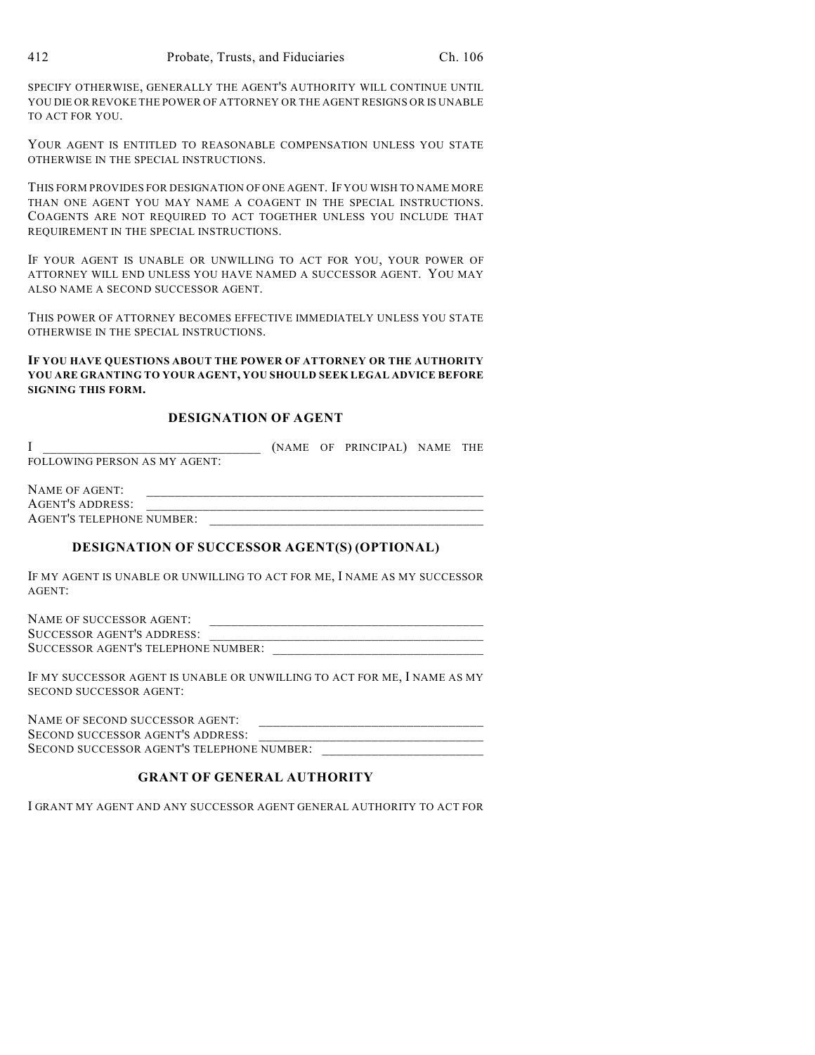SPECIFY OTHERWISE, GENERALLY THE AGENT'S AUTHORITY WILL CONTINUE UNTIL YOU DIE OR REVOKE THE POWER OF ATTORNEY OR THE AGENT RESIGNS OR IS UNABLE TO ACT FOR YOU.

YOUR AGENT IS ENTITLED TO REASONABLE COMPENSATION UNLESS YOU STATE OTHERWISE IN THE SPECIAL INSTRUCTIONS.

THIS FORM PROVIDES FOR DESIGNATION OF ONE AGENT. IF YOU WISH TO NAME MORE THAN ONE AGENT YOU MAY NAME A COAGENT IN THE SPECIAL INSTRUCTIONS. COAGENTS ARE NOT REQUIRED TO ACT TOGETHER UNLESS YOU INCLUDE THAT REQUIREMENT IN THE SPECIAL INSTRUCTIONS.

IF YOUR AGENT IS UNABLE OR UNWILLING TO ACT FOR YOU, YOUR POWER OF ATTORNEY WILL END UNLESS YOU HAVE NAMED A SUCCESSOR AGENT. YOU MAY ALSO NAME A SECOND SUCCESSOR AGENT.

THIS POWER OF ATTORNEY BECOMES EFFECTIVE IMMEDIATELY UNLESS YOU STATE OTHERWISE IN THE SPECIAL INSTRUCTIONS.

**IF YOU HAVE QUESTIONS ABOUT THE POWER OF ATTORNEY OR THE AUTHORITY YOU ARE GRANTING TO YOUR AGENT, YOU SHOULD SEEK LEGAL ADVICE BEFORE SIGNING THIS FORM.**

## DESIGNATION OF AGENT

I ________________________________ (NAME OF PRINCIPAL) NAME THE FOLLOWING PERSON AS MY AGENT:

NAME OF AGENT: ________________________________________________
AGENT'S ADDRESS: ________________________________________________
AGENT'S TELEPHONE NUMBER: ________________________________________

## DESIGNATION OF SUCCESSOR AGENT(S) (OPTIONAL)

IF MY AGENT IS UNABLE OR UNWILLING TO ACT FOR ME, I NAME AS MY SUCCESSOR AGENT:

NAME OF SUCCESSOR AGENT: ________________________________________
SUCCESSOR AGENT'S ADDRESS: ________________________________________
SUCCESSOR AGENT'S TELEPHONE NUMBER: _______________________________

IF MY SUCCESSOR AGENT IS UNABLE OR UNWILLING TO ACT FOR ME, I NAME AS MY SECOND SUCCESSOR AGENT:

NAME OF SECOND SUCCESSOR AGENT: _________________________________
SECOND SUCCESSOR AGENT'S ADDRESS: _________________________________
SECOND SUCCESSOR AGENT'S TELEPHONE NUMBER: ________________________

## GRANT OF GENERAL AUTHORITY

I GRANT MY AGENT AND ANY SUCCESSOR AGENT GENERAL AUTHORITY TO ACT FOR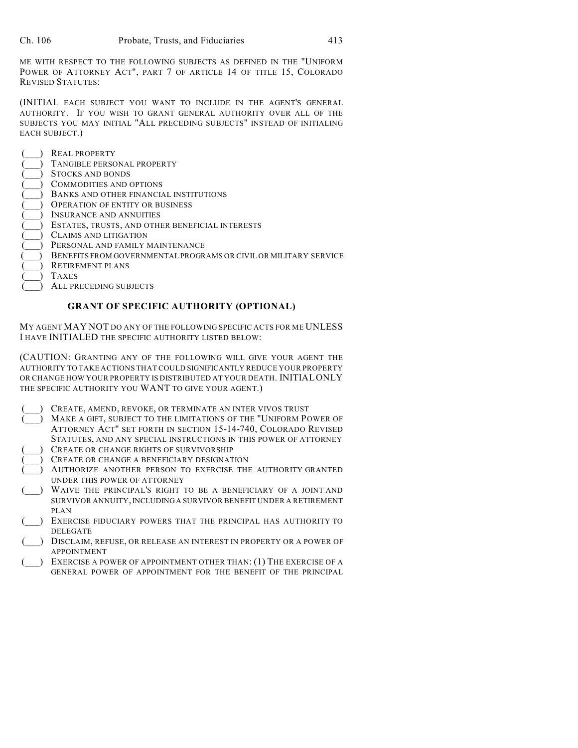ME WITH RESPECT TO THE FOLLOWING SUBJECTS AS DEFINED IN THE "UNIFORM POWER OF ATTORNEY ACT", PART 7 OF ARTICLE 14 OF TITLE 15, COLORADO REVISED STATUTES:

(INITIAL EACH SUBJECT YOU WANT TO INCLUDE IN THE AGENT'S GENERAL AUTHORITY. IF YOU WISH TO GRANT GENERAL AUTHORITY OVER ALL OF THE SUBJECTS YOU MAY INITIAL "ALL PRECEDING SUBJECTS" INSTEAD OF INITIALING EACH SUBJECT.)

(___) REAL PROPERTY
(___) TANGIBLE PERSONAL PROPERTY
(___) STOCKS AND BONDS
(___) COMMODITIES AND OPTIONS
(___) BANKS AND OTHER FINANCIAL INSTITUTIONS
(___) OPERATION OF ENTITY OR BUSINESS
(___) INSURANCE AND ANNUITIES
(___) ESTATES, TRUSTS, AND OTHER BENEFICIAL INTERESTS
(___) CLAIMS AND LITIGATION
(___) PERSONAL AND FAMILY MAINTENANCE
(___) BENEFITS FROM GOVERNMENTAL PROGRAMS OR CIVIL OR MILITARY SERVICE
(___) RETIREMENT PLANS
(___) TAXES
(___) ALL PRECEDING SUBJECTS

## GRANT OF SPECIFIC AUTHORITY (OPTIONAL)

MY AGENT MAY NOT DO ANY OF THE FOLLOWING SPECIFIC ACTS FOR ME UNLESS I HAVE INITIALED THE SPECIFIC AUTHORITY LISTED BELOW:

(CAUTION: GRANTING ANY OF THE FOLLOWING WILL GIVE YOUR AGENT THE AUTHORITY TO TAKE ACTIONS THAT COULD SIGNIFICANTLY REDUCE YOUR PROPERTY OR CHANGE HOW YOUR PROPERTY IS DISTRIBUTED AT YOUR DEATH. INITIAL ONLY THE SPECIFIC AUTHORITY YOU WANT TO GIVE YOUR AGENT.)

(___) CREATE, AMEND, REVOKE, OR TERMINATE AN INTER VIVOS TRUST
(___) MAKE A GIFT, SUBJECT TO THE LIMITATIONS OF THE "UNIFORM POWER OF ATTORNEY ACT" SET FORTH IN SECTION 15-14-740, COLORADO REVISED STATUTES, AND ANY SPECIAL INSTRUCTIONS IN THIS POWER OF ATTORNEY
(___) CREATE OR CHANGE RIGHTS OF SURVIVORSHIP
(___) CREATE OR CHANGE A BENEFICIARY DESIGNATION
(___) AUTHORIZE ANOTHER PERSON TO EXERCISE THE AUTHORITY GRANTED UNDER THIS POWER OF ATTORNEY
(___) WAIVE THE PRINCIPAL'S RIGHT TO BE A BENEFICIARY OF A JOINT AND SURVIVOR ANNUITY, INCLUDING A SURVIVOR BENEFIT UNDER A RETIREMENT PLAN
(___) EXERCISE FIDUCIARY POWERS THAT THE PRINCIPAL HAS AUTHORITY TO DELEGATE
(___) DISCLAIM, REFUSE, OR RELEASE AN INTEREST IN PROPERTY OR A POWER OF APPOINTMENT
(___) EXERCISE A POWER OF APPOINTMENT OTHER THAN: (1) THE EXERCISE OF A GENERAL POWER OF APPOINTMENT FOR THE BENEFIT OF THE PRINCIPAL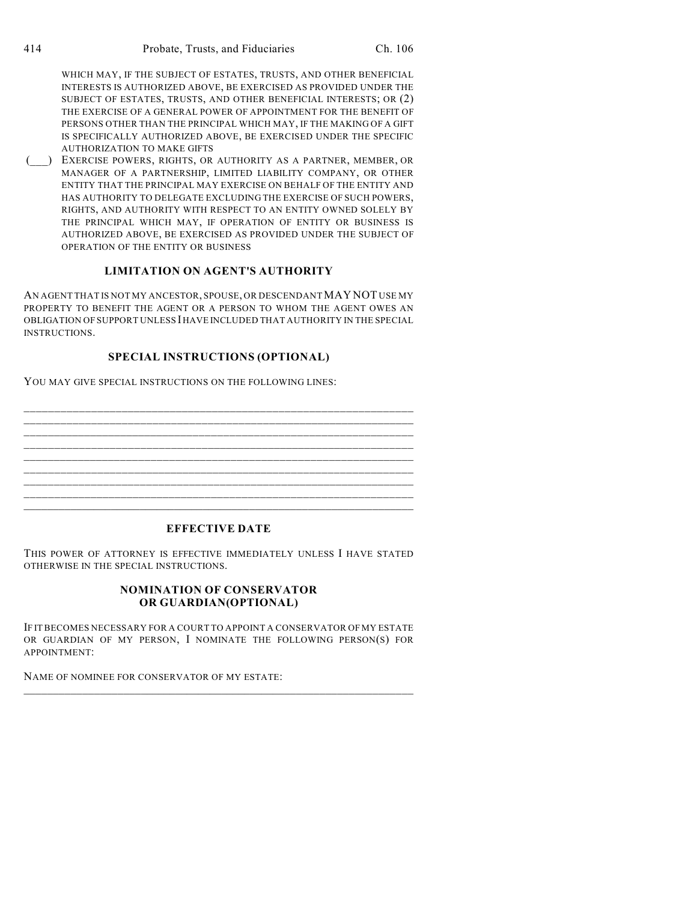WHICH MAY, IF THE SUBJECT OF ESTATES, TRUSTS, AND OTHER BENEFICIAL INTERESTS IS AUTHORIZED ABOVE, BE EXERCISED AS PROVIDED UNDER THE SUBJECT OF ESTATES, TRUSTS, AND OTHER BENEFICIAL INTERESTS; OR (2) THE EXERCISE OF A GENERAL POWER OF APPOINTMENT FOR THE BENEFIT OF PERSONS OTHER THAN THE PRINCIPAL WHICH MAY, IF THE MAKING OF A GIFT IS SPECIFICALLY AUTHORIZED ABOVE, BE EXERCISED UNDER THE SPECIFIC AUTHORIZATION TO MAKE GIFTS

(___) EXERCISE POWERS, RIGHTS, OR AUTHORITY AS A PARTNER, MEMBER, OR MANAGER OF A PARTNERSHIP, LIMITED LIABILITY COMPANY, OR OTHER ENTITY THAT THE PRINCIPAL MAY EXERCISE ON BEHALF OF THE ENTITY AND HAS AUTHORITY TO DELEGATE EXCLUDING THE EXERCISE OF SUCH POWERS, RIGHTS, AND AUTHORITY WITH RESPECT TO AN ENTITY OWNED SOLELY BY THE PRINCIPAL WHICH MAY, IF OPERATION OF ENTITY OR BUSINESS IS AUTHORIZED ABOVE, BE EXERCISED AS PROVIDED UNDER THE SUBJECT OF OPERATION OF THE ENTITY OR BUSINESS

## LIMITATION ON AGENT'S AUTHORITY

AN AGENT THAT IS NOT MY ANCESTOR, SPOUSE, OR DESCENDANT MAY NOT USE MY PROPERTY TO BENEFIT THE AGENT OR A PERSON TO WHOM THE AGENT OWES AN OBLIGATION OF SUPPORT UNLESS I HAVE INCLUDED THAT AUTHORITY IN THE SPECIAL INSTRUCTIONS.

## SPECIAL INSTRUCTIONS (OPTIONAL)

YOU MAY GIVE SPECIAL INSTRUCTIONS ON THE FOLLOWING LINES:

______________________________________________________________________
______________________________________________________________________
______________________________________________________________________
______________________________________________________________________
______________________________________________________________________
______________________________________________________________________
______________________________________________________________________
______________________________________________________________________
______________________________________________________________________

## EFFECTIVE DATE

THIS POWER OF ATTORNEY IS EFFECTIVE IMMEDIATELY UNLESS I HAVE STATED OTHERWISE IN THE SPECIAL INSTRUCTIONS.

## NOMINATION OF CONSERVATOR OR GUARDIAN(OPTIONAL)

IF IT BECOMES NECESSARY FOR A COURT TO APPOINT A CONSERVATOR OF MY ESTATE OR GUARDIAN OF MY PERSON, I NOMINATE THE FOLLOWING PERSON(S) FOR APPOINTMENT:

NAME OF NOMINEE FOR CONSERVATOR OF MY ESTATE:
______________________________________________________________________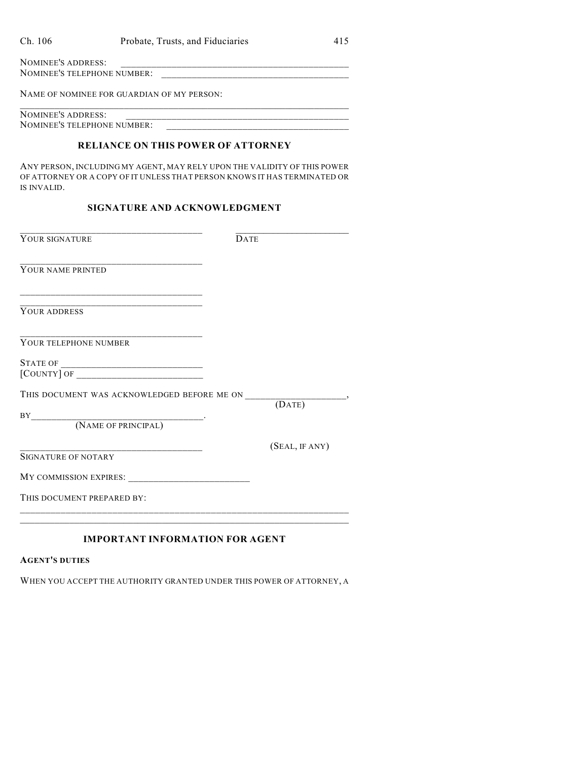NOMINEE'S ADDRESS: ______________________________________________
NOMINEE'S TELEPHONE NUMBER: ________________________________________

NAME OF NOMINEE FOR GUARDIAN OF MY PERSON:

____________________________________________________________________
NOMINEE'S ADDRESS: ______________________________________________
NOMINEE'S TELEPHONE NUMBER: ________________________________________

## RELIANCE ON THIS POWER OF ATTORNEY

ANY PERSON, INCLUDING MY AGENT, MAY RELY UPON THE VALIDITY OF THIS POWER OF ATTORNEY OR A COPY OF IT UNLESS THAT PERSON KNOWS IT HAS TERMINATED OR IS INVALID.

## SIGNATURE AND ACKNOWLEDGMENT

_____________________________________ ________________________
YOUR SIGNATURE DATE

_____________________________________
YOUR NAME PRINTED

_____________________________________
_____________________________________
YOUR ADDRESS

_____________________________________
YOUR TELEPHONE NUMBER

STATE OF ____________________________
[COUNTY] OF __________________________

THIS DOCUMENT WAS ACKNOWLEDGED BEFORE ME ON ____________________,
(DATE)
BY__________________________________.
(NAME OF PRINCIPAL)

_____________________________________ (SEAL, IF ANY)
SIGNATURE OF NOTARY

MY COMMISSION EXPIRES: _________________________

THIS DOCUMENT PREPARED BY:

____________________________________________________________________
____________________________________________________________________

## IMPORTANT INFORMATION FOR AGENT

**AGENT'S DUTIES**

WHEN YOU ACCEPT THE AUTHORITY GRANTED UNDER THIS POWER OF ATTORNEY, A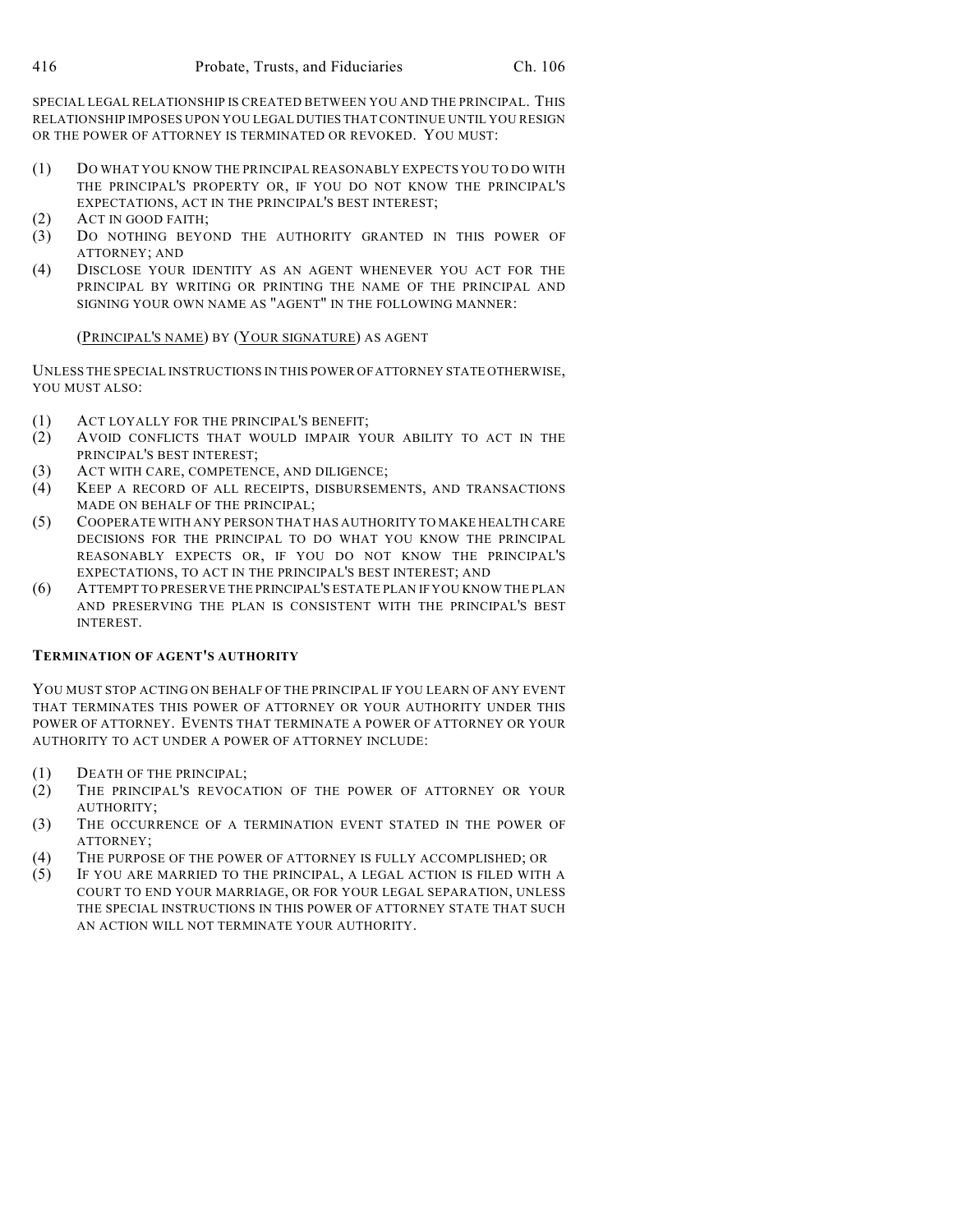SPECIAL LEGAL RELATIONSHIP IS CREATED BETWEEN YOU AND THE PRINCIPAL. THIS RELATIONSHIP IMPOSES UPON YOU LEGAL DUTIES THAT CONTINUE UNTIL YOU RESIGN OR THE POWER OF ATTORNEY IS TERMINATED OR REVOKED. YOU MUST:

(1) DO WHAT YOU KNOW THE PRINCIPAL REASONABLY EXPECTS YOU TO DO WITH THE PRINCIPAL'S PROPERTY OR, IF YOU DO NOT KNOW THE PRINCIPAL'S EXPECTATIONS, ACT IN THE PRINCIPAL'S BEST INTEREST;
(2) ACT IN GOOD FAITH;
(3) DO NOTHING BEYOND THE AUTHORITY GRANTED IN THIS POWER OF ATTORNEY; AND
(4) DISCLOSE YOUR IDENTITY AS AN AGENT WHENEVER YOU ACT FOR THE PRINCIPAL BY WRITING OR PRINTING THE NAME OF THE PRINCIPAL AND SIGNING YOUR OWN NAME AS "AGENT" IN THE FOLLOWING MANNER:

(PRINCIPAL'S NAME) BY (YOUR SIGNATURE) AS AGENT

UNLESS THE SPECIAL INSTRUCTIONS IN THIS POWER OF ATTORNEY STATE OTHERWISE, YOU MUST ALSO:

(1) ACT LOYALLY FOR THE PRINCIPAL'S BENEFIT;
(2) AVOID CONFLICTS THAT WOULD IMPAIR YOUR ABILITY TO ACT IN THE PRINCIPAL'S BEST INTEREST;
(3) ACT WITH CARE, COMPETENCE, AND DILIGENCE;
(4) KEEP A RECORD OF ALL RECEIPTS, DISBURSEMENTS, AND TRANSACTIONS MADE ON BEHALF OF THE PRINCIPAL;
(5) COOPERATE WITH ANY PERSON THAT HAS AUTHORITY TO MAKE HEALTH CARE DECISIONS FOR THE PRINCIPAL TO DO WHAT YOU KNOW THE PRINCIPAL REASONABLY EXPECTS OR, IF YOU DO NOT KNOW THE PRINCIPAL'S EXPECTATIONS, TO ACT IN THE PRINCIPAL'S BEST INTEREST; AND
(6) ATTEMPT TO PRESERVE THE PRINCIPAL'S ESTATE PLAN IF YOU KNOW THE PLAN AND PRESERVING THE PLAN IS CONSISTENT WITH THE PRINCIPAL'S BEST INTEREST.

**TERMINATION OF AGENT'S AUTHORITY**

YOU MUST STOP ACTING ON BEHALF OF THE PRINCIPAL IF YOU LEARN OF ANY EVENT THAT TERMINATES THIS POWER OF ATTORNEY OR YOUR AUTHORITY UNDER THIS POWER OF ATTORNEY. EVENTS THAT TERMINATE A POWER OF ATTORNEY OR YOUR AUTHORITY TO ACT UNDER A POWER OF ATTORNEY INCLUDE:

(1) DEATH OF THE PRINCIPAL;
(2) THE PRINCIPAL'S REVOCATION OF THE POWER OF ATTORNEY OR YOUR AUTHORITY;
(3) THE OCCURRENCE OF A TERMINATION EVENT STATED IN THE POWER OF ATTORNEY;
(4) THE PURPOSE OF THE POWER OF ATTORNEY IS FULLY ACCOMPLISHED; OR
(5) IF YOU ARE MARRIED TO THE PRINCIPAL, A LEGAL ACTION IS FILED WITH A COURT TO END YOUR MARRIAGE, OR FOR YOUR LEGAL SEPARATION, UNLESS THE SPECIAL INSTRUCTIONS IN THIS POWER OF ATTORNEY STATE THAT SUCH AN ACTION WILL NOT TERMINATE YOUR AUTHORITY.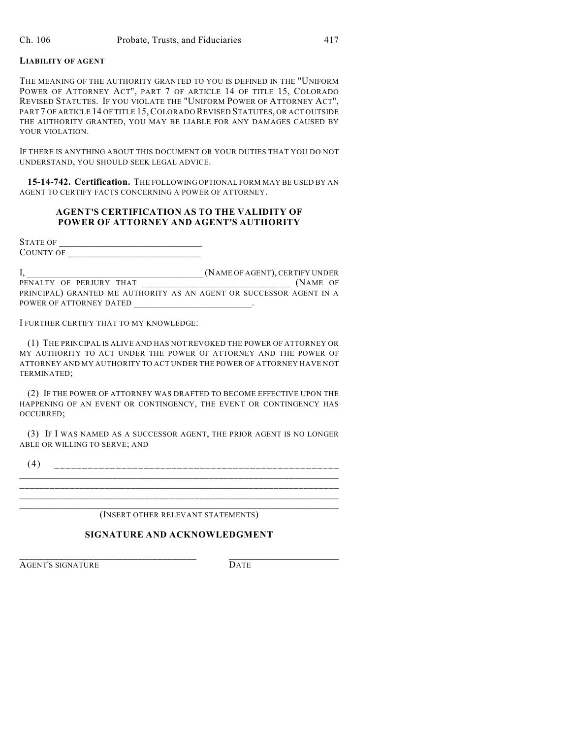**LIABILITY OF AGENT**

THE MEANING OF THE AUTHORITY GRANTED TO YOU IS DEFINED IN THE "UNIFORM POWER OF ATTORNEY ACT", PART 7 OF ARTICLE 14 OF TITLE 15, COLORADO REVISED STATUTES. IF YOU VIOLATE THE "UNIFORM POWER OF ATTORNEY ACT", PART 7 OF ARTICLE 14 OF TITLE 15, COLORADO REVISED STATUTES, OR ACT OUTSIDE THE AUTHORITY GRANTED, YOU MAY BE LIABLE FOR ANY DAMAGES CAUSED BY YOUR VIOLATION.

IF THERE IS ANYTHING ABOUT THIS DOCUMENT OR YOUR DUTIES THAT YOU DO NOT UNDERSTAND, YOU SHOULD SEEK LEGAL ADVICE.

**15-14-742. Certification.** THE FOLLOWING OPTIONAL FORM MAY BE USED BY AN AGENT TO CERTIFY FACTS CONCERNING A POWER OF ATTORNEY.

### AGENT'S CERTIFICATION AS TO THE VALIDITY OF POWER OF ATTORNEY AND AGENT'S AUTHORITY

STATE OF ______________________________
COUNTY OF ____________________________

I, ______________________________________ (NAME OF AGENT), CERTIFY UNDER PENALTY OF PERJURY THAT ________________________________ (NAME OF PRINCIPAL) GRANTED ME AUTHORITY AS AN AGENT OR SUCCESSOR AGENT IN A POWER OF ATTORNEY DATED __________________________.

I FURTHER CERTIFY THAT TO MY KNOWLEDGE:

(1) THE PRINCIPAL IS ALIVE AND HAS NOT REVOKED THE POWER OF ATTORNEY OR MY AUTHORITY TO ACT UNDER THE POWER OF ATTORNEY AND THE POWER OF ATTORNEY AND MY AUTHORITY TO ACT UNDER THE POWER OF ATTORNEY HAVE NOT TERMINATED;

(2) IF THE POWER OF ATTORNEY WAS DRAFTED TO BECOME EFFECTIVE UPON THE HAPPENING OF AN EVENT OR CONTINGENCY, THE EVENT OR CONTINGENCY HAS OCCURRED;

(3) IF I WAS NAMED AS A SUCCESSOR AGENT, THE PRIOR AGENT IS NO LONGER ABLE OR WILLING TO SERVE; AND

(4) ____________________________________________________
________________________________________________________________
________________________________________________________________
________________________________________________________________
________________________________________________________________

(INSERT OTHER RELEVANT STATEMENTS)

### SIGNATURE AND ACKNOWLEDGMENT

_____________________________________ &nbsp;&nbsp;&nbsp;&nbsp; _______________________
AGENT'S SIGNATURE &nbsp;&nbsp;&nbsp;&nbsp; DATE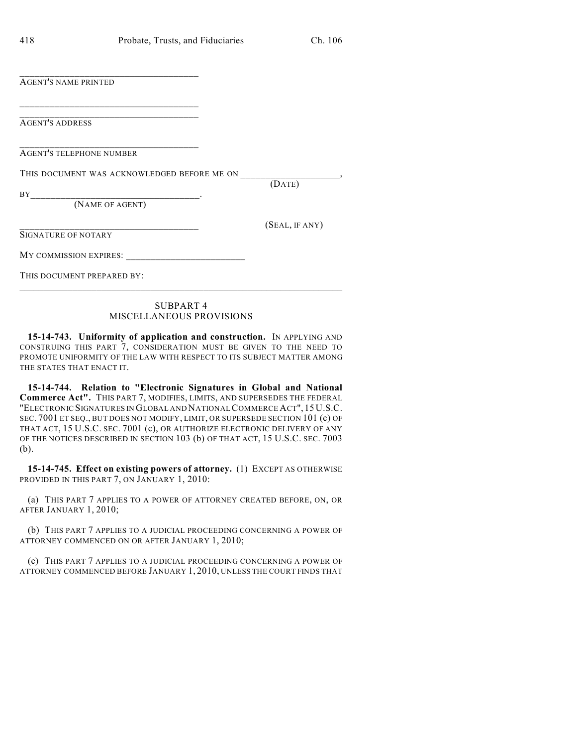\_\_\_\_\_\_\_\_\_\_\_\_\_\_\_\_\_\_\_\_\_\_\_\_\_\_\_\_\_\_\_\_\_\_\_\_
AGENT'S NAME PRINTED

\_\_\_\_\_\_\_\_\_\_\_\_\_\_\_\_\_\_\_\_\_\_\_\_\_\_\_\_\_\_\_\_\_\_\_\_
\_\_\_\_\_\_\_\_\_\_\_\_\_\_\_\_\_\_\_\_\_\_\_\_\_\_\_\_\_\_\_\_\_\_\_\_
AGENT'S ADDRESS

\_\_\_\_\_\_\_\_\_\_\_\_\_\_\_\_\_\_\_\_\_\_\_\_\_\_\_\_\_\_\_\_\_\_\_\_
AGENT'S TELEPHONE NUMBER

THIS DOCUMENT WAS ACKNOWLEDGED BEFORE ME ON \_\_\_\_\_\_\_\_\_\_\_\_\_\_\_\_\_\_\_\_,
(DATE)

BY\_\_\_\_\_\_\_\_\_\_\_\_\_\_\_\_\_\_\_\_\_\_\_\_\_\_\_\_\_\_\_\_\_\_.
(NAME OF AGENT)

\_\_\_\_\_\_\_\_\_\_\_\_\_\_\_\_\_\_\_\_\_\_\_\_\_\_\_\_\_\_\_\_\_\_\_\_ (SEAL, IF ANY)
SIGNATURE OF NOTARY

MY COMMISSION EXPIRES: \_\_\_\_\_\_\_\_\_\_\_\_\_\_\_\_\_\_\_\_\_\_\_\_\_

THIS DOCUMENT PREPARED BY:

\_\_\_\_\_\_\_\_\_\_\_\_\_\_\_\_\_\_\_\_\_\_\_\_\_\_\_\_\_\_\_\_\_\_\_\_\_\_\_\_\_\_\_\_\_\_\_\_\_\_\_\_\_\_\_\_\_\_\_\_\_\_\_\_

## SUBPART 4
## MISCELLANEOUS PROVISIONS

**15-14-743. Uniformity of application and construction.** IN APPLYING AND CONSTRUING THIS PART 7, CONSIDERATION MUST BE GIVEN TO THE NEED TO PROMOTE UNIFORMITY OF THE LAW WITH RESPECT TO ITS SUBJECT MATTER AMONG THE STATES THAT ENACT IT.

**15-14-744. Relation to "Electronic Signatures in Global and National Commerce Act".** THIS PART 7, MODIFIES, LIMITS, AND SUPERSEDES THE FEDERAL "ELECTRONIC SIGNATURES IN GLOBAL AND NATIONAL COMMERCE ACT", 15 U.S.C. SEC. 7001 ET SEQ., BUT DOES NOT MODIFY, LIMIT, OR SUPERSEDE SECTION 101 (c) OF THAT ACT, 15 U.S.C. SEC. 7001 (c), OR AUTHORIZE ELECTRONIC DELIVERY OF ANY OF THE NOTICES DESCRIBED IN SECTION 103 (b) OF THAT ACT, 15 U.S.C. SEC. 7003 (b).

**15-14-745. Effect on existing powers of attorney.** (1) EXCEPT AS OTHERWISE PROVIDED IN THIS PART 7, ON JANUARY 1, 2010:

(a) THIS PART 7 APPLIES TO A POWER OF ATTORNEY CREATED BEFORE, ON, OR AFTER JANUARY 1, 2010;

(b) THIS PART 7 APPLIES TO A JUDICIAL PROCEEDING CONCERNING A POWER OF ATTORNEY COMMENCED ON OR AFTER JANUARY 1, 2010;

(c) THIS PART 7 APPLIES TO A JUDICIAL PROCEEDING CONCERNING A POWER OF ATTORNEY COMMENCED BEFORE JANUARY 1, 2010, UNLESS THE COURT FINDS THAT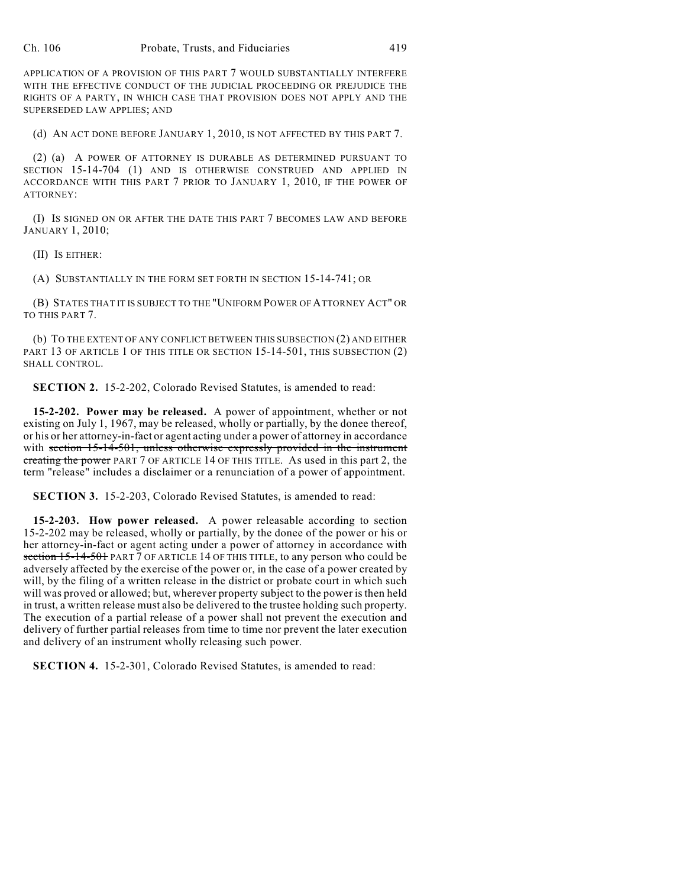APPLICATION OF A PROVISION OF THIS PART 7 WOULD SUBSTANTIALLY INTERFERE WITH THE EFFECTIVE CONDUCT OF THE JUDICIAL PROCEEDING OR PREJUDICE THE RIGHTS OF A PARTY, IN WHICH CASE THAT PROVISION DOES NOT APPLY AND THE SUPERSEDED LAW APPLIES; AND

(d) AN ACT DONE BEFORE JANUARY 1, 2010, IS NOT AFFECTED BY THIS PART 7.

(2) (a) A POWER OF ATTORNEY IS DURABLE AS DETERMINED PURSUANT TO SECTION 15-14-704 (1) AND IS OTHERWISE CONSTRUED AND APPLIED IN ACCORDANCE WITH THIS PART 7 PRIOR TO JANUARY 1, 2010, IF THE POWER OF ATTORNEY:

(I) IS SIGNED ON OR AFTER THE DATE THIS PART 7 BECOMES LAW AND BEFORE JANUARY 1, 2010;

(II) IS EITHER:

(A) SUBSTANTIALLY IN THE FORM SET FORTH IN SECTION 15-14-741; OR

(B) STATES THAT IT IS SUBJECT TO THE "UNIFORM POWER OF ATTORNEY ACT" OR TO THIS PART 7.

(b) TO THE EXTENT OF ANY CONFLICT BETWEEN THIS SUBSECTION (2) AND EITHER PART 13 OF ARTICLE 1 OF THIS TITLE OR SECTION 15-14-501, THIS SUBSECTION (2) SHALL CONTROL.

**SECTION 2.** 15-2-202, Colorado Revised Statutes, is amended to read:

**15-2-202. Power may be released.** A power of appointment, whether or not existing on July 1, 1967, may be released, wholly or partially, by the donee thereof, or his or her attorney-in-fact or agent acting under a power of attorney in accordance with ~~section 15-14-501, unless otherwise expressly provided in the instrument creating the power~~ PART 7 OF ARTICLE 14 OF THIS TITLE. As used in this part 2, the term "release" includes a disclaimer or a renunciation of a power of appointment.

**SECTION 3.** 15-2-203, Colorado Revised Statutes, is amended to read:

**15-2-203. How power released.** A power releasable according to section 15-2-202 may be released, wholly or partially, by the donee of the power or his or her attorney-in-fact or agent acting under a power of attorney in accordance with ~~section 15-14-501~~ PART 7 OF ARTICLE 14 OF THIS TITLE, to any person who could be adversely affected by the exercise of the power or, in the case of a power created by will, by the filing of a written release in the district or probate court in which such will was proved or allowed; but, wherever property subject to the power is then held in trust, a written release must also be delivered to the trustee holding such property. The execution of a partial release of a power shall not prevent the execution and delivery of further partial releases from time to time nor prevent the later execution and delivery of an instrument wholly releasing such power.

**SECTION 4.** 15-2-301, Colorado Revised Statutes, is amended to read: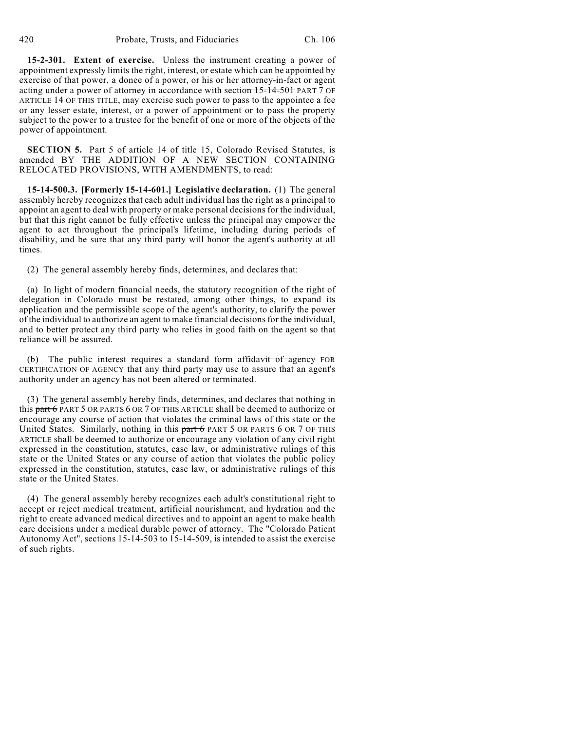**15-2-301. Extent of exercise.** Unless the instrument creating a power of appointment expressly limits the right, interest, or estate which can be appointed by exercise of that power, a donee of a power, or his or her attorney-in-fact or agent acting under a power of attorney in accordance with ~~section 15-14-501~~ PART 7 OF ARTICLE 14 OF THIS TITLE, may exercise such power to pass to the appointee a fee or any lesser estate, interest, or a power of appointment or to pass the property subject to the power to a trustee for the benefit of one or more of the objects of the power of appointment.

**SECTION 5.** Part 5 of article 14 of title 15, Colorado Revised Statutes, is amended BY THE ADDITION OF A NEW SECTION CONTAINING RELOCATED PROVISIONS, WITH AMENDMENTS, to read:

**15-14-500.3. [Formerly 15-14-601.] Legislative declaration.** (1) The general assembly hereby recognizes that each adult individual has the right as a principal to appoint an agent to deal with property or make personal decisions for the individual, but that this right cannot be fully effective unless the principal may empower the agent to act throughout the principal's lifetime, including during periods of disability, and be sure that any third party will honor the agent's authority at all times.

(2) The general assembly hereby finds, determines, and declares that:

(a) In light of modern financial needs, the statutory recognition of the right of delegation in Colorado must be restated, among other things, to expand its application and the permissible scope of the agent's authority, to clarify the power of the individual to authorize an agent to make financial decisions for the individual, and to better protect any third party who relies in good faith on the agent so that reliance will be assured.

(b) The public interest requires a standard form ~~affidavit of agency~~ FOR CERTIFICATION OF AGENCY that any third party may use to assure that an agent's authority under an agency has not been altered or terminated.

(3) The general assembly hereby finds, determines, and declares that nothing in this ~~part 6~~ PART 5 OR PARTS 6 OR 7 OF THIS ARTICLE shall be deemed to authorize or encourage any course of action that violates the criminal laws of this state or the United States. Similarly, nothing in this ~~part 6~~ PART 5 OR PARTS 6 OR 7 OF THIS ARTICLE shall be deemed to authorize or encourage any violation of any civil right expressed in the constitution, statutes, case law, or administrative rulings of this state or the United States or any course of action that violates the public policy expressed in the constitution, statutes, case law, or administrative rulings of this state or the United States.

(4) The general assembly hereby recognizes each adult's constitutional right to accept or reject medical treatment, artificial nourishment, and hydration and the right to create advanced medical directives and to appoint an agent to make health care decisions under a medical durable power of attorney. The "Colorado Patient Autonomy Act", sections 15-14-503 to 15-14-509, is intended to assist the exercise of such rights.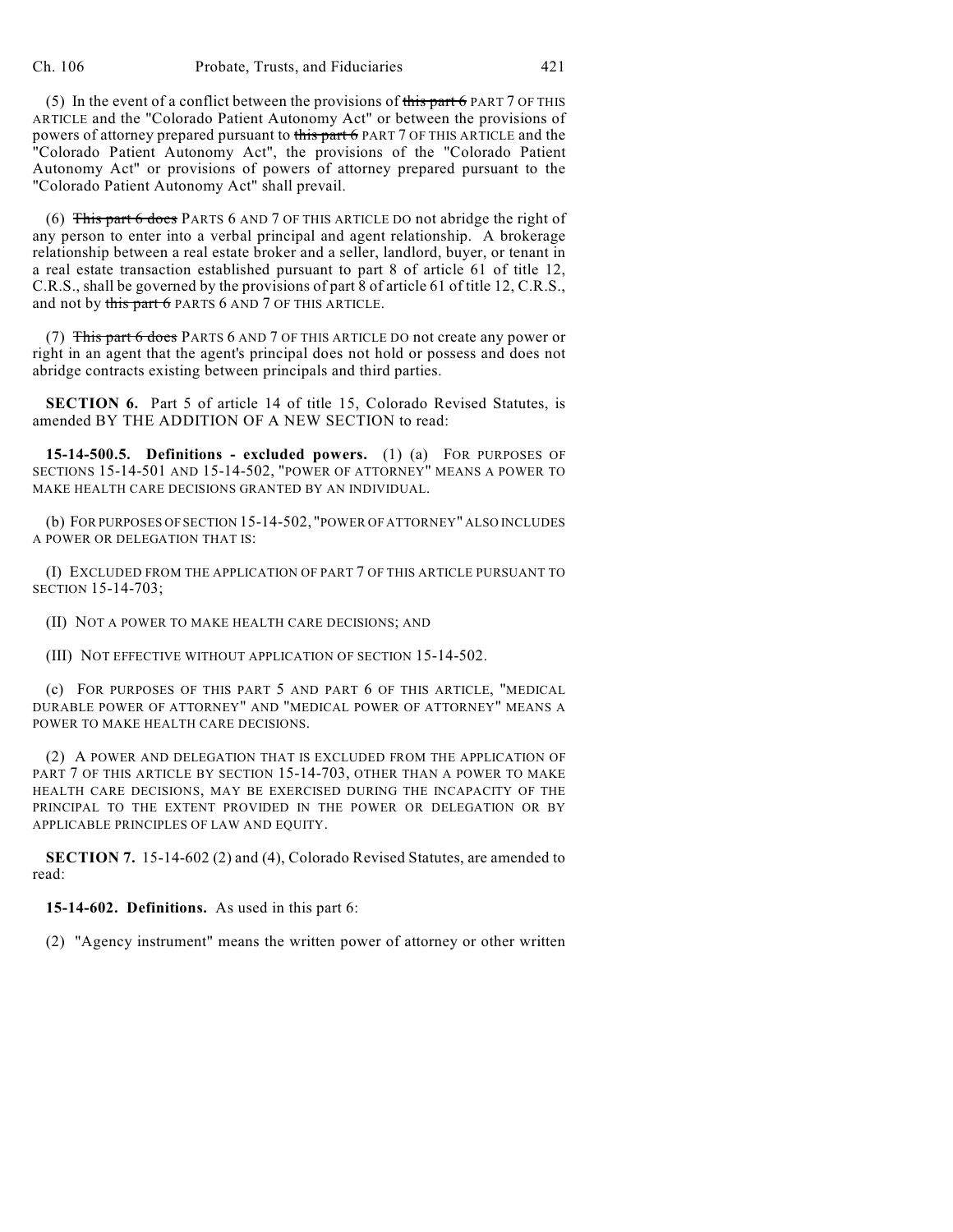(5) In the event of a conflict between the provisions of ~~this part 6~~ PART 7 OF THIS ARTICLE and the "Colorado Patient Autonomy Act" or between the provisions of powers of attorney prepared pursuant to ~~this part 6~~ PART 7 OF THIS ARTICLE and the "Colorado Patient Autonomy Act", the provisions of the "Colorado Patient Autonomy Act" or provisions of powers of attorney prepared pursuant to the "Colorado Patient Autonomy Act" shall prevail.

(6) ~~This part 6 does~~ PARTS 6 AND 7 OF THIS ARTICLE DO not abridge the right of any person to enter into a verbal principal and agent relationship. A brokerage relationship between a real estate broker and a seller, landlord, buyer, or tenant in a real estate transaction established pursuant to part 8 of article 61 of title 12, C.R.S., shall be governed by the provisions of part 8 of article 61 of title 12, C.R.S., and not by ~~this part 6~~ PARTS 6 AND 7 OF THIS ARTICLE.

(7) ~~This part 6 does~~ PARTS 6 AND 7 OF THIS ARTICLE DO not create any power or right in an agent that the agent's principal does not hold or possess and does not abridge contracts existing between principals and third parties.

**SECTION 6.** Part 5 of article 14 of title 15, Colorado Revised Statutes, is amended BY THE ADDITION OF A NEW SECTION to read:

**15-14-500.5. Definitions - excluded powers.** (1) (a) FOR PURPOSES OF SECTIONS 15-14-501 AND 15-14-502, "POWER OF ATTORNEY" MEANS A POWER TO MAKE HEALTH CARE DECISIONS GRANTED BY AN INDIVIDUAL.

(b) FOR PURPOSES OF SECTION 15-14-502, "POWER OF ATTORNEY" ALSO INCLUDES A POWER OR DELEGATION THAT IS:

(I) EXCLUDED FROM THE APPLICATION OF PART 7 OF THIS ARTICLE PURSUANT TO SECTION 15-14-703;

(II) NOT A POWER TO MAKE HEALTH CARE DECISIONS; AND

(III) NOT EFFECTIVE WITHOUT APPLICATION OF SECTION 15-14-502.

(c) FOR PURPOSES OF THIS PART 5 AND PART 6 OF THIS ARTICLE, "MEDICAL DURABLE POWER OF ATTORNEY" AND "MEDICAL POWER OF ATTORNEY" MEANS A POWER TO MAKE HEALTH CARE DECISIONS.

(2) A POWER AND DELEGATION THAT IS EXCLUDED FROM THE APPLICATION OF PART 7 OF THIS ARTICLE BY SECTION 15-14-703, OTHER THAN A POWER TO MAKE HEALTH CARE DECISIONS, MAY BE EXERCISED DURING THE INCAPACITY OF THE PRINCIPAL TO THE EXTENT PROVIDED IN THE POWER OR DELEGATION OR BY APPLICABLE PRINCIPLES OF LAW AND EQUITY.

**SECTION 7.** 15-14-602 (2) and (4), Colorado Revised Statutes, are amended to read:

**15-14-602. Definitions.** As used in this part 6:

(2) "Agency instrument" means the written power of attorney or other written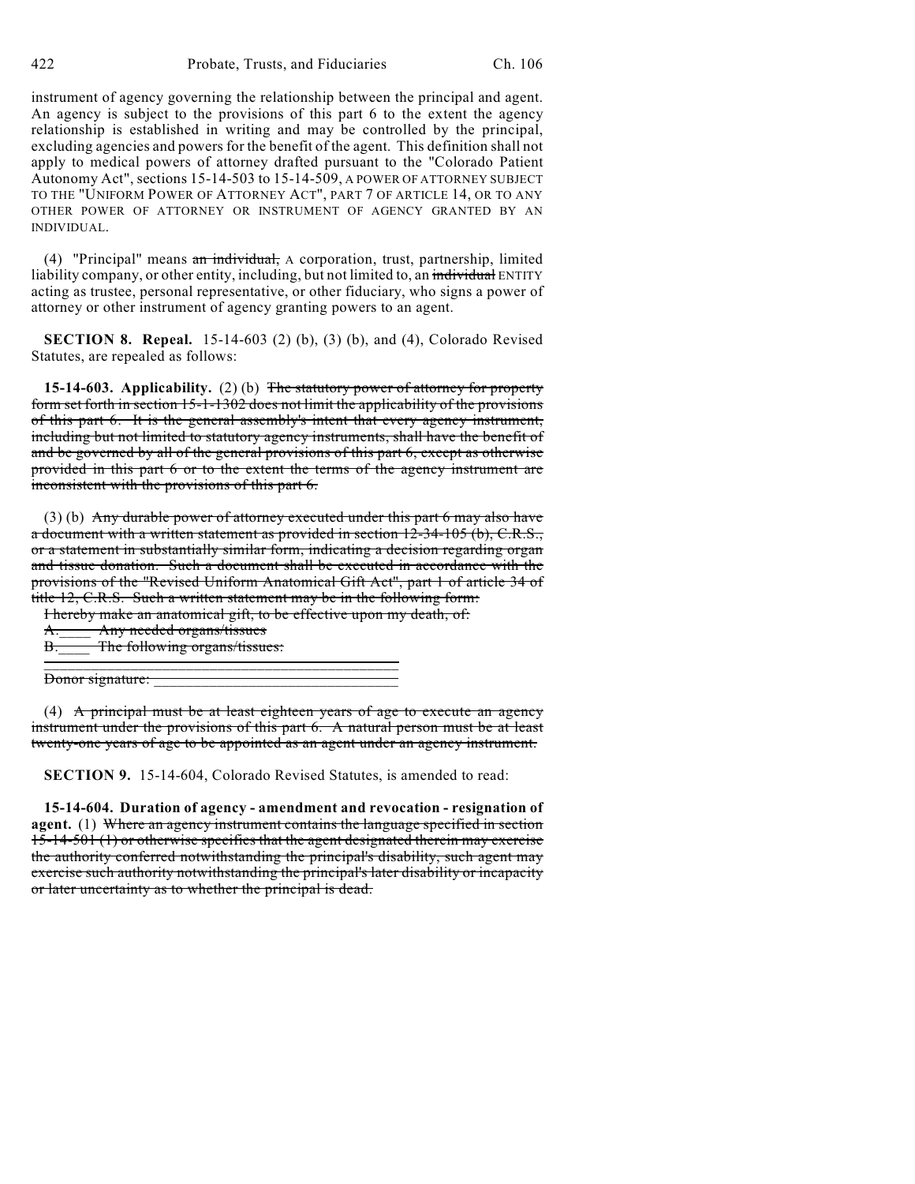instrument of agency governing the relationship between the principal and agent. An agency is subject to the provisions of this part 6 to the extent the agency relationship is established in writing and may be controlled by the principal, excluding agencies and powers for the benefit of the agent. This definition shall not apply to medical powers of attorney drafted pursuant to the "Colorado Patient Autonomy Act", sections 15-14-503 to 15-14-509, A POWER OF ATTORNEY SUBJECT TO THE "UNIFORM POWER OF ATTORNEY ACT", PART 7 OF ARTICLE 14, OR TO ANY OTHER POWER OF ATTORNEY OR INSTRUMENT OF AGENCY GRANTED BY AN INDIVIDUAL.

(4) "Principal" means ~~an individual,~~ A corporation, trust, partnership, limited liability company, or other entity, including, but not limited to, an ~~individual~~ ENTITY acting as trustee, personal representative, or other fiduciary, who signs a power of attorney or other instrument of agency granting powers to an agent.

**SECTION 8. Repeal.** 15-14-603 (2) (b), (3) (b), and (4), Colorado Revised Statutes, are repealed as follows:

**15-14-603. Applicability.** (2) (b) ~~The statutory power of attorney for property form set forth in section 15-1-1302 does not limit the applicability of the provisions of this part 6. It is the general assembly's intent that every agency instrument, including but not limited to statutory agency instruments, shall have the benefit of and be governed by all of the general provisions of this part 6, except as otherwise provided in this part 6 or to the extent the terms of the agency instrument are inconsistent with the provisions of this part 6.~~

(3) (b) ~~Any durable power of attorney executed under this part 6 may also have a document with a written statement as provided in section 12-34-105 (b), C.R.S., or a statement in substantially similar form, indicating a decision regarding organ and tissue donation. Such a document shall be executed in accordance with the provisions of the "Revised Uniform Anatomical Gift Act", part 1 of article 34 of title 12, C.R.S. Such a written statement may be in the following form:~~

~~I hereby make an anatomical gift, to be effective upon my death, of:~~

~~A.____ Any needed organs/tissues~~

~~B.____ The following organs/tissues:~~

~~_______________________________________~~

~~Donor signature: _______________________~~

(4) ~~A principal must be at least eighteen years of age to execute an agency instrument under the provisions of this part 6. A natural person must be at least twenty-one years of age to be appointed as an agent under an agency instrument.~~

**SECTION 9.** 15-14-604, Colorado Revised Statutes, is amended to read:

**15-14-604. Duration of agency - amendment and revocation - resignation of agent.** (1) ~~Where an agency instrument contains the language specified in section 15-14-501 (1) or otherwise specifies that the agent designated therein may exercise the authority conferred notwithstanding the principal's disability, such agent may exercise such authority notwithstanding the principal's later disability or incapacity or later uncertainty as to whether the principal is dead.~~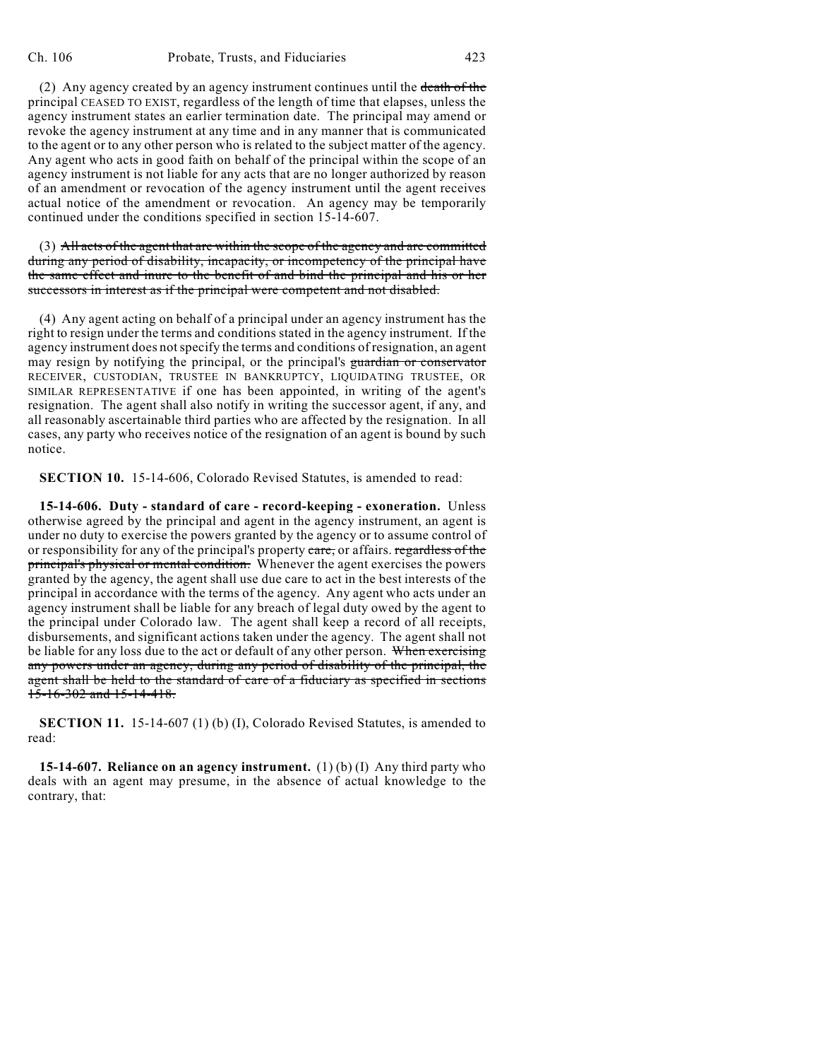(2) Any agency created by an agency instrument continues until the ~~death of the~~ principal CEASED TO EXIST, regardless of the length of time that elapses, unless the agency instrument states an earlier termination date. The principal may amend or revoke the agency instrument at any time and in any manner that is communicated to the agent or to any other person who is related to the subject matter of the agency. Any agent who acts in good faith on behalf of the principal within the scope of an agency instrument is not liable for any acts that are no longer authorized by reason of an amendment or revocation of the agency instrument until the agent receives actual notice of the amendment or revocation. An agency may be temporarily continued under the conditions specified in section 15-14-607.

(3) ~~All acts of the agent that are within the scope of the agency and are committed during any period of disability, incapacity, or incompetency of the principal have the same effect and inure to the benefit of and bind the principal and his or her successors in interest as if the principal were competent and not disabled.~~

(4) Any agent acting on behalf of a principal under an agency instrument has the right to resign under the terms and conditions stated in the agency instrument. If the agency instrument does not specify the terms and conditions of resignation, an agent may resign by notifying the principal, or the principal's ~~guardian or conservator~~ RECEIVER, CUSTODIAN, TRUSTEE IN BANKRUPTCY, LIQUIDATING TRUSTEE, OR SIMILAR REPRESENTATIVE if one has been appointed, in writing of the agent's resignation. The agent shall also notify in writing the successor agent, if any, and all reasonably ascertainable third parties who are affected by the resignation. In all cases, any party who receives notice of the resignation of an agent is bound by such notice.

**SECTION 10.** 15-14-606, Colorado Revised Statutes, is amended to read:

**15-14-606. Duty - standard of care - record-keeping - exoneration.** Unless otherwise agreed by the principal and agent in the agency instrument, an agent is under no duty to exercise the powers granted by the agency or to assume control of or responsibility for any of the principal's property ~~care,~~ or affairs. ~~regardless of the principal's physical or mental condition.~~ Whenever the agent exercises the powers granted by the agency, the agent shall use due care to act in the best interests of the principal in accordance with the terms of the agency. Any agent who acts under an agency instrument shall be liable for any breach of legal duty owed by the agent to the principal under Colorado law. The agent shall keep a record of all receipts, disbursements, and significant actions taken under the agency. The agent shall not be liable for any loss due to the act or default of any other person. ~~When exercising any powers under an agency, during any period of disability of the principal, the agent shall be held to the standard of care of a fiduciary as specified in sections 15-16-302 and 15-14-418.~~

**SECTION 11.** 15-14-607 (1) (b) (I), Colorado Revised Statutes, is amended to read:

**15-14-607. Reliance on an agency instrument.** (1) (b) (I) Any third party who deals with an agent may presume, in the absence of actual knowledge to the contrary, that: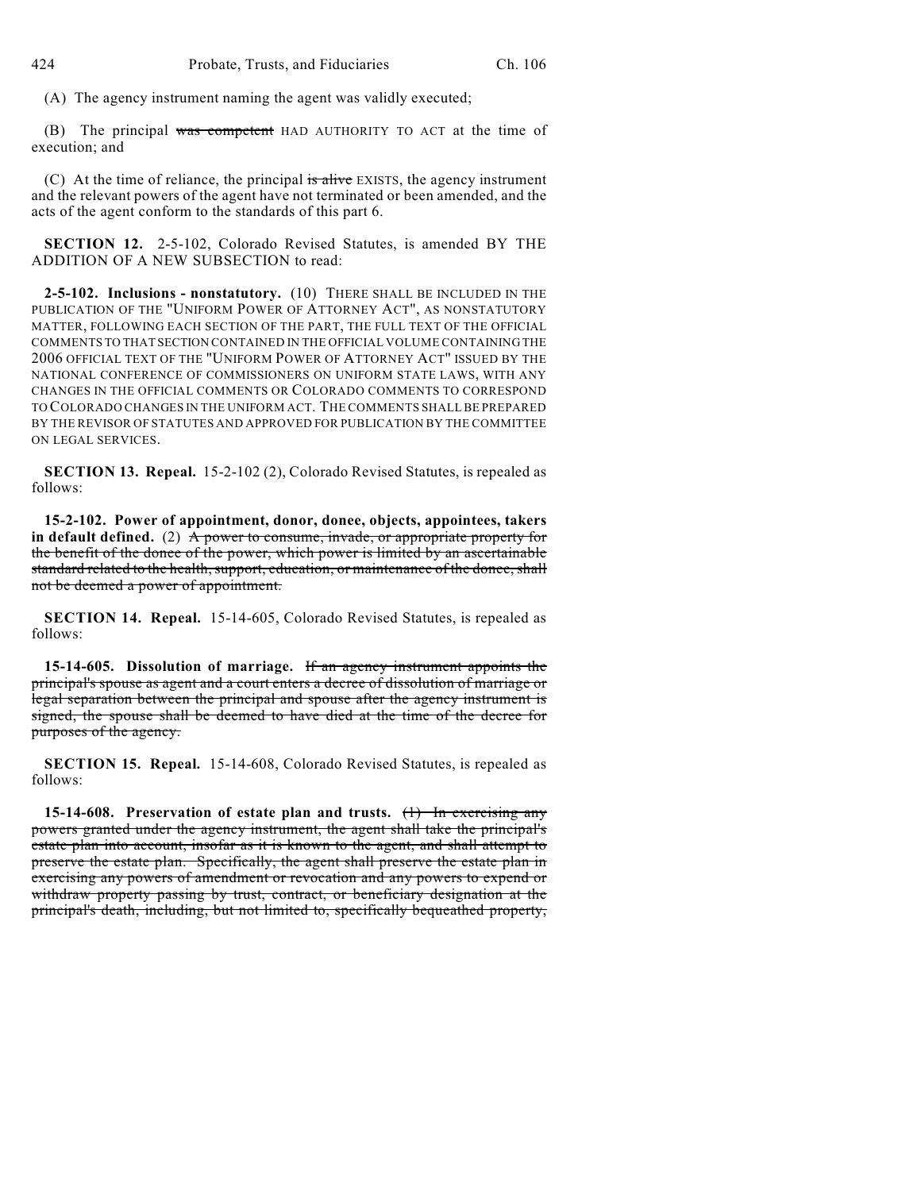(A) The agency instrument naming the agent was validly executed;

(B) The principal ~~was competent~~ HAD AUTHORITY TO ACT at the time of execution; and

(C) At the time of reliance, the principal ~~is alive~~ EXISTS, the agency instrument and the relevant powers of the agent have not terminated or been amended, and the acts of the agent conform to the standards of this part 6.

**SECTION 12.** 2-5-102, Colorado Revised Statutes, is amended BY THE ADDITION OF A NEW SUBSECTION to read:

**2-5-102. Inclusions - nonstatutory.** (10) THERE SHALL BE INCLUDED IN THE PUBLICATION OF THE "UNIFORM POWER OF ATTORNEY ACT", AS NONSTATUTORY MATTER, FOLLOWING EACH SECTION OF THE PART, THE FULL TEXT OF THE OFFICIAL COMMENTS TO THAT SECTION CONTAINED IN THE OFFICIAL VOLUME CONTAINING THE 2006 OFFICIAL TEXT OF THE "UNIFORM POWER OF ATTORNEY ACT" ISSUED BY THE NATIONAL CONFERENCE OF COMMISSIONERS ON UNIFORM STATE LAWS, WITH ANY CHANGES IN THE OFFICIAL COMMENTS OR COLORADO COMMENTS TO CORRESPOND TO COLORADO CHANGES IN THE UNIFORM ACT. THE COMMENTS SHALL BE PREPARED BY THE REVISOR OF STATUTES AND APPROVED FOR PUBLICATION BY THE COMMITTEE ON LEGAL SERVICES.

**SECTION 13. Repeal.** 15-2-102 (2), Colorado Revised Statutes, is repealed as follows:

**15-2-102. Power of appointment, donor, donee, objects, appointees, takers in default defined.** (2) ~~A power to consume, invade, or appropriate property for the benefit of the donee of the power, which power is limited by an ascertainable standard related to the health, support, education, or maintenance of the donee, shall not be deemed a power of appointment.~~

**SECTION 14. Repeal.** 15-14-605, Colorado Revised Statutes, is repealed as follows:

**15-14-605. Dissolution of marriage.** ~~If an agency instrument appoints the principal's spouse as agent and a court enters a decree of dissolution of marriage or legal separation between the principal and spouse after the agency instrument is signed, the spouse shall be deemed to have died at the time of the decree for purposes of the agency.~~

**SECTION 15. Repeal.** 15-14-608, Colorado Revised Statutes, is repealed as follows:

**15-14-608. Preservation of estate plan and trusts.** ~~(1) In exercising any powers granted under the agency instrument, the agent shall take the principal's estate plan into account, insofar as it is known to the agent, and shall attempt to preserve the estate plan. Specifically, the agent shall preserve the estate plan in exercising any powers of amendment or revocation and any powers to expend or withdraw property passing by trust, contract, or beneficiary designation at the principal's death, including, but not limited to, specifically bequeathed property,~~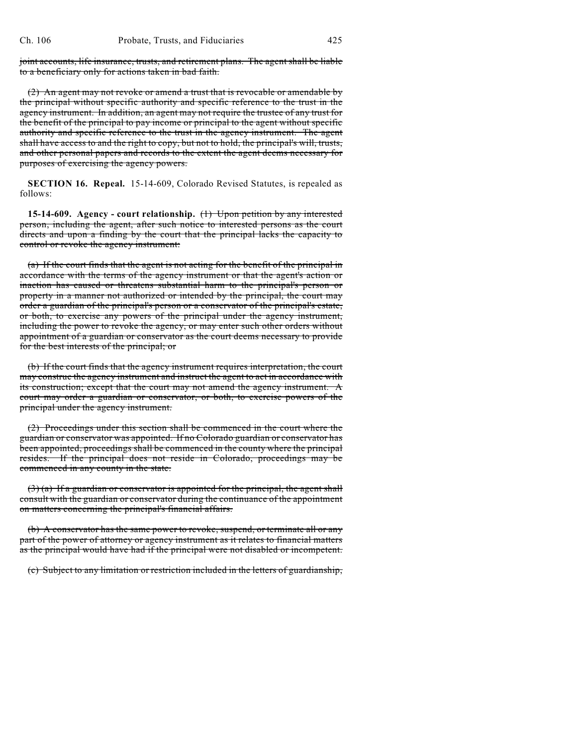joint accounts, life insurance, trusts, and retirement plans. The agent shall be liable to a beneficiary only for actions taken in bad faith.

(2) An agent may not revoke or amend a trust that is revocable or amendable by the principal without specific authority and specific reference to the trust in the agency instrument. In addition, an agent may not require the trustee of any trust for the benefit of the principal to pay income or principal to the agent without specific authority and specific reference to the trust in the agency instrument. The agent shall have access to and the right to copy, but not to hold, the principal's will, trusts, and other personal papers and records to the extent the agent deems necessary for purposes of exercising the agency powers.

**SECTION 16. Repeal.** 15-14-609, Colorado Revised Statutes, is repealed as follows:

**15-14-609. Agency - court relationship.** (1) Upon petition by any interested person, including the agent, after such notice to interested persons as the court directs and upon a finding by the court that the principal lacks the capacity to control or revoke the agency instrument:

(a) If the court finds that the agent is not acting for the benefit of the principal in accordance with the terms of the agency instrument or that the agent's action or inaction has caused or threatens substantial harm to the principal's person or property in a manner not authorized or intended by the principal, the court may order a guardian of the principal's person or a conservator of the principal's estate, or both, to exercise any powers of the principal under the agency instrument, including the power to revoke the agency, or may enter such other orders without appointment of a guardian or conservator as the court deems necessary to provide for the best interests of the principal; or

(b) If the court finds that the agency instrument requires interpretation, the court may construe the agency instrument and instruct the agent to act in accordance with its construction; except that the court may not amend the agency instrument. A court may order a guardian or conservator, or both, to exercise powers of the principal under the agency instrument.

(2) Proceedings under this section shall be commenced in the court where the guardian or conservator was appointed. If no Colorado guardian or conservator has been appointed, proceedings shall be commenced in the county where the principal resides. If the principal does not reside in Colorado, proceedings may be commenced in any county in the state.

(3) (a) If a guardian or conservator is appointed for the principal, the agent shall consult with the guardian or conservator during the continuance of the appointment on matters concerning the principal's financial affairs.

(b) A conservator has the same power to revoke, suspend, or terminate all or any part of the power of attorney or agency instrument as it relates to financial matters as the principal would have had if the principal were not disabled or incompetent.

(c) Subject to any limitation or restriction included in the letters of guardianship,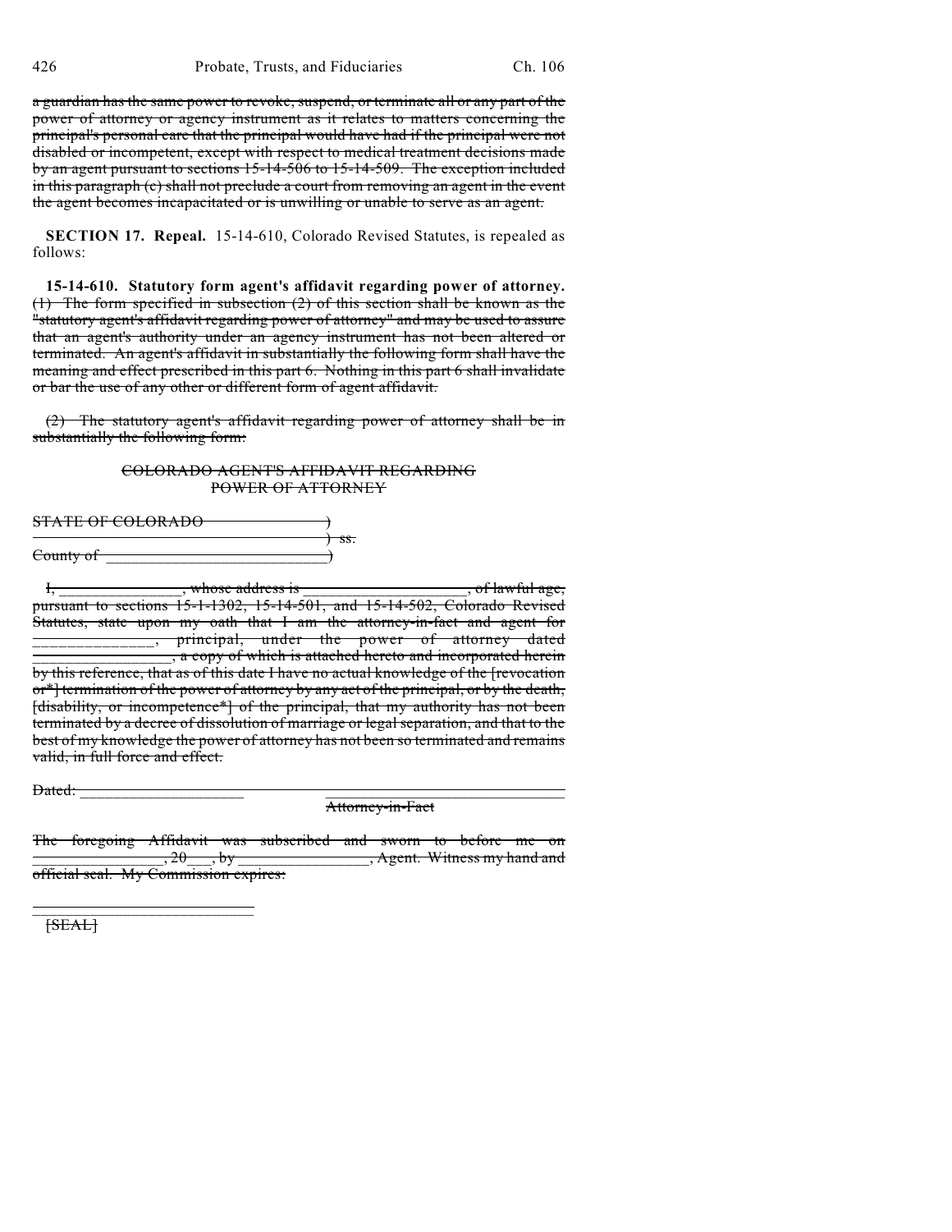~~a guardian has the same power to revoke, suspend, or terminate all or any part of the power of attorney or agency instrument as it relates to matters concerning the principal's personal care that the principal would have had if the principal were not disabled or incompetent, except with respect to medical treatment decisions made by an agent pursuant to sections 15-14-506 to 15-14-509. The exception included in this paragraph (c) shall not preclude a court from removing an agent in the event the agent becomes incapacitated or is unwilling or unable to serve as an agent.~~

**SECTION 17. Repeal.** 15-14-610, Colorado Revised Statutes, is repealed as follows:

**15-14-610. Statutory form agent's affidavit regarding power of attorney.** ~~(1) The form specified in subsection (2) of this section shall be known as the "statutory agent's affidavit regarding power of attorney" and may be used to assure that an agent's authority under an agency instrument has not been altered or terminated. An agent's affidavit in substantially the following form shall have the meaning and effect prescribed in this part 6. Nothing in this part 6 shall invalidate or bar the use of any other or different form of agent affidavit.~~

~~(2) The statutory agent's affidavit regarding power of attorney shall be in substantially the following form:~~

~~COLORADO AGENT'S AFFIDAVIT REGARDING POWER OF ATTORNEY~~

~~STATE OF COLORADO )~~
~~) ss.~~
~~County of ____________________________)~~

~~I, ________________, whose address is _____________________, of lawful age, pursuant to sections 15-1-1302, 15-14-501, and 15-14-502, Colorado Revised Statutes, state upon my oath that I am the attorney-in-fact and agent for _______________, principal, under the power of attorney dated __________________, a copy of which is attached hereto and incorporated herein by this reference, that as of this date I have no actual knowledge of the [revocation or*] termination of the power of attorney by any act of the principal, or by the death, [disability, or incompetence*] of the principal, that my authority has not been terminated by a decree of dissolution of marriage or legal separation, and that to the best of my knowledge the power of attorney has not been so terminated and remains valid, in full force and effect.~~

~~Dated: _____________________ _________________________________~~
~~Attorney-in-Fact~~

~~The foregoing Affidavit was subscribed and sworn to before me on _________________, 20___, by _________________, Agent. Witness my hand and official seal. My Commission expires:~~

~~____________________________~~
~~[SEAL]~~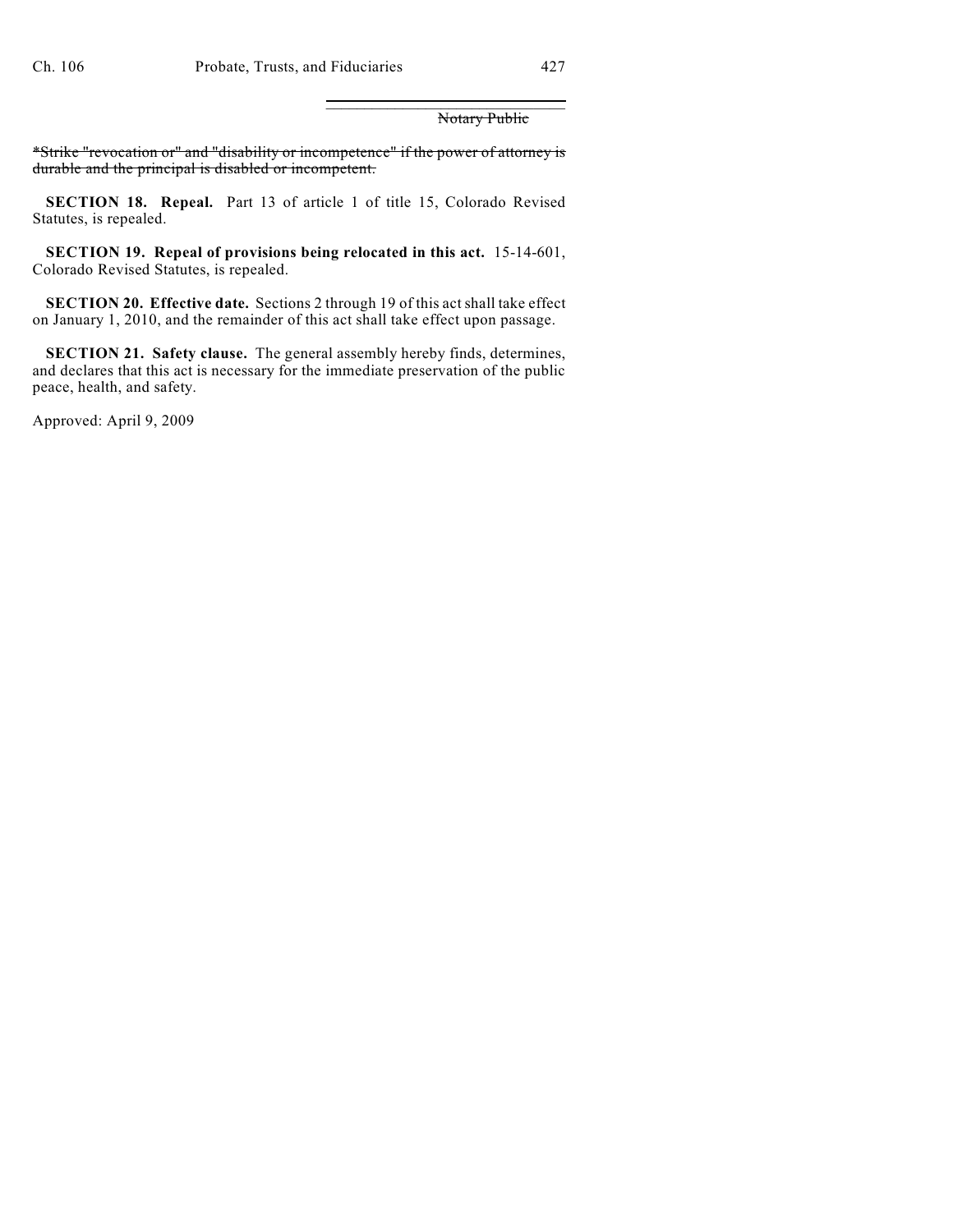\_\_\_\_\_\_\_\_\_\_\_\_\_\_\_\_\_\_\_\_\_\_\_\_\_\_\_\_\_\_

~~Notary Public~~

~~*Strike "revocation or" and "disability or incompetence" if the power of attorney is durable and the principal is disabled or incompetent.~~

**SECTION 18. Repeal.** Part 13 of article 1 of title 15, Colorado Revised Statutes, is repealed.

**SECTION 19. Repeal of provisions being relocated in this act.** 15-14-601, Colorado Revised Statutes, is repealed.

**SECTION 20. Effective date.** Sections 2 through 19 of this act shall take effect on January 1, 2010, and the remainder of this act shall take effect upon passage.

**SECTION 21. Safety clause.** The general assembly hereby finds, determines, and declares that this act is necessary for the immediate preservation of the public peace, health, and safety.

Approved: April 9, 2009